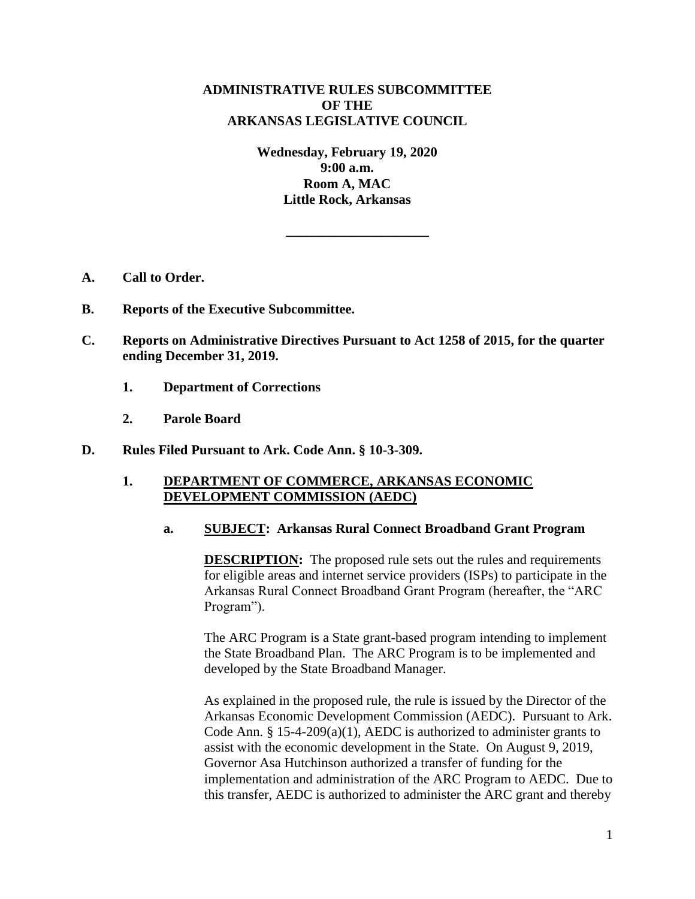**ADMINISTRATIVE RULES SUBCOMMITTEE**
**OF THE**
**ARKANSAS LEGISLATIVE COUNCIL**

**Wednesday, February 19, 2020**
**9:00 a.m.**
**Room A, MAC**
**Little Rock, Arkansas**

---

**A. Call to Order.**

**B. Reports of the Executive Subcommittee.**

**C. Reports on Administrative Directives Pursuant to Act 1258 of 2015, for the quarter ending December 31, 2019.**

**1. Department of Corrections**

**2. Parole Board**

**D. Rules Filed Pursuant to Ark. Code Ann. § 10-3-309.**

**1. <u>DEPARTMENT OF COMMERCE, ARKANSAS ECONOMIC DEVELOPMENT COMMISSION (AEDC)</u>**

**a. <u>SUBJECT</u>: Arkansas Rural Connect Broadband Grant Program**

**<u>DESCRIPTION</u>:** The proposed rule sets out the rules and requirements for eligible areas and internet service providers (ISPs) to participate in the Arkansas Rural Connect Broadband Grant Program (hereafter, the "ARC Program").

The ARC Program is a State grant-based program intending to implement the State Broadband Plan. The ARC Program is to be implemented and developed by the State Broadband Manager.

As explained in the proposed rule, the rule is issued by the Director of the Arkansas Economic Development Commission (AEDC). Pursuant to Ark. Code Ann. § 15-4-209(a)(1), AEDC is authorized to administer grants to assist with the economic development in the State. On August 9, 2019, Governor Asa Hutchinson authorized a transfer of funding for the implementation and administration of the ARC Program to AEDC. Due to this transfer, AEDC is authorized to administer the ARC grant and thereby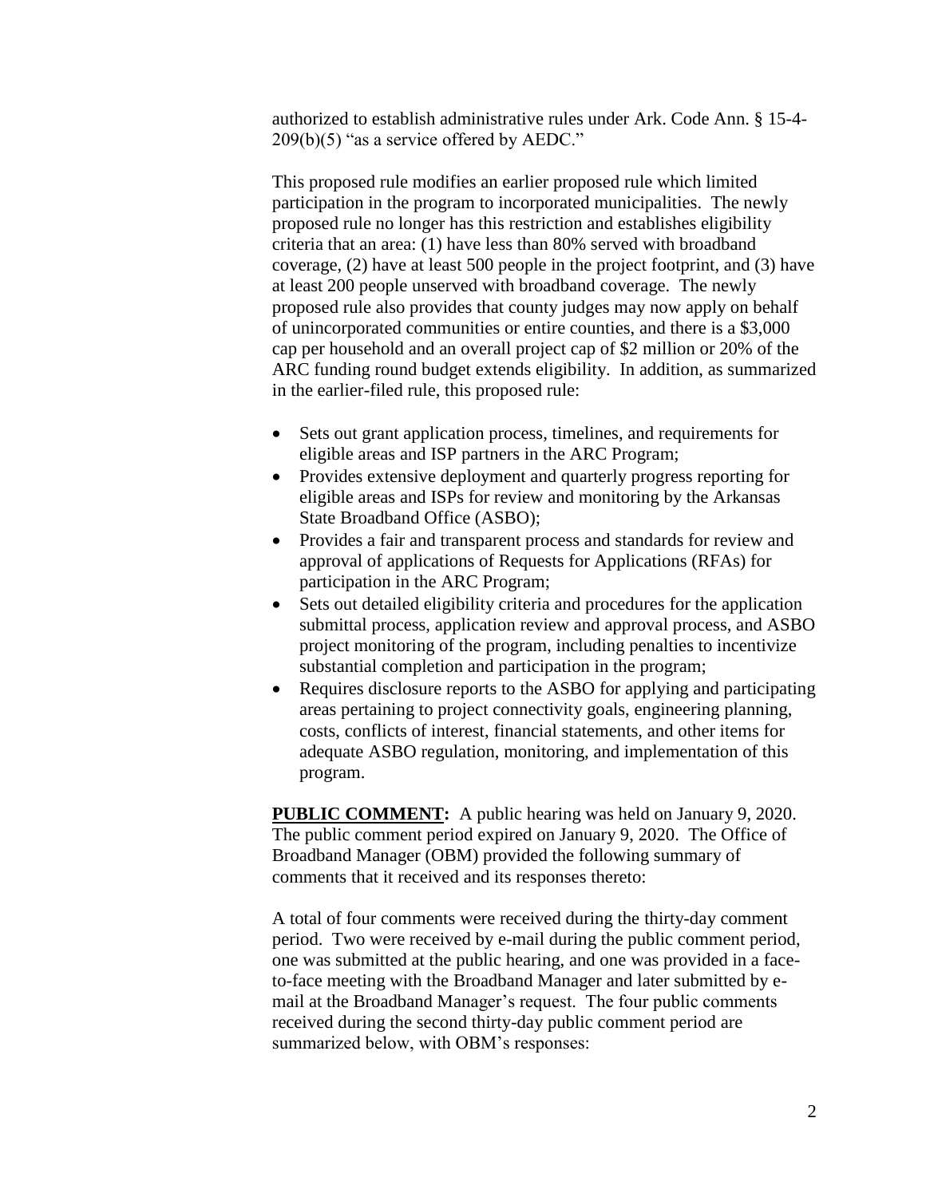authorized to establish administrative rules under Ark. Code Ann. § 15-4-209(b)(5) "as a service offered by AEDC."

This proposed rule modifies an earlier proposed rule which limited participation in the program to incorporated municipalities. The newly proposed rule no longer has this restriction and establishes eligibility criteria that an area: (1) have less than 80% served with broadband coverage, (2) have at least 500 people in the project footprint, and (3) have at least 200 people unserved with broadband coverage. The newly proposed rule also provides that county judges may now apply on behalf of unincorporated communities or entire counties, and there is a $3,000 cap per household and an overall project cap of $2 million or 20% of the ARC funding round budget extends eligibility. In addition, as summarized in the earlier-filed rule, this proposed rule:

- Sets out grant application process, timelines, and requirements for eligible areas and ISP partners in the ARC Program;
- Provides extensive deployment and quarterly progress reporting for eligible areas and ISPs for review and monitoring by the Arkansas State Broadband Office (ASBO);
- Provides a fair and transparent process and standards for review and approval of applications of Requests for Applications (RFAs) for participation in the ARC Program;
- Sets out detailed eligibility criteria and procedures for the application submittal process, application review and approval process, and ASBO project monitoring of the program, including penalties to incentivize substantial completion and participation in the program;
- Requires disclosure reports to the ASBO for applying and participating areas pertaining to project connectivity goals, engineering planning, costs, conflicts of interest, financial statements, and other items for adequate ASBO regulation, monitoring, and implementation of this program.

**PUBLIC COMMENT:** A public hearing was held on January 9, 2020. The public comment period expired on January 9, 2020. The Office of Broadband Manager (OBM) provided the following summary of comments that it received and its responses thereto:

A total of four comments were received during the thirty-day comment period. Two were received by e-mail during the public comment period, one was submitted at the public hearing, and one was provided in a face-to-face meeting with the Broadband Manager and later submitted by e-mail at the Broadband Manager's request. The four public comments received during the second thirty-day public comment period are summarized below, with OBM's responses: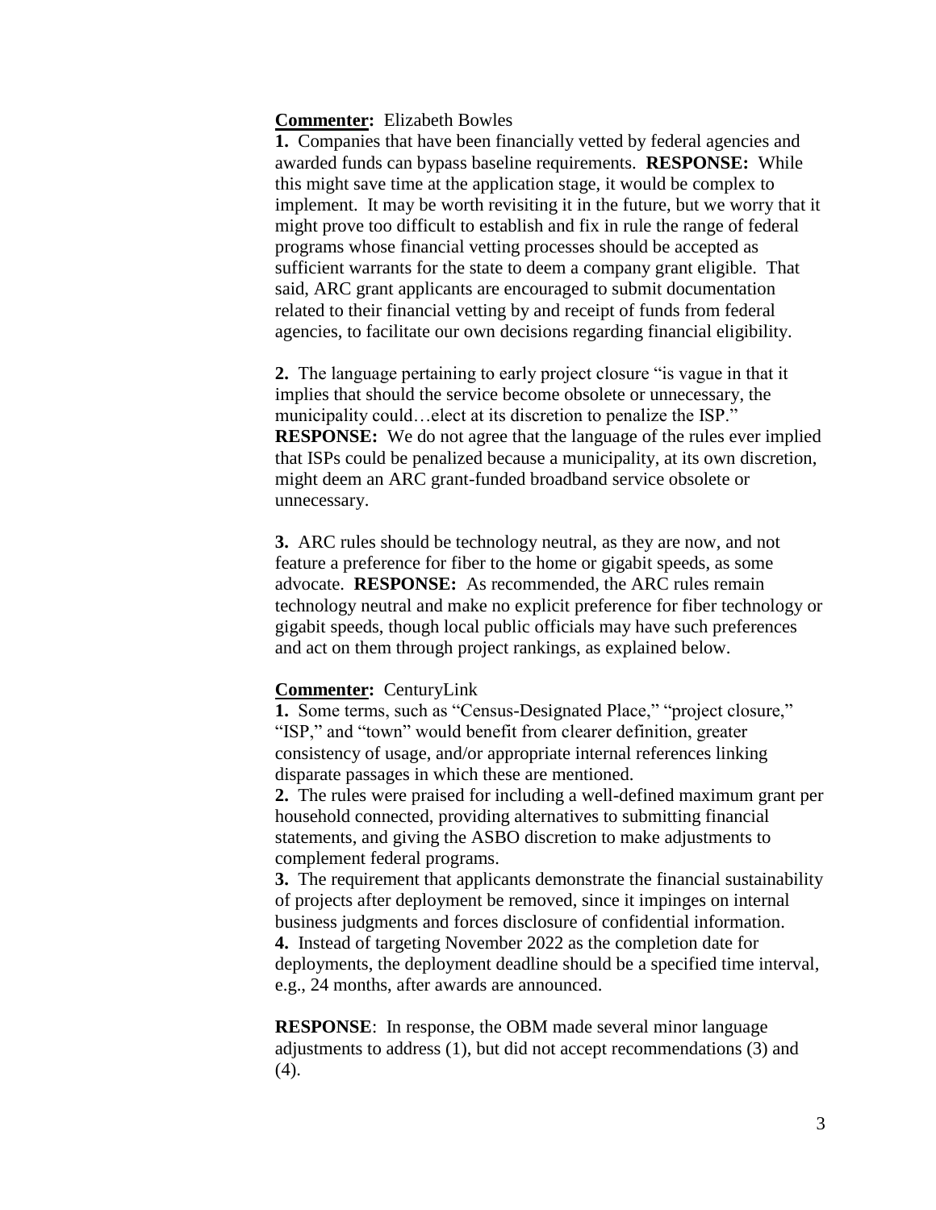**Commenter:** Elizabeth Bowles

**1.** Companies that have been financially vetted by federal agencies and awarded funds can bypass baseline requirements. **RESPONSE:** While this might save time at the application stage, it would be complex to implement. It may be worth revisiting it in the future, but we worry that it might prove too difficult to establish and fix in rule the range of federal programs whose financial vetting processes should be accepted as sufficient warrants for the state to deem a company grant eligible. That said, ARC grant applicants are encouraged to submit documentation related to their financial vetting by and receipt of funds from federal agencies, to facilitate our own decisions regarding financial eligibility.

**2.** The language pertaining to early project closure "is vague in that it implies that should the service become obsolete or unnecessary, the municipality could…elect at its discretion to penalize the ISP." **RESPONSE:** We do not agree that the language of the rules ever implied that ISPs could be penalized because a municipality, at its own discretion, might deem an ARC grant-funded broadband service obsolete or unnecessary.

**3.** ARC rules should be technology neutral, as they are now, and not feature a preference for fiber to the home or gigabit speeds, as some advocate. **RESPONSE:** As recommended, the ARC rules remain technology neutral and make no explicit preference for fiber technology or gigabit speeds, though local public officials may have such preferences and act on them through project rankings, as explained below.

**Commenter:** CenturyLink

**1.** Some terms, such as "Census-Designated Place," "project closure," "ISP," and "town" would benefit from clearer definition, greater consistency of usage, and/or appropriate internal references linking disparate passages in which these are mentioned.

**2.** The rules were praised for including a well-defined maximum grant per household connected, providing alternatives to submitting financial statements, and giving the ASBO discretion to make adjustments to complement federal programs.

**3.** The requirement that applicants demonstrate the financial sustainability of projects after deployment be removed, since it impinges on internal business judgments and forces disclosure of confidential information.

**4.** Instead of targeting November 2022 as the completion date for deployments, the deployment deadline should be a specified time interval, e.g., 24 months, after awards are announced.

**RESPONSE**: In response, the OBM made several minor language adjustments to address (1), but did not accept recommendations (3) and (4).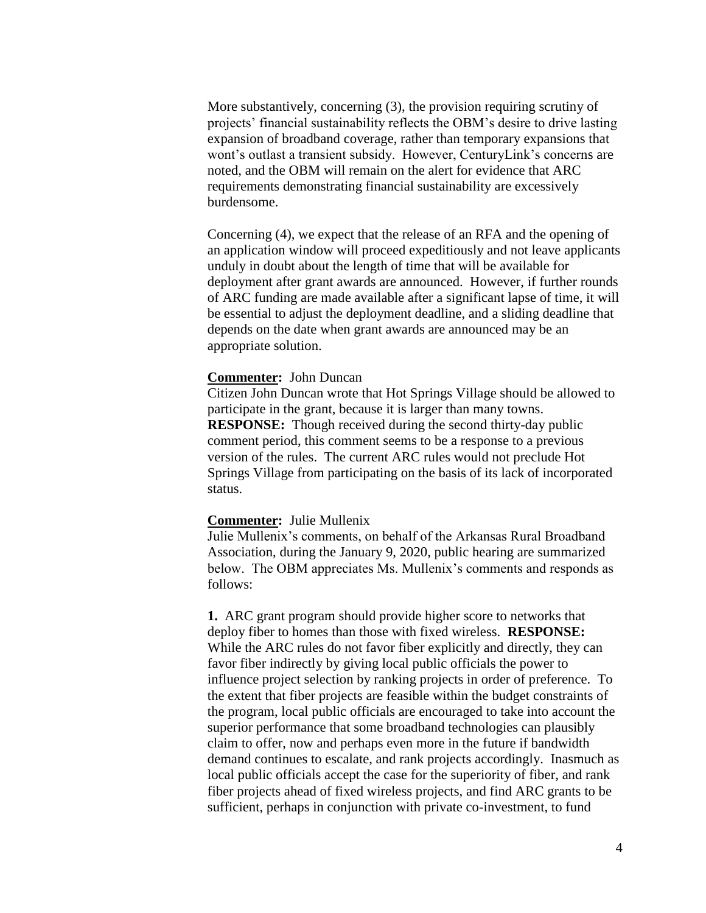More substantively, concerning (3), the provision requiring scrutiny of projects' financial sustainability reflects the OBM's desire to drive lasting expansion of broadband coverage, rather than temporary expansions that wont's outlast a transient subsidy. However, CenturyLink's concerns are noted, and the OBM will remain on the alert for evidence that ARC requirements demonstrating financial sustainability are excessively burdensome.

Concerning (4), we expect that the release of an RFA and the opening of an application window will proceed expeditiously and not leave applicants unduly in doubt about the length of time that will be available for deployment after grant awards are announced. However, if further rounds of ARC funding are made available after a significant lapse of time, it will be essential to adjust the deployment deadline, and a sliding deadline that depends on the date when grant awards are announced may be an appropriate solution.

**Commenter:** John Duncan
Citizen John Duncan wrote that Hot Springs Village should be allowed to participate in the grant, because it is larger than many towns.
**RESPONSE:** Though received during the second thirty-day public comment period, this comment seems to be a response to a previous version of the rules. The current ARC rules would not preclude Hot Springs Village from participating on the basis of its lack of incorporated status.

**Commenter:** Julie Mullenix
Julie Mullenix's comments, on behalf of the Arkansas Rural Broadband Association, during the January 9, 2020, public hearing are summarized below. The OBM appreciates Ms. Mullenix's comments and responds as follows:

**1.** ARC grant program should provide higher score to networks that deploy fiber to homes than those with fixed wireless. **RESPONSE:** While the ARC rules do not favor fiber explicitly and directly, they can favor fiber indirectly by giving local public officials the power to influence project selection by ranking projects in order of preference. To the extent that fiber projects are feasible within the budget constraints of the program, local public officials are encouraged to take into account the superior performance that some broadband technologies can plausibly claim to offer, now and perhaps even more in the future if bandwidth demand continues to escalate, and rank projects accordingly. Inasmuch as local public officials accept the case for the superiority of fiber, and rank fiber projects ahead of fixed wireless projects, and find ARC grants to be sufficient, perhaps in conjunction with private co-investment, to fund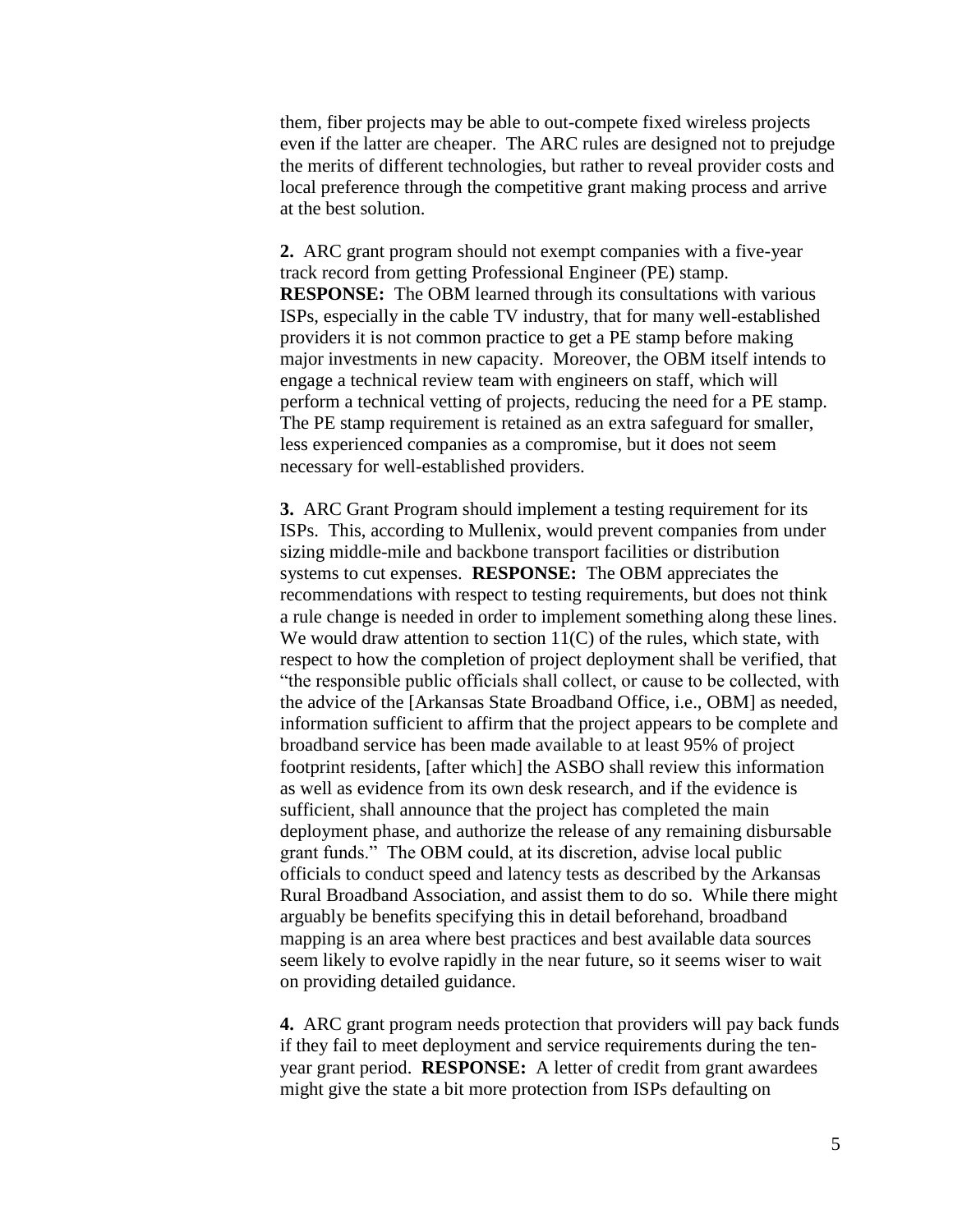them, fiber projects may be able to out-compete fixed wireless projects even if the latter are cheaper. The ARC rules are designed not to prejudge the merits of different technologies, but rather to reveal provider costs and local preference through the competitive grant making process and arrive at the best solution.

**2.** ARC grant program should not exempt companies with a five-year track record from getting Professional Engineer (PE) stamp. **RESPONSE:** The OBM learned through its consultations with various ISPs, especially in the cable TV industry, that for many well-established providers it is not common practice to get a PE stamp before making major investments in new capacity. Moreover, the OBM itself intends to engage a technical review team with engineers on staff, which will perform a technical vetting of projects, reducing the need for a PE stamp. The PE stamp requirement is retained as an extra safeguard for smaller, less experienced companies as a compromise, but it does not seem necessary for well-established providers.

**3.** ARC Grant Program should implement a testing requirement for its ISPs. This, according to Mullenix, would prevent companies from under sizing middle-mile and backbone transport facilities or distribution systems to cut expenses. **RESPONSE:** The OBM appreciates the recommendations with respect to testing requirements, but does not think a rule change is needed in order to implement something along these lines. We would draw attention to section 11(C) of the rules, which state, with respect to how the completion of project deployment shall be verified, that "the responsible public officials shall collect, or cause to be collected, with the advice of the [Arkansas State Broadband Office, i.e., OBM] as needed, information sufficient to affirm that the project appears to be complete and broadband service has been made available to at least 95% of project footprint residents, [after which] the ASBO shall review this information as well as evidence from its own desk research, and if the evidence is sufficient, shall announce that the project has completed the main deployment phase, and authorize the release of any remaining disbursable grant funds." The OBM could, at its discretion, advise local public officials to conduct speed and latency tests as described by the Arkansas Rural Broadband Association, and assist them to do so. While there might arguably be benefits specifying this in detail beforehand, broadband mapping is an area where best practices and best available data sources seem likely to evolve rapidly in the near future, so it seems wiser to wait on providing detailed guidance.

**4.** ARC grant program needs protection that providers will pay back funds if they fail to meet deployment and service requirements during the ten-year grant period. **RESPONSE:** A letter of credit from grant awardees might give the state a bit more protection from ISPs defaulting on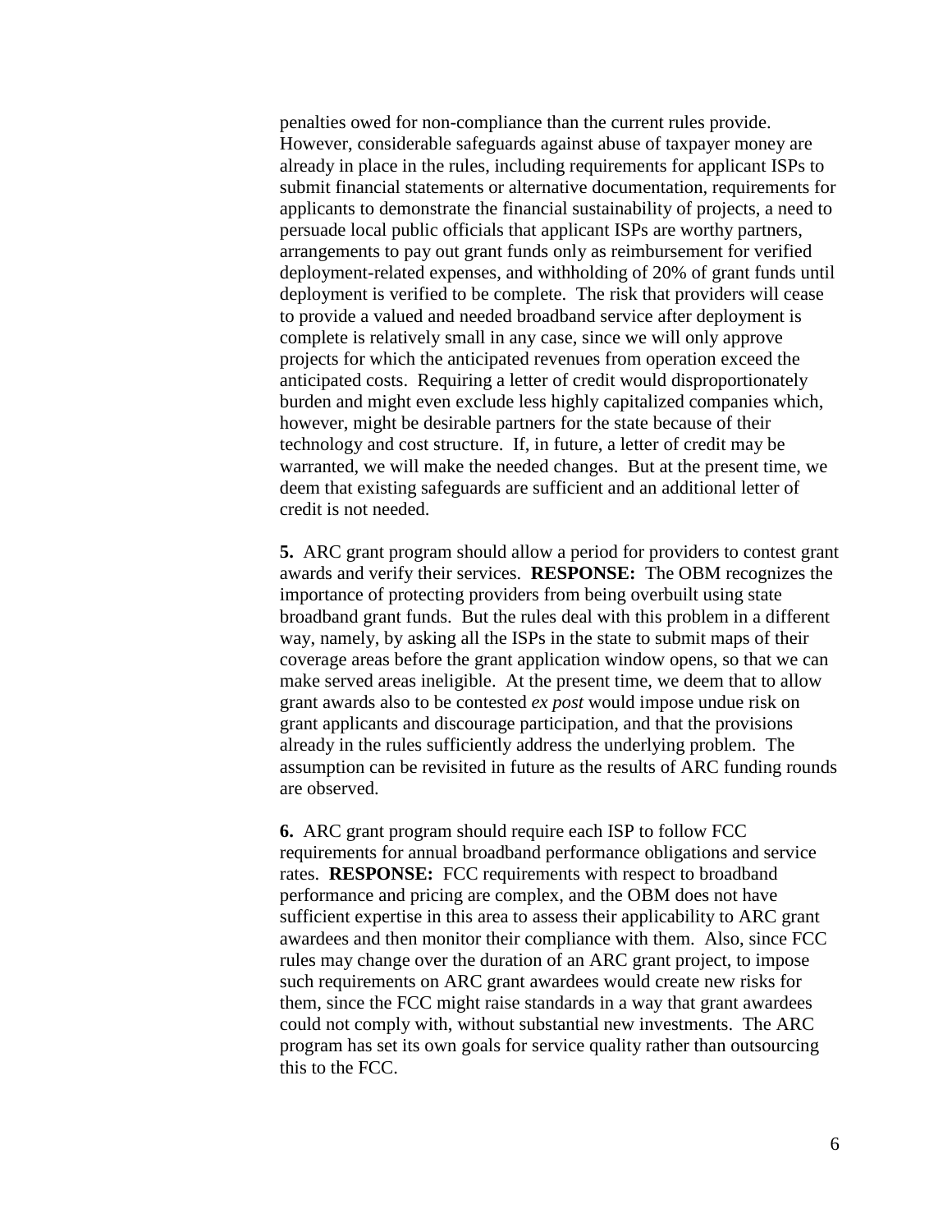penalties owed for non-compliance than the current rules provide. However, considerable safeguards against abuse of taxpayer money are already in place in the rules, including requirements for applicant ISPs to submit financial statements or alternative documentation, requirements for applicants to demonstrate the financial sustainability of projects, a need to persuade local public officials that applicant ISPs are worthy partners, arrangements to pay out grant funds only as reimbursement for verified deployment-related expenses, and withholding of 20% of grant funds until deployment is verified to be complete. The risk that providers will cease to provide a valued and needed broadband service after deployment is complete is relatively small in any case, since we will only approve projects for which the anticipated revenues from operation exceed the anticipated costs. Requiring a letter of credit would disproportionately burden and might even exclude less highly capitalized companies which, however, might be desirable partners for the state because of their technology and cost structure. If, in future, a letter of credit may be warranted, we will make the needed changes. But at the present time, we deem that existing safeguards are sufficient and an additional letter of credit is not needed.

**5.** ARC grant program should allow a period for providers to contest grant awards and verify their services. **RESPONSE:** The OBM recognizes the importance of protecting providers from being overbuilt using state broadband grant funds. But the rules deal with this problem in a different way, namely, by asking all the ISPs in the state to submit maps of their coverage areas before the grant application window opens, so that we can make served areas ineligible. At the present time, we deem that to allow grant awards also to be contested *ex post* would impose undue risk on grant applicants and discourage participation, and that the provisions already in the rules sufficiently address the underlying problem. The assumption can be revisited in future as the results of ARC funding rounds are observed.

**6.** ARC grant program should require each ISP to follow FCC requirements for annual broadband performance obligations and service rates. **RESPONSE:** FCC requirements with respect to broadband performance and pricing are complex, and the OBM does not have sufficient expertise in this area to assess their applicability to ARC grant awardees and then monitor their compliance with them. Also, since FCC rules may change over the duration of an ARC grant project, to impose such requirements on ARC grant awardees would create new risks for them, since the FCC might raise standards in a way that grant awardees could not comply with, without substantial new investments. The ARC program has set its own goals for service quality rather than outsourcing this to the FCC.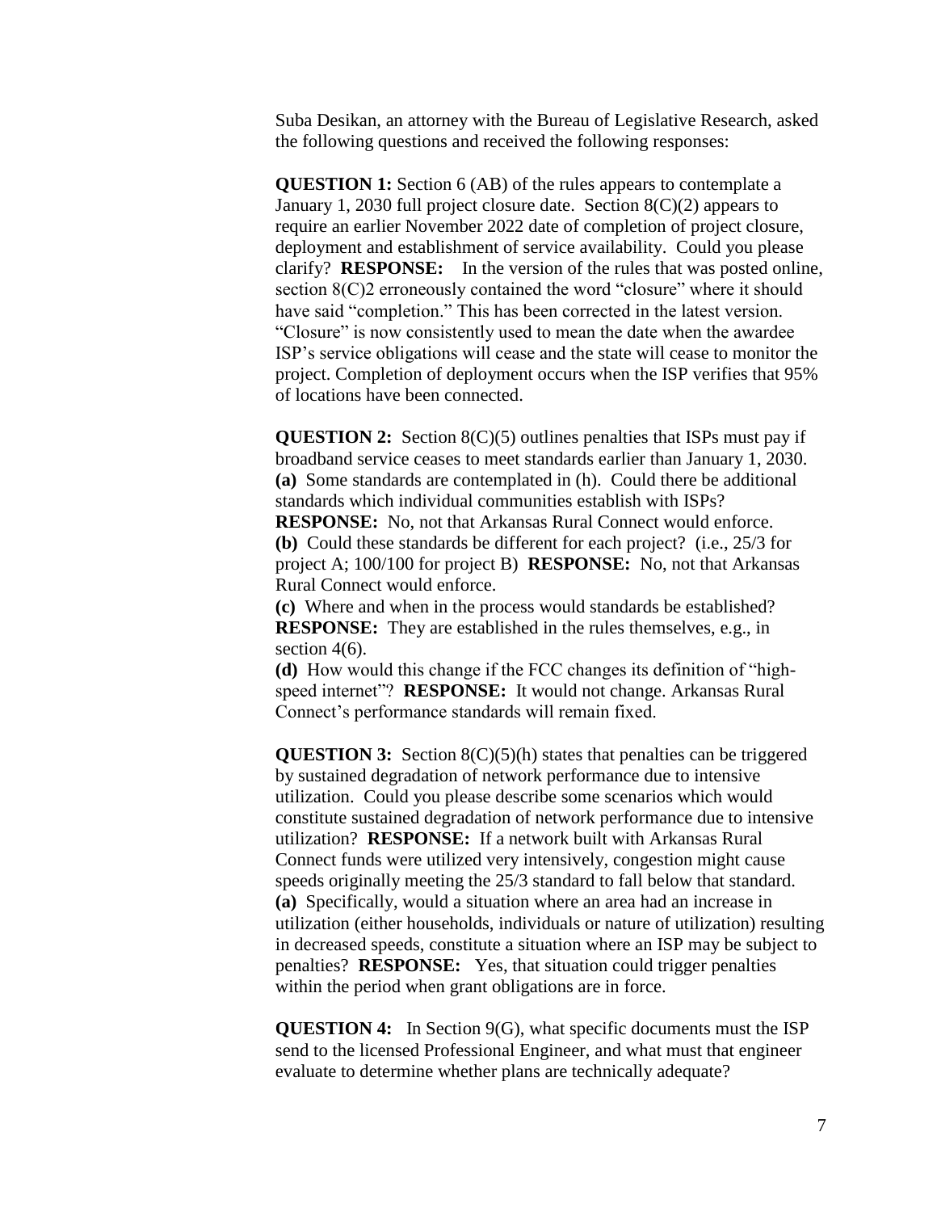Suba Desikan, an attorney with the Bureau of Legislative Research, asked the following questions and received the following responses:

**QUESTION 1:** Section 6 (AB) of the rules appears to contemplate a January 1, 2030 full project closure date. Section 8(C)(2) appears to require an earlier November 2022 date of completion of project closure, deployment and establishment of service availability. Could you please clarify? **RESPONSE:** In the version of the rules that was posted online, section 8(C)2 erroneously contained the word "closure" where it should have said "completion." This has been corrected in the latest version. "Closure" is now consistently used to mean the date when the awardee ISP's service obligations will cease and the state will cease to monitor the project. Completion of deployment occurs when the ISP verifies that 95% of locations have been connected.

**QUESTION 2:** Section 8(C)(5) outlines penalties that ISPs must pay if broadband service ceases to meet standards earlier than January 1, 2030. **(a)** Some standards are contemplated in (h). Could there be additional standards which individual communities establish with ISPs? **RESPONSE:** No, not that Arkansas Rural Connect would enforce. **(b)** Could these standards be different for each project? (i.e., 25/3 for project A; 100/100 for project B) **RESPONSE:** No, not that Arkansas Rural Connect would enforce.
**(c)** Where and when in the process would standards be established? **RESPONSE:** They are established in the rules themselves, e.g., in section 4(6).
**(d)** How would this change if the FCC changes its definition of "high-speed internet"? **RESPONSE:** It would not change. Arkansas Rural Connect's performance standards will remain fixed.

**QUESTION 3:** Section 8(C)(5)(h) states that penalties can be triggered by sustained degradation of network performance due to intensive utilization. Could you please describe some scenarios which would constitute sustained degradation of network performance due to intensive utilization? **RESPONSE:** If a network built with Arkansas Rural Connect funds were utilized very intensively, congestion might cause speeds originally meeting the 25/3 standard to fall below that standard. **(a)** Specifically, would a situation where an area had an increase in utilization (either households, individuals or nature of utilization) resulting in decreased speeds, constitute a situation where an ISP may be subject to penalties? **RESPONSE:** Yes, that situation could trigger penalties within the period when grant obligations are in force.

**QUESTION 4:** In Section 9(G), what specific documents must the ISP send to the licensed Professional Engineer, and what must that engineer evaluate to determine whether plans are technically adequate?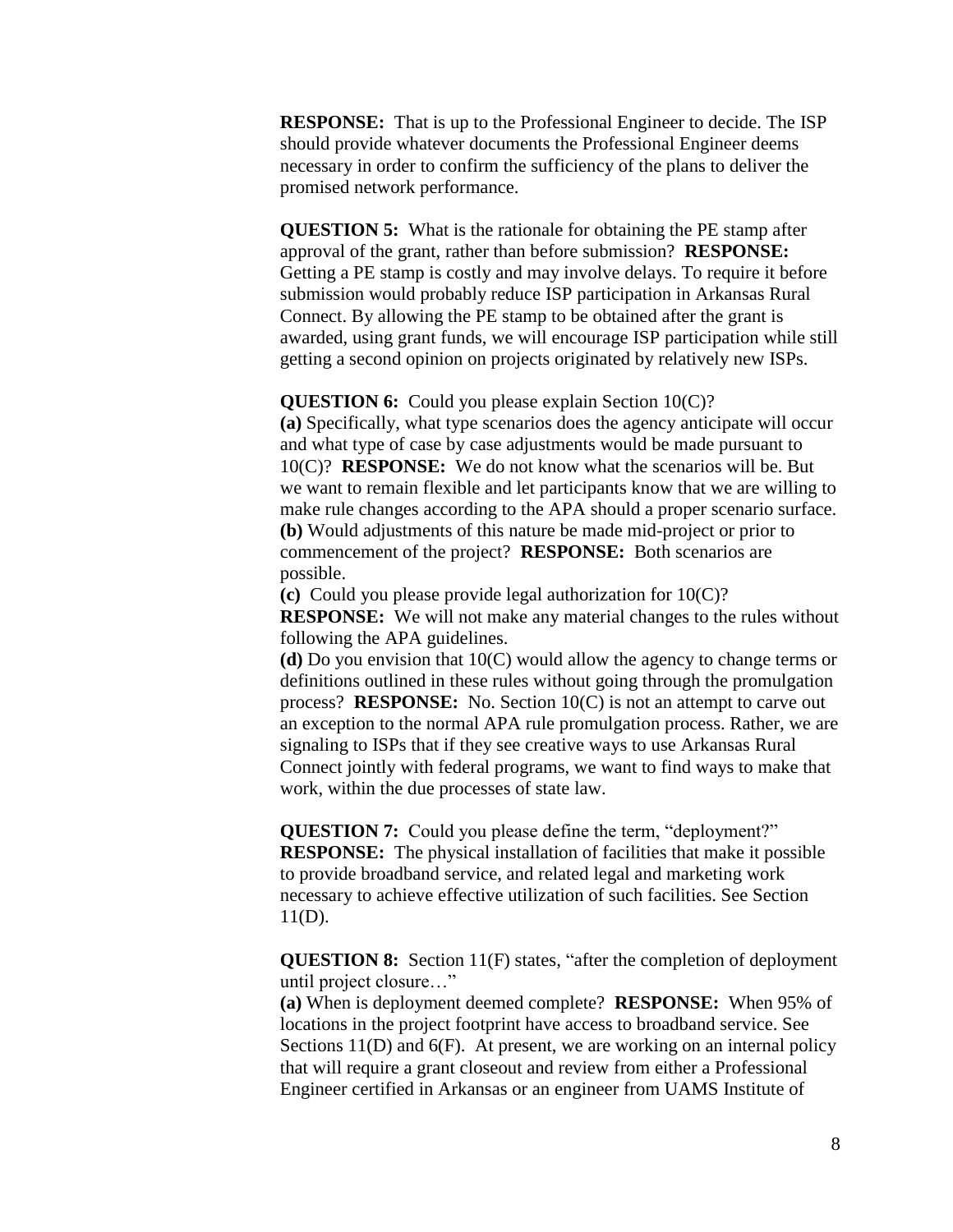**RESPONSE:** That is up to the Professional Engineer to decide. The ISP should provide whatever documents the Professional Engineer deems necessary in order to confirm the sufficiency of the plans to deliver the promised network performance.

**QUESTION 5:** What is the rationale for obtaining the PE stamp after approval of the grant, rather than before submission? **RESPONSE:** Getting a PE stamp is costly and may involve delays. To require it before submission would probably reduce ISP participation in Arkansas Rural Connect. By allowing the PE stamp to be obtained after the grant is awarded, using grant funds, we will encourage ISP participation while still getting a second opinion on projects originated by relatively new ISPs.

**QUESTION 6:** Could you please explain Section 10(C)?

**(a)** Specifically, what type scenarios does the agency anticipate will occur and what type of case by case adjustments would be made pursuant to 10(C)? **RESPONSE:** We do not know what the scenarios will be. But we want to remain flexible and let participants know that we are willing to make rule changes according to the APA should a proper scenario surface.

**(b)** Would adjustments of this nature be made mid-project or prior to commencement of the project? **RESPONSE:** Both scenarios are possible.

**(c)** Could you please provide legal authorization for 10(C)? **RESPONSE:** We will not make any material changes to the rules without following the APA guidelines.

**(d)** Do you envision that 10(C) would allow the agency to change terms or definitions outlined in these rules without going through the promulgation process? **RESPONSE:** No. Section 10(C) is not an attempt to carve out an exception to the normal APA rule promulgation process. Rather, we are signaling to ISPs that if they see creative ways to use Arkansas Rural Connect jointly with federal programs, we want to find ways to make that work, within the due processes of state law.

**QUESTION 7:** Could you please define the term, "deployment?" **RESPONSE:** The physical installation of facilities that make it possible to provide broadband service, and related legal and marketing work necessary to achieve effective utilization of such facilities. See Section 11(D).

**QUESTION 8:** Section 11(F) states, "after the completion of deployment until project closure…"

**(a)** When is deployment deemed complete? **RESPONSE:** When 95% of locations in the project footprint have access to broadband service. See Sections 11(D) and 6(F). At present, we are working on an internal policy that will require a grant closeout and review from either a Professional Engineer certified in Arkansas or an engineer from UAMS Institute of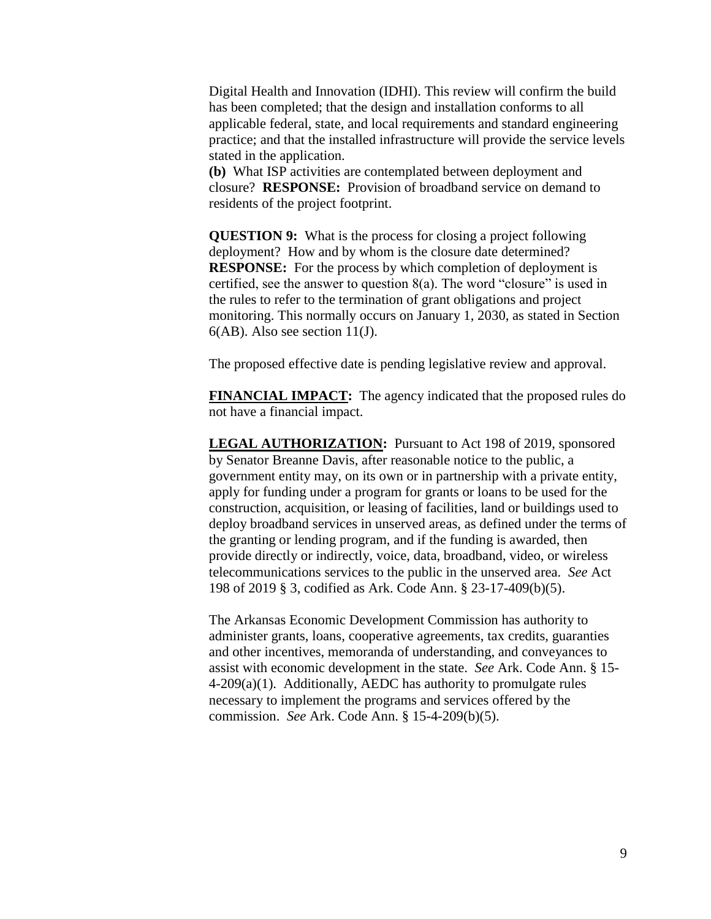Digital Health and Innovation (IDHI). This review will confirm the build has been completed; that the design and installation conforms to all applicable federal, state, and local requirements and standard engineering practice; and that the installed infrastructure will provide the service levels stated in the application.

**(b)** What ISP activities are contemplated between deployment and closure? **RESPONSE:** Provision of broadband service on demand to residents of the project footprint.

**QUESTION 9:** What is the process for closing a project following deployment? How and by whom is the closure date determined? **RESPONSE:** For the process by which completion of deployment is certified, see the answer to question 8(a). The word "closure" is used in the rules to refer to the termination of grant obligations and project monitoring. This normally occurs on January 1, 2030, as stated in Section 6(AB). Also see section 11(J).

The proposed effective date is pending legislative review and approval.

**FINANCIAL IMPACT:** The agency indicated that the proposed rules do not have a financial impact.

**LEGAL AUTHORIZATION:** Pursuant to Act 198 of 2019, sponsored by Senator Breanne Davis, after reasonable notice to the public, a government entity may, on its own or in partnership with a private entity, apply for funding under a program for grants or loans to be used for the construction, acquisition, or leasing of facilities, land or buildings used to deploy broadband services in unserved areas, as defined under the terms of the granting or lending program, and if the funding is awarded, then provide directly or indirectly, voice, data, broadband, video, or wireless telecommunications services to the public in the unserved area. *See* Act 198 of 2019 § 3, codified as Ark. Code Ann. § 23-17-409(b)(5).

The Arkansas Economic Development Commission has authority to administer grants, loans, cooperative agreements, tax credits, guaranties and other incentives, memoranda of understanding, and conveyances to assist with economic development in the state. *See* Ark. Code Ann. § 15-4-209(a)(1). Additionally, AEDC has authority to promulgate rules necessary to implement the programs and services offered by the commission. *See* Ark. Code Ann. § 15-4-209(b)(5).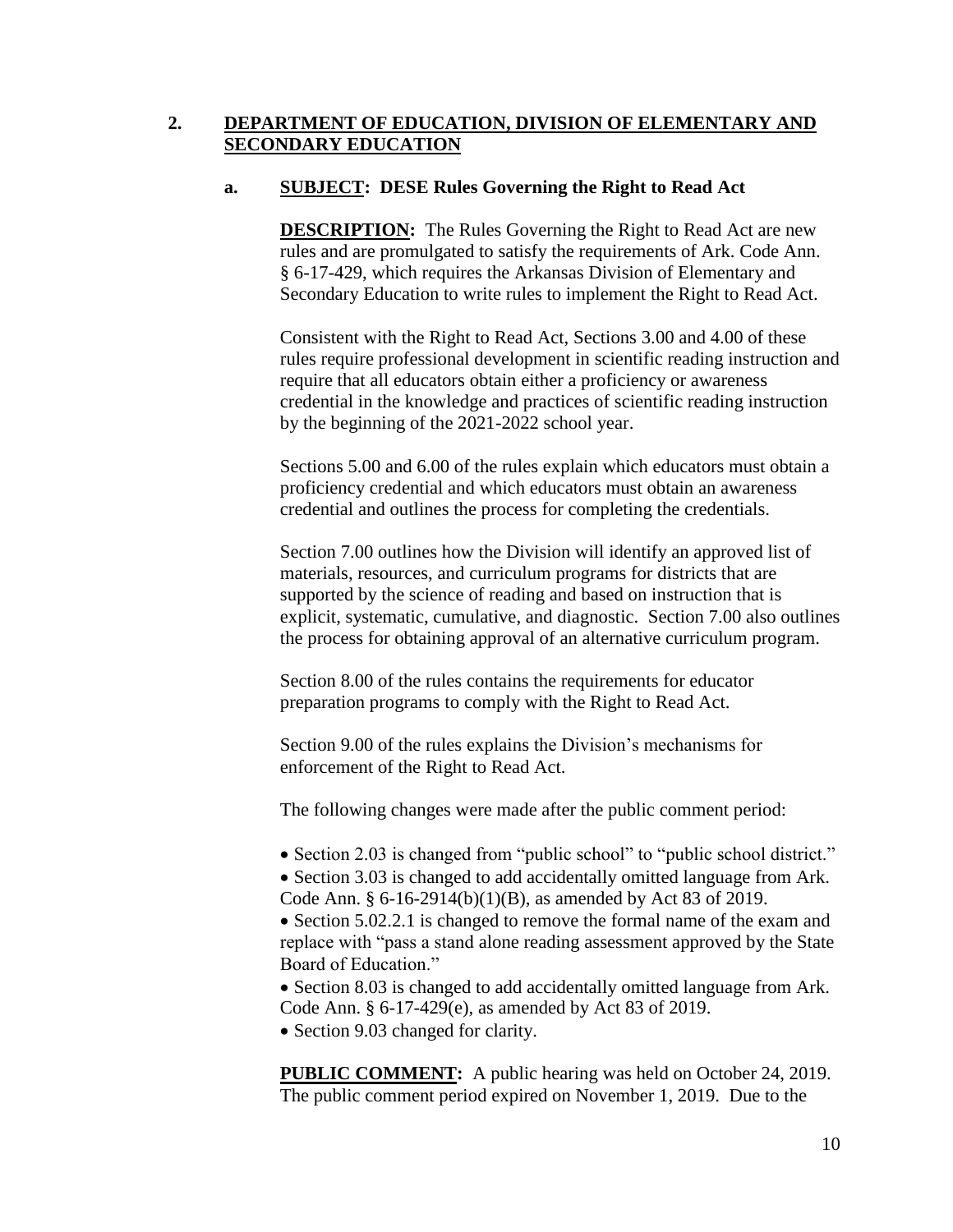## 2. DEPARTMENT OF EDUCATION, DIVISION OF ELEMENTARY AND SECONDARY EDUCATION

### a. SUBJECT: DESE Rules Governing the Right to Read Act

**DESCRIPTION:** The Rules Governing the Right to Read Act are new rules and are promulgated to satisfy the requirements of Ark. Code Ann. § 6-17-429, which requires the Arkansas Division of Elementary and Secondary Education to write rules to implement the Right to Read Act.

Consistent with the Right to Read Act, Sections 3.00 and 4.00 of these rules require professional development in scientific reading instruction and require that all educators obtain either a proficiency or awareness credential in the knowledge and practices of scientific reading instruction by the beginning of the 2021-2022 school year.

Sections 5.00 and 6.00 of the rules explain which educators must obtain a proficiency credential and which educators must obtain an awareness credential and outlines the process for completing the credentials.

Section 7.00 outlines how the Division will identify an approved list of materials, resources, and curriculum programs for districts that are supported by the science of reading and based on instruction that is explicit, systematic, cumulative, and diagnostic. Section 7.00 also outlines the process for obtaining approval of an alternative curriculum program.

Section 8.00 of the rules contains the requirements for educator preparation programs to comply with the Right to Read Act.

Section 9.00 of the rules explains the Division's mechanisms for enforcement of the Right to Read Act.

The following changes were made after the public comment period:

- Section 2.03 is changed from "public school" to "public school district."
- Section 3.03 is changed to add accidentally omitted language from Ark. Code Ann. § 6-16-2914(b)(1)(B), as amended by Act 83 of 2019.
- Section 5.02.2.1 is changed to remove the formal name of the exam and replace with "pass a stand alone reading assessment approved by the State Board of Education."
- Section 8.03 is changed to add accidentally omitted language from Ark. Code Ann. § 6-17-429(e), as amended by Act 83 of 2019.
- Section 9.03 changed for clarity.

**PUBLIC COMMENT:** A public hearing was held on October 24, 2019. The public comment period expired on November 1, 2019. Due to the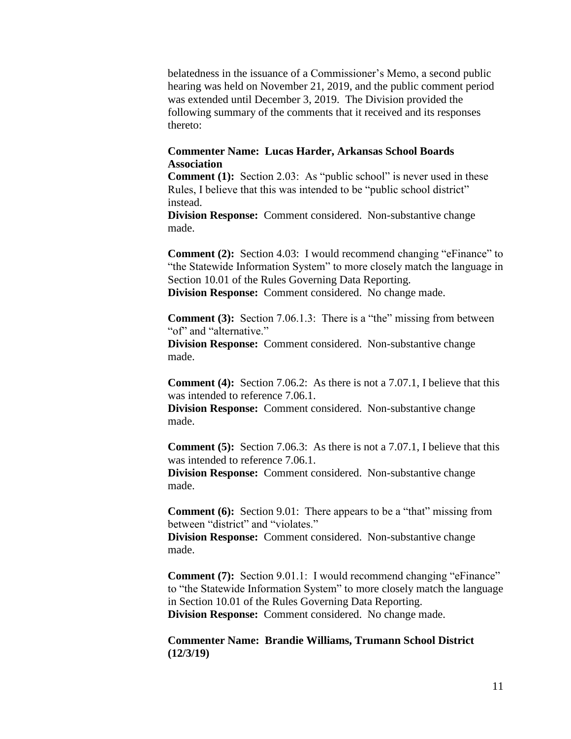belatedness in the issuance of a Commissioner's Memo, a second public hearing was held on November 21, 2019, and the public comment period was extended until December 3, 2019. The Division provided the following summary of the comments that it received and its responses thereto:

**Commenter Name: Lucas Harder, Arkansas School Boards Association**

**Comment (1):** Section 2.03: As "public school" is never used in these Rules, I believe that this was intended to be "public school district" instead.

**Division Response:** Comment considered. Non-substantive change made.

**Comment (2):** Section 4.03: I would recommend changing "eFinance" to "the Statewide Information System" to more closely match the language in Section 10.01 of the Rules Governing Data Reporting.

**Division Response:** Comment considered. No change made.

**Comment (3):** Section 7.06.1.3: There is a "the" missing from between "of" and "alternative."

**Division Response:** Comment considered. Non-substantive change made.

**Comment (4):** Section 7.06.2: As there is not a 7.07.1, I believe that this was intended to reference 7.06.1.

**Division Response:** Comment considered. Non-substantive change made.

**Comment (5):** Section 7.06.3: As there is not a 7.07.1, I believe that this was intended to reference 7.06.1.

**Division Response:** Comment considered. Non-substantive change made.

**Comment (6):** Section 9.01: There appears to be a "that" missing from between "district" and "violates."

**Division Response:** Comment considered. Non-substantive change made.

**Comment (7):** Section 9.01.1: I would recommend changing "eFinance" to "the Statewide Information System" to more closely match the language in Section 10.01 of the Rules Governing Data Reporting.

**Division Response:** Comment considered. No change made.

**Commenter Name: Brandie Williams, Trumann School District (12/3/19)**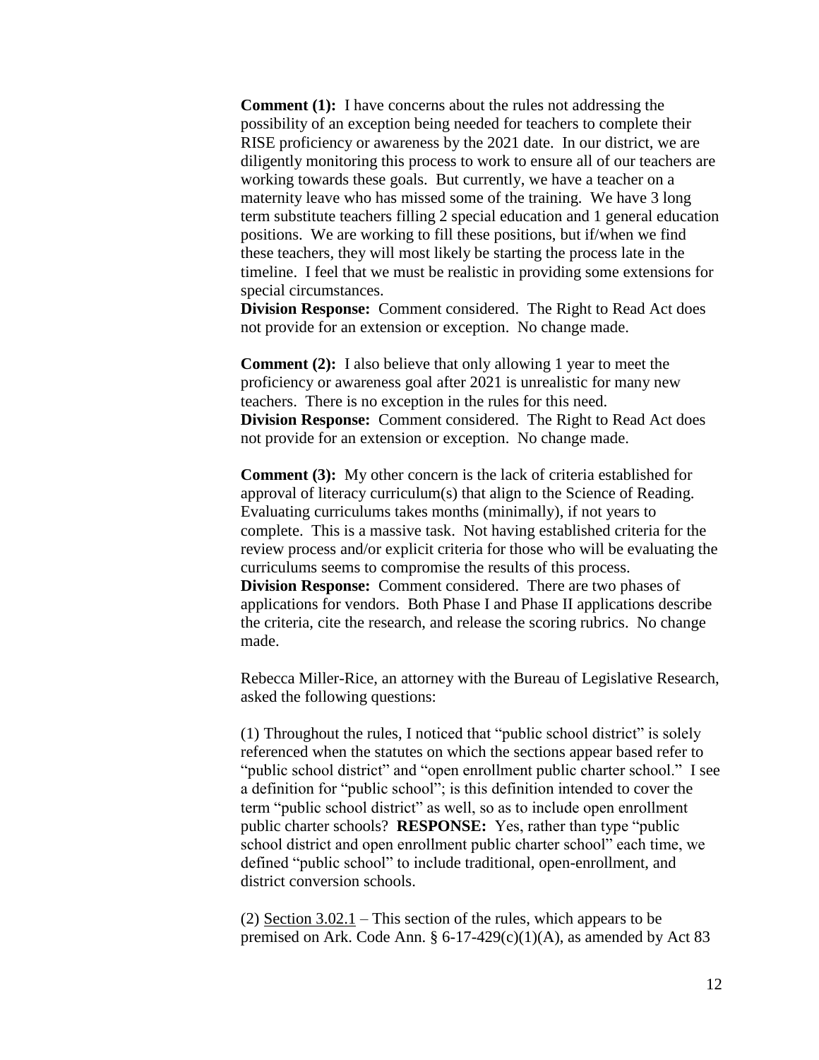**Comment (1):** I have concerns about the rules not addressing the possibility of an exception being needed for teachers to complete their RISE proficiency or awareness by the 2021 date. In our district, we are diligently monitoring this process to work to ensure all of our teachers are working towards these goals. But currently, we have a teacher on a maternity leave who has missed some of the training. We have 3 long term substitute teachers filling 2 special education and 1 general education positions. We are working to fill these positions, but if/when we find these teachers, they will most likely be starting the process late in the timeline. I feel that we must be realistic in providing some extensions for special circumstances.
**Division Response:** Comment considered. The Right to Read Act does not provide for an extension or exception. No change made.

**Comment (2):** I also believe that only allowing 1 year to meet the proficiency or awareness goal after 2021 is unrealistic for many new teachers. There is no exception in the rules for this need.
**Division Response:** Comment considered. The Right to Read Act does not provide for an extension or exception. No change made.

**Comment (3):** My other concern is the lack of criteria established for approval of literacy curriculum(s) that align to the Science of Reading. Evaluating curriculums takes months (minimally), if not years to complete. This is a massive task. Not having established criteria for the review process and/or explicit criteria for those who will be evaluating the curriculums seems to compromise the results of this process.
**Division Response:** Comment considered. There are two phases of applications for vendors. Both Phase I and Phase II applications describe the criteria, cite the research, and release the scoring rubrics. No change made.

Rebecca Miller-Rice, an attorney with the Bureau of Legislative Research, asked the following questions:

(1) Throughout the rules, I noticed that "public school district" is solely referenced when the statutes on which the sections appear based refer to "public school district" and "open enrollment public charter school." I see a definition for "public school"; is this definition intended to cover the term "public school district" as well, so as to include open enrollment public charter schools? **RESPONSE:** Yes, rather than type "public school district and open enrollment public charter school" each time, we defined "public school" to include traditional, open-enrollment, and district conversion schools.

(2) Section 3.02.1 – This section of the rules, which appears to be premised on Ark. Code Ann. § 6-17-429(c)(1)(A), as amended by Act 83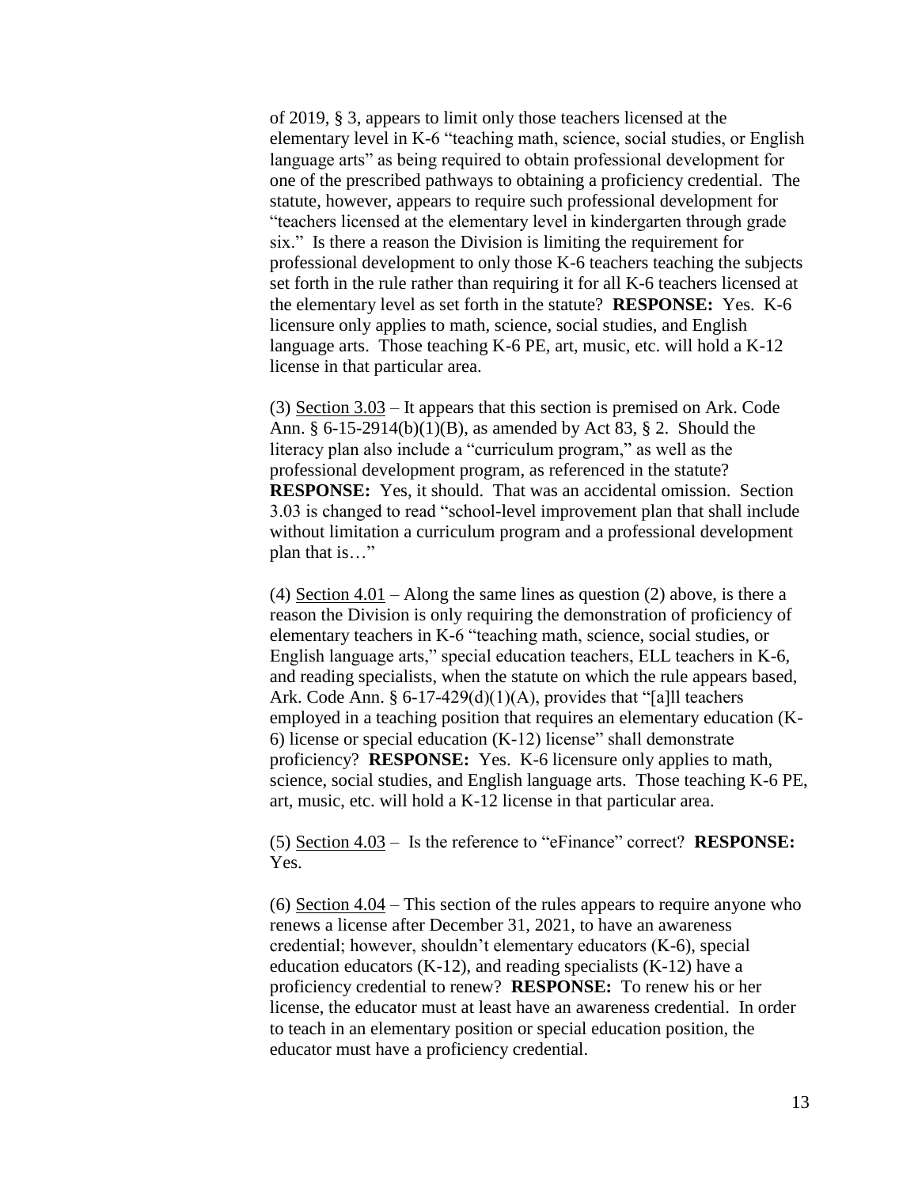of 2019, § 3, appears to limit only those teachers licensed at the elementary level in K-6 "teaching math, science, social studies, or English language arts" as being required to obtain professional development for one of the prescribed pathways to obtaining a proficiency credential. The statute, however, appears to require such professional development for "teachers licensed at the elementary level in kindergarten through grade six." Is there a reason the Division is limiting the requirement for professional development to only those K-6 teachers teaching the subjects set forth in the rule rather than requiring it for all K-6 teachers licensed at the elementary level as set forth in the statute? **RESPONSE:** Yes. K-6 licensure only applies to math, science, social studies, and English language arts. Those teaching K-6 PE, art, music, etc. will hold a K-12 license in that particular area.

(3) Section 3.03 – It appears that this section is premised on Ark. Code Ann. § 6-15-2914(b)(1)(B), as amended by Act 83, § 2. Should the literacy plan also include a "curriculum program," as well as the professional development program, as referenced in the statute? **RESPONSE:** Yes, it should. That was an accidental omission. Section 3.03 is changed to read "school-level improvement plan that shall include without limitation a curriculum program and a professional development plan that is…"

(4) Section 4.01 – Along the same lines as question (2) above, is there a reason the Division is only requiring the demonstration of proficiency of elementary teachers in K-6 "teaching math, science, social studies, or English language arts," special education teachers, ELL teachers in K-6, and reading specialists, when the statute on which the rule appears based, Ark. Code Ann. § 6-17-429(d)(1)(A), provides that "[a]ll teachers employed in a teaching position that requires an elementary education (K-6) license or special education (K-12) license" shall demonstrate proficiency? **RESPONSE:** Yes. K-6 licensure only applies to math, science, social studies, and English language arts. Those teaching K-6 PE, art, music, etc. will hold a K-12 license in that particular area.

(5) Section 4.03 – Is the reference to "eFinance" correct? **RESPONSE:** Yes.

(6) Section 4.04 – This section of the rules appears to require anyone who renews a license after December 31, 2021, to have an awareness credential; however, shouldn't elementary educators (K-6), special education educators (K-12), and reading specialists (K-12) have a proficiency credential to renew? **RESPONSE:** To renew his or her license, the educator must at least have an awareness credential. In order to teach in an elementary position or special education position, the educator must have a proficiency credential.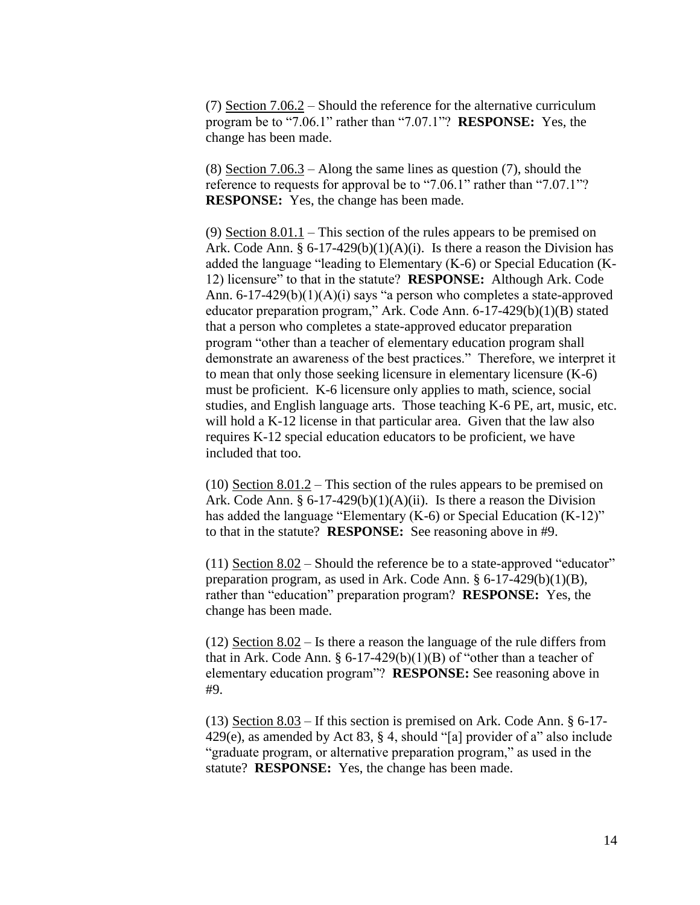(7) Section 7.06.2 – Should the reference for the alternative curriculum program be to "7.06.1" rather than "7.07.1"? **RESPONSE:** Yes, the change has been made.

(8) Section 7.06.3 – Along the same lines as question (7), should the reference to requests for approval be to "7.06.1" rather than "7.07.1"? **RESPONSE:** Yes, the change has been made.

(9) Section 8.01.1 – This section of the rules appears to be premised on Ark. Code Ann. § 6-17-429(b)(1)(A)(i). Is there a reason the Division has added the language "leading to Elementary (K-6) or Special Education (K-12) licensure" to that in the statute? **RESPONSE:** Although Ark. Code Ann. 6-17-429(b)(1)(A)(i) says "a person who completes a state-approved educator preparation program," Ark. Code Ann. 6-17-429(b)(1)(B) stated that a person who completes a state-approved educator preparation program "other than a teacher of elementary education program shall demonstrate an awareness of the best practices." Therefore, we interpret it to mean that only those seeking licensure in elementary licensure (K-6) must be proficient. K-6 licensure only applies to math, science, social studies, and English language arts. Those teaching K-6 PE, art, music, etc. will hold a K-12 license in that particular area. Given that the law also requires K-12 special education educators to be proficient, we have included that too.

(10) Section 8.01.2 – This section of the rules appears to be premised on Ark. Code Ann. § 6-17-429(b)(1)(A)(ii). Is there a reason the Division has added the language "Elementary (K-6) or Special Education (K-12)" to that in the statute? **RESPONSE:** See reasoning above in #9.

(11) Section 8.02 – Should the reference be to a state-approved "educator" preparation program, as used in Ark. Code Ann. § 6-17-429(b)(1)(B), rather than "education" preparation program? **RESPONSE:** Yes, the change has been made.

(12) Section 8.02 – Is there a reason the language of the rule differs from that in Ark. Code Ann. § 6-17-429(b)(1)(B) of "other than a teacher of elementary education program"? **RESPONSE:** See reasoning above in #9.

(13) Section 8.03 – If this section is premised on Ark. Code Ann. § 6-17-429(e), as amended by Act 83, § 4, should "[a] provider of a" also include "graduate program, or alternative preparation program," as used in the statute? **RESPONSE:** Yes, the change has been made.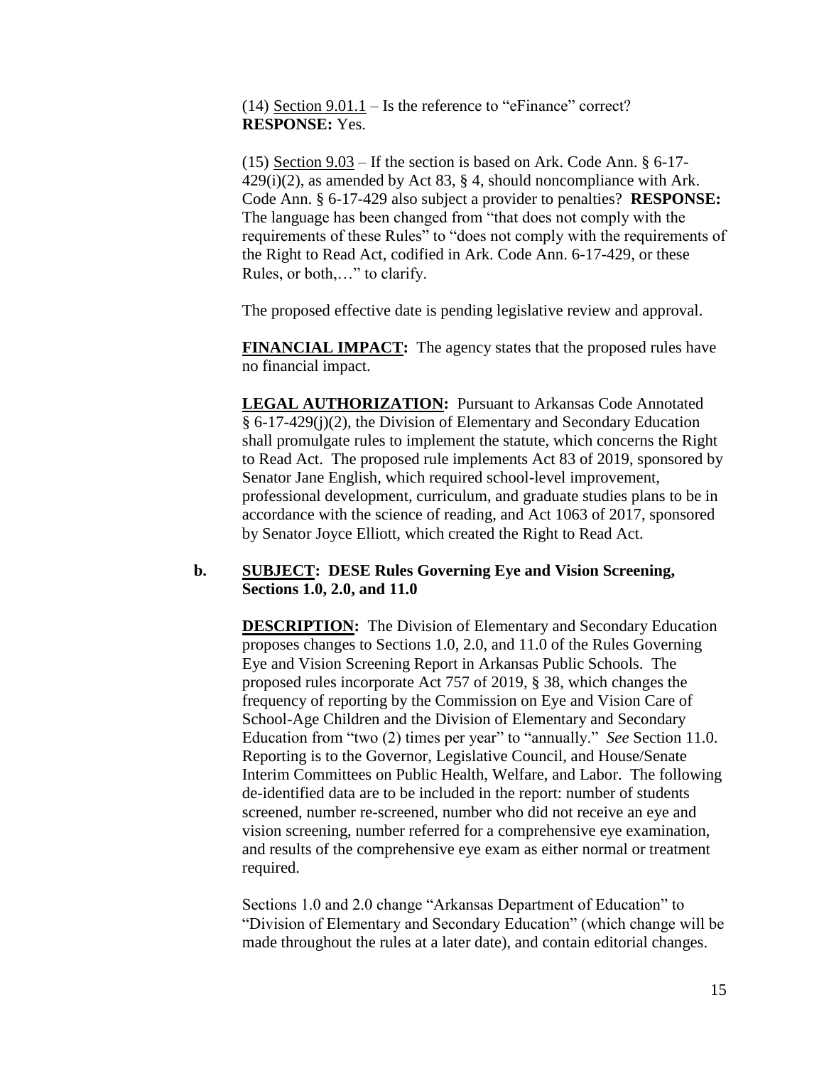(14) Section 9.01.1 – Is the reference to "eFinance" correct? **RESPONSE:** Yes.

(15) Section 9.03 – If the section is based on Ark. Code Ann. § 6-17-429(i)(2), as amended by Act 83, § 4, should noncompliance with Ark. Code Ann. § 6-17-429 also subject a provider to penalties? **RESPONSE:** The language has been changed from "that does not comply with the requirements of these Rules" to "does not comply with the requirements of the Right to Read Act, codified in Ark. Code Ann. 6-17-429, or these Rules, or both,…" to clarify.

The proposed effective date is pending legislative review and approval.

**FINANCIAL IMPACT:** The agency states that the proposed rules have no financial impact.

**LEGAL AUTHORIZATION:** Pursuant to Arkansas Code Annotated § 6-17-429(j)(2), the Division of Elementary and Secondary Education shall promulgate rules to implement the statute, which concerns the Right to Read Act. The proposed rule implements Act 83 of 2019, sponsored by Senator Jane English, which required school-level improvement, professional development, curriculum, and graduate studies plans to be in accordance with the science of reading, and Act 1063 of 2017, sponsored by Senator Joyce Elliott, which created the Right to Read Act.

**b. SUBJECT: DESE Rules Governing Eye and Vision Screening, Sections 1.0, 2.0, and 11.0**

**DESCRIPTION:** The Division of Elementary and Secondary Education proposes changes to Sections 1.0, 2.0, and 11.0 of the Rules Governing Eye and Vision Screening Report in Arkansas Public Schools. The proposed rules incorporate Act 757 of 2019, § 38, which changes the frequency of reporting by the Commission on Eye and Vision Care of School-Age Children and the Division of Elementary and Secondary Education from "two (2) times per year" to "annually." *See* Section 11.0. Reporting is to the Governor, Legislative Council, and House/Senate Interim Committees on Public Health, Welfare, and Labor. The following de-identified data are to be included in the report: number of students screened, number re-screened, number who did not receive an eye and vision screening, number referred for a comprehensive eye examination, and results of the comprehensive eye exam as either normal or treatment required.

Sections 1.0 and 2.0 change "Arkansas Department of Education" to "Division of Elementary and Secondary Education" (which change will be made throughout the rules at a later date), and contain editorial changes.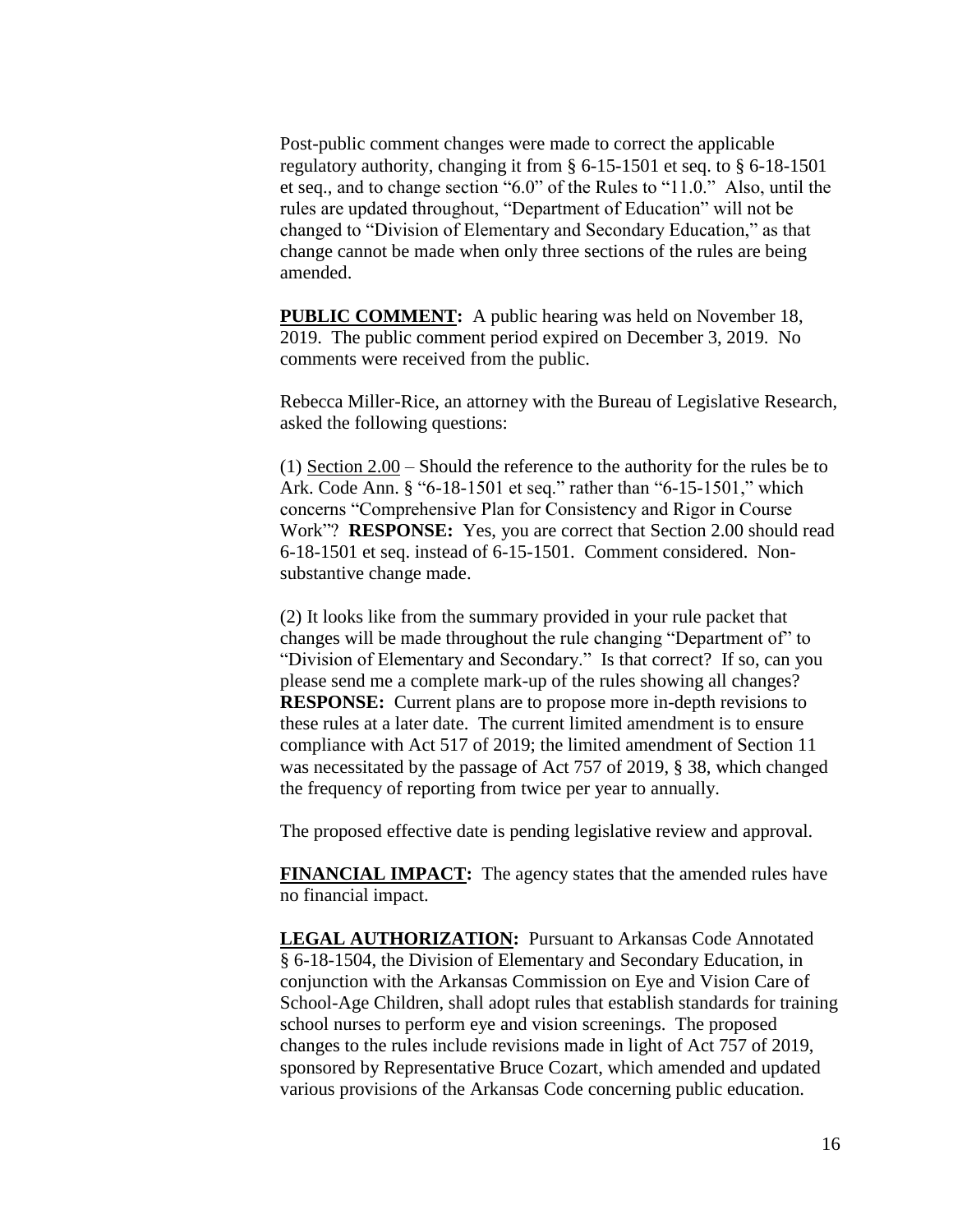Post-public comment changes were made to correct the applicable regulatory authority, changing it from § 6-15-1501 et seq. to § 6-18-1501 et seq., and to change section "6.0" of the Rules to "11.0." Also, until the rules are updated throughout, "Department of Education" will not be changed to "Division of Elementary and Secondary Education," as that change cannot be made when only three sections of the rules are being amended.

**PUBLIC COMMENT:** A public hearing was held on November 18, 2019. The public comment period expired on December 3, 2019. No comments were received from the public.

Rebecca Miller-Rice, an attorney with the Bureau of Legislative Research, asked the following questions:

(1) Section 2.00 – Should the reference to the authority for the rules be to Ark. Code Ann. § "6-18-1501 et seq." rather than "6-15-1501," which concerns "Comprehensive Plan for Consistency and Rigor in Course Work"? **RESPONSE:** Yes, you are correct that Section 2.00 should read 6-18-1501 et seq. instead of 6-15-1501. Comment considered. Non-substantive change made.

(2) It looks like from the summary provided in your rule packet that changes will be made throughout the rule changing "Department of" to "Division of Elementary and Secondary." Is that correct? If so, can you please send me a complete mark-up of the rules showing all changes? **RESPONSE:** Current plans are to propose more in-depth revisions to these rules at a later date. The current limited amendment is to ensure compliance with Act 517 of 2019; the limited amendment of Section 11 was necessitated by the passage of Act 757 of 2019, § 38, which changed the frequency of reporting from twice per year to annually.

The proposed effective date is pending legislative review and approval.

**FINANCIAL IMPACT:** The agency states that the amended rules have no financial impact.

**LEGAL AUTHORIZATION:** Pursuant to Arkansas Code Annotated § 6-18-1504, the Division of Elementary and Secondary Education, in conjunction with the Arkansas Commission on Eye and Vision Care of School-Age Children, shall adopt rules that establish standards for training school nurses to perform eye and vision screenings. The proposed changes to the rules include revisions made in light of Act 757 of 2019, sponsored by Representative Bruce Cozart, which amended and updated various provisions of the Arkansas Code concerning public education.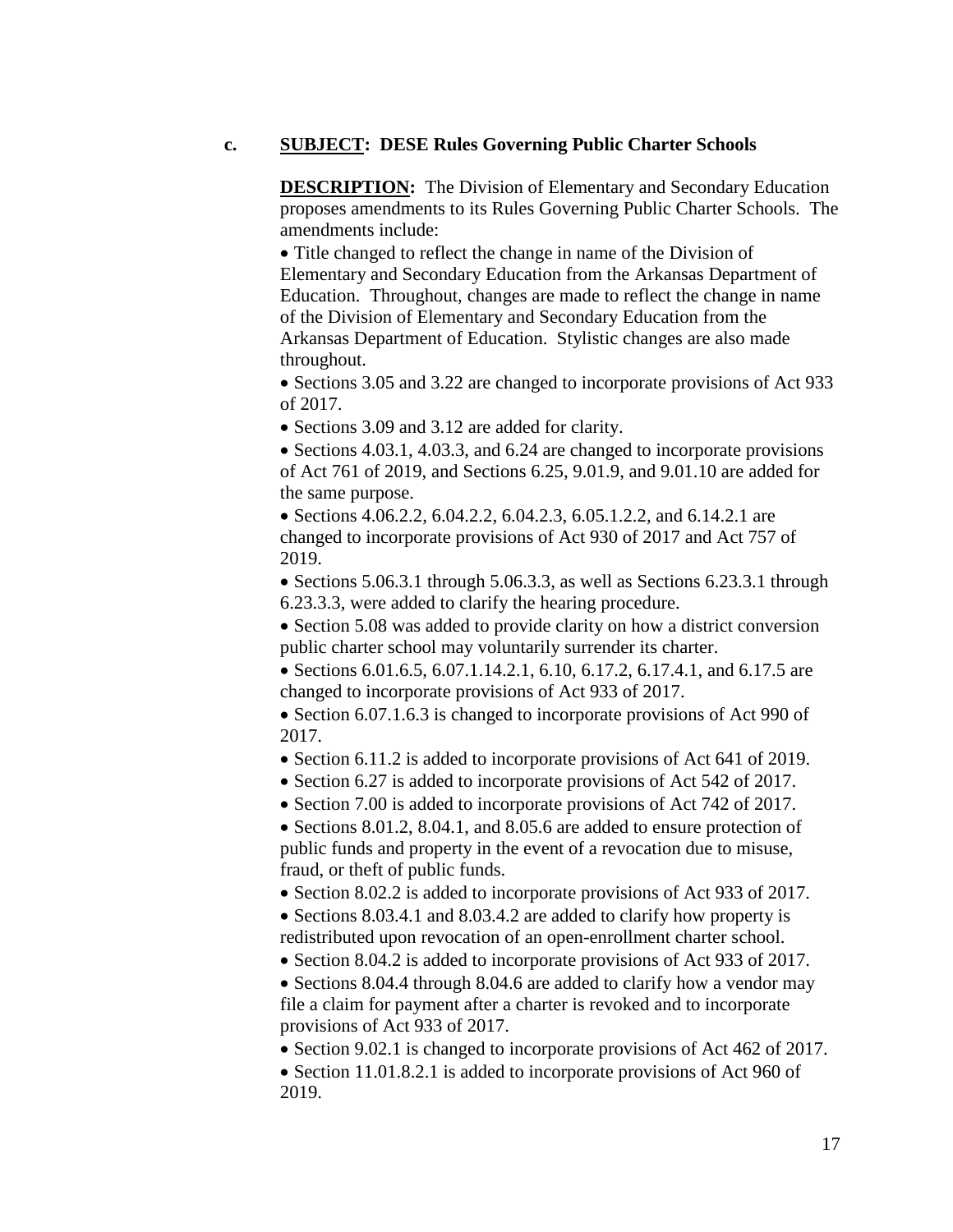**c.** **SUBJECT: DESE Rules Governing Public Charter Schools**

**DESCRIPTION:** The Division of Elementary and Secondary Education proposes amendments to its Rules Governing Public Charter Schools. The amendments include:

- Title changed to reflect the change in name of the Division of Elementary and Secondary Education from the Arkansas Department of Education. Throughout, changes are made to reflect the change in name of the Division of Elementary and Secondary Education from the Arkansas Department of Education. Stylistic changes are also made throughout.
- Sections 3.05 and 3.22 are changed to incorporate provisions of Act 933 of 2017.
- Sections 3.09 and 3.12 are added for clarity.
- Sections 4.03.1, 4.03.3, and 6.24 are changed to incorporate provisions of Act 761 of 2019, and Sections 6.25, 9.01.9, and 9.01.10 are added for the same purpose.
- Sections 4.06.2.2, 6.04.2.2, 6.04.2.3, 6.05.1.2.2, and 6.14.2.1 are changed to incorporate provisions of Act 930 of 2017 and Act 757 of 2019.
- Sections 5.06.3.1 through 5.06.3.3, as well as Sections 6.23.3.1 through 6.23.3.3, were added to clarify the hearing procedure.
- Section 5.08 was added to provide clarity on how a district conversion public charter school may voluntarily surrender its charter.
- Sections 6.01.6.5, 6.07.1.14.2.1, 6.10, 6.17.2, 6.17.4.1, and 6.17.5 are changed to incorporate provisions of Act 933 of 2017.
- Section 6.07.1.6.3 is changed to incorporate provisions of Act 990 of 2017.
- Section 6.11.2 is added to incorporate provisions of Act 641 of 2019.
- Section 6.27 is added to incorporate provisions of Act 542 of 2017.
- Section 7.00 is added to incorporate provisions of Act 742 of 2017.
- Sections 8.01.2, 8.04.1, and 8.05.6 are added to ensure protection of public funds and property in the event of a revocation due to misuse, fraud, or theft of public funds.
- Section 8.02.2 is added to incorporate provisions of Act 933 of 2017.
- Sections 8.03.4.1 and 8.03.4.2 are added to clarify how property is redistributed upon revocation of an open-enrollment charter school.
- Section 8.04.2 is added to incorporate provisions of Act 933 of 2017.
- Sections 8.04.4 through 8.04.6 are added to clarify how a vendor may file a claim for payment after a charter is revoked and to incorporate provisions of Act 933 of 2017.
- Section 9.02.1 is changed to incorporate provisions of Act 462 of 2017.
- Section 11.01.8.2.1 is added to incorporate provisions of Act 960 of 2019.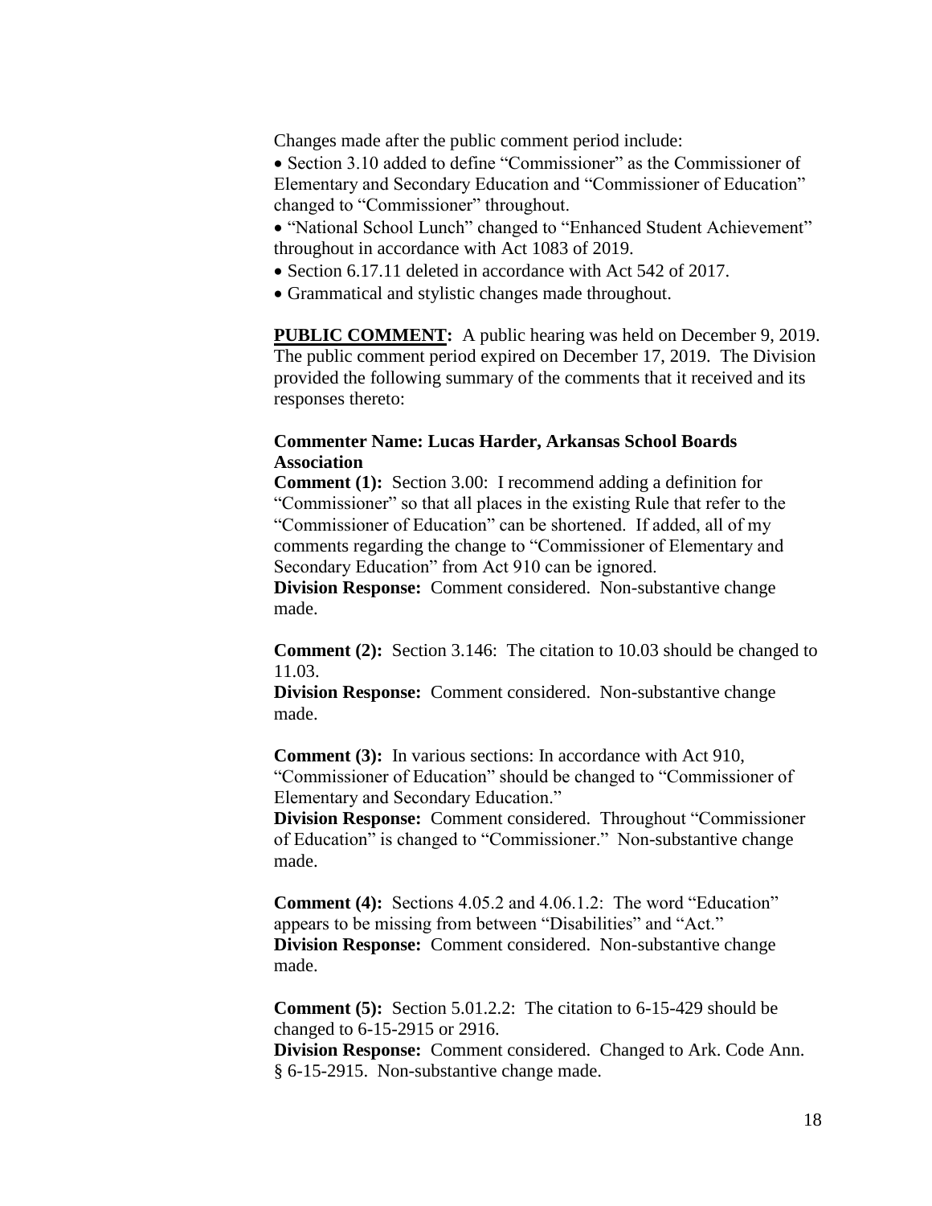Changes made after the public comment period include:

- Section 3.10 added to define "Commissioner" as the Commissioner of Elementary and Secondary Education and "Commissioner of Education" changed to "Commissioner" throughout.
- "National School Lunch" changed to "Enhanced Student Achievement" throughout in accordance with Act 1083 of 2019.
- Section 6.17.11 deleted in accordance with Act 542 of 2017.
- Grammatical and stylistic changes made throughout.

**PUBLIC COMMENT:** A public hearing was held on December 9, 2019. The public comment period expired on December 17, 2019. The Division provided the following summary of the comments that it received and its responses thereto:

**Commenter Name: Lucas Harder, Arkansas School Boards Association**

**Comment (1):** Section 3.00: I recommend adding a definition for "Commissioner" so that all places in the existing Rule that refer to the "Commissioner of Education" can be shortened. If added, all of my comments regarding the change to "Commissioner of Elementary and Secondary Education" from Act 910 can be ignored.
**Division Response:** Comment considered. Non-substantive change made.

**Comment (2):** Section 3.146: The citation to 10.03 should be changed to 11.03.
**Division Response:** Comment considered. Non-substantive change made.

**Comment (3):** In various sections: In accordance with Act 910, "Commissioner of Education" should be changed to "Commissioner of Elementary and Secondary Education."
**Division Response:** Comment considered. Throughout "Commissioner of Education" is changed to "Commissioner." Non-substantive change made.

**Comment (4):** Sections 4.05.2 and 4.06.1.2: The word "Education" appears to be missing from between "Disabilities" and "Act."
**Division Response:** Comment considered. Non-substantive change made.

**Comment (5):** Section 5.01.2.2: The citation to 6-15-429 should be changed to 6-15-2915 or 2916.
**Division Response:** Comment considered. Changed to Ark. Code Ann. § 6-15-2915. Non-substantive change made.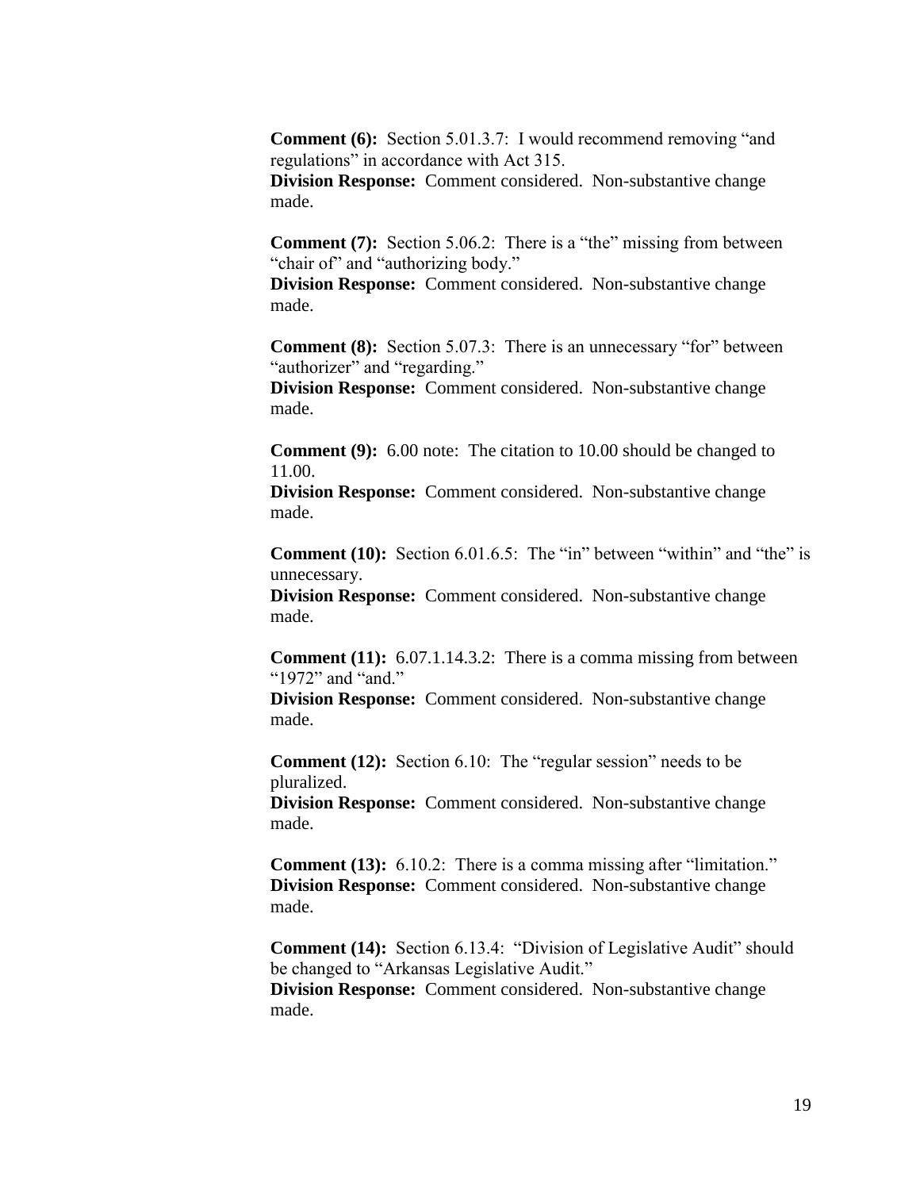**Comment (6):** Section 5.01.3.7: I would recommend removing "and regulations" in accordance with Act 315.
**Division Response:** Comment considered. Non-substantive change made.

**Comment (7):** Section 5.06.2: There is a "the" missing from between "chair of" and "authorizing body."
**Division Response:** Comment considered. Non-substantive change made.

**Comment (8):** Section 5.07.3: There is an unnecessary "for" between "authorizer" and "regarding."
**Division Response:** Comment considered. Non-substantive change made.

**Comment (9):** 6.00 note: The citation to 10.00 should be changed to 11.00.
**Division Response:** Comment considered. Non-substantive change made.

**Comment (10):** Section 6.01.6.5: The "in" between "within" and "the" is unnecessary.
**Division Response:** Comment considered. Non-substantive change made.

**Comment (11):** 6.07.1.14.3.2: There is a comma missing from between "1972" and "and."
**Division Response:** Comment considered. Non-substantive change made.

**Comment (12):** Section 6.10: The "regular session" needs to be pluralized.
**Division Response:** Comment considered. Non-substantive change made.

**Comment (13):** 6.10.2: There is a comma missing after "limitation."
**Division Response:** Comment considered. Non-substantive change made.

**Comment (14):** Section 6.13.4: "Division of Legislative Audit" should be changed to "Arkansas Legislative Audit."
**Division Response:** Comment considered. Non-substantive change made.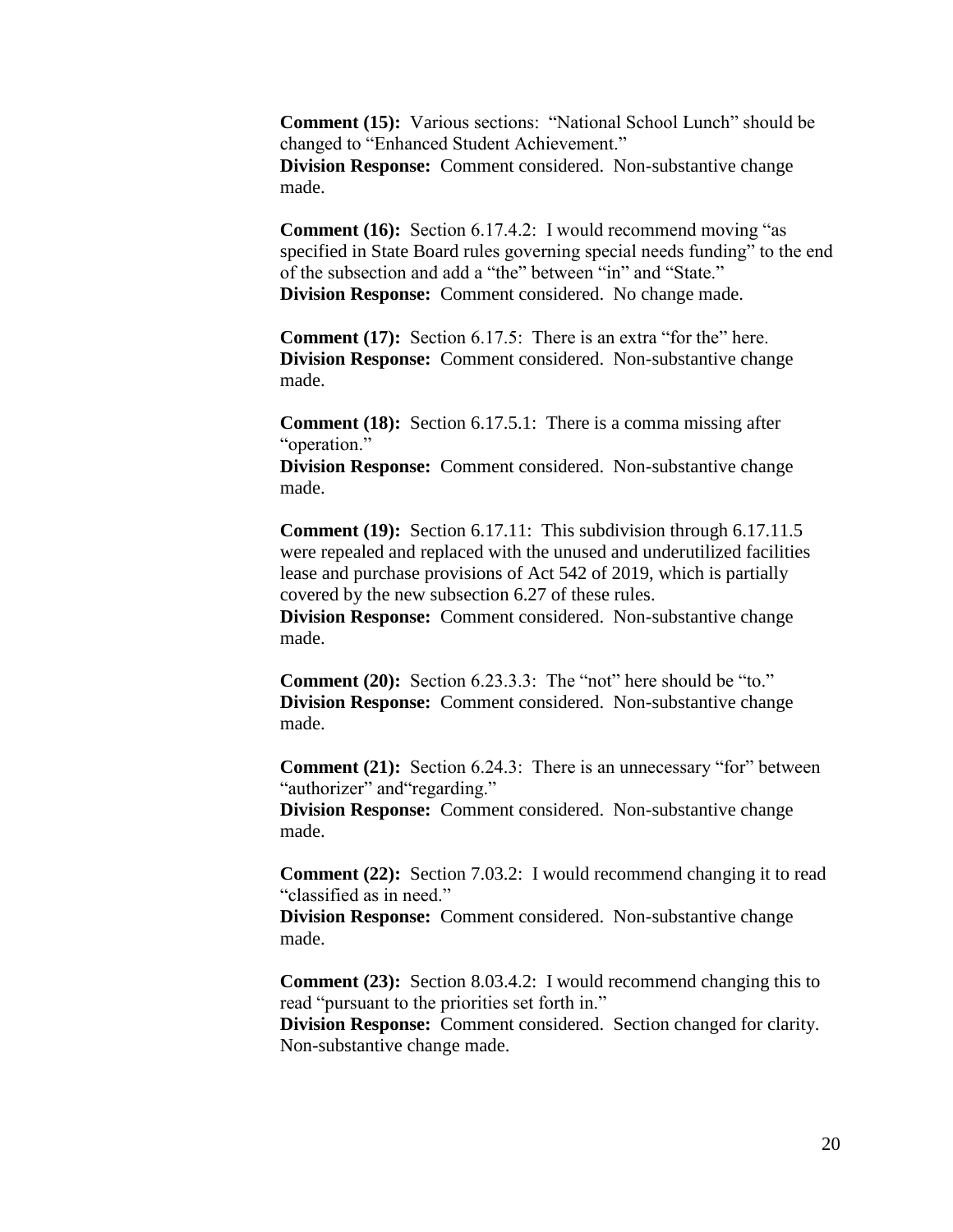**Comment (15):** Various sections: "National School Lunch" should be changed to "Enhanced Student Achievement."
**Division Response:** Comment considered. Non-substantive change made.

**Comment (16):** Section 6.17.4.2: I would recommend moving "as specified in State Board rules governing special needs funding" to the end of the subsection and add a "the" between "in" and "State."
**Division Response:** Comment considered. No change made.

**Comment (17):** Section 6.17.5: There is an extra "for the" here.
**Division Response:** Comment considered. Non-substantive change made.

**Comment (18):** Section 6.17.5.1: There is a comma missing after "operation."
**Division Response:** Comment considered. Non-substantive change made.

**Comment (19):** Section 6.17.11: This subdivision through 6.17.11.5 were repealed and replaced with the unused and underutilized facilities lease and purchase provisions of Act 542 of 2019, which is partially covered by the new subsection 6.27 of these rules.
**Division Response:** Comment considered. Non-substantive change made.

**Comment (20):** Section 6.23.3.3: The "not" here should be "to."
**Division Response:** Comment considered. Non-substantive change made.

**Comment (21):** Section 6.24.3: There is an unnecessary "for" between "authorizer" and"regarding."
**Division Response:** Comment considered. Non-substantive change made.

**Comment (22):** Section 7.03.2: I would recommend changing it to read "classified as in need."
**Division Response:** Comment considered. Non-substantive change made.

**Comment (23):** Section 8.03.4.2: I would recommend changing this to read "pursuant to the priorities set forth in."
**Division Response:** Comment considered. Section changed for clarity. Non-substantive change made.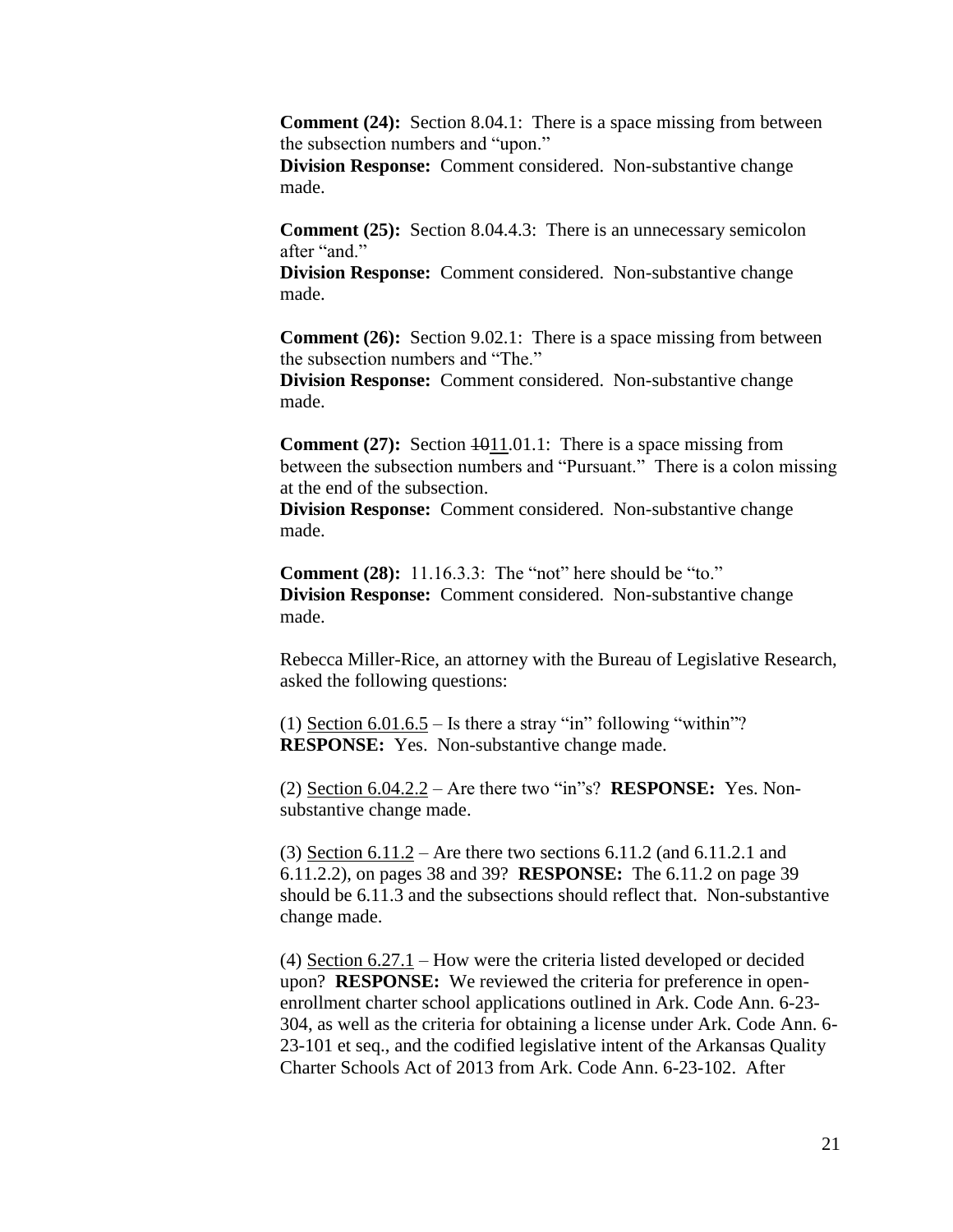**Comment (24):** Section 8.04.1: There is a space missing from between the subsection numbers and "upon."
**Division Response:** Comment considered. Non-substantive change made.

**Comment (25):** Section 8.04.4.3: There is an unnecessary semicolon after "and."
**Division Response:** Comment considered. Non-substantive change made.

**Comment (26):** Section 9.02.1: There is a space missing from between the subsection numbers and "The."
**Division Response:** Comment considered. Non-substantive change made.

**Comment (27):** Section ~~10~~11.01.1: There is a space missing from between the subsection numbers and "Pursuant." There is a colon missing at the end of the subsection.
**Division Response:** Comment considered. Non-substantive change made.

**Comment (28):** 11.16.3.3: The "not" here should be "to."
**Division Response:** Comment considered. Non-substantive change made.

Rebecca Miller-Rice, an attorney with the Bureau of Legislative Research, asked the following questions:

(1) Section 6.01.6.5 – Is there a stray "in" following "within"?
**RESPONSE:** Yes. Non-substantive change made.

(2) Section 6.04.2.2 – Are there two "in"s? **RESPONSE:** Yes. Non-substantive change made.

(3) Section 6.11.2 – Are there two sections 6.11.2 (and 6.11.2.1 and 6.11.2.2), on pages 38 and 39? **RESPONSE:** The 6.11.2 on page 39 should be 6.11.3 and the subsections should reflect that. Non-substantive change made.

(4) Section 6.27.1 – How were the criteria listed developed or decided upon? **RESPONSE:** We reviewed the criteria for preference in open-enrollment charter school applications outlined in Ark. Code Ann. 6-23-304, as well as the criteria for obtaining a license under Ark. Code Ann. 6-23-101 et seq., and the codified legislative intent of the Arkansas Quality Charter Schools Act of 2013 from Ark. Code Ann. 6-23-102. After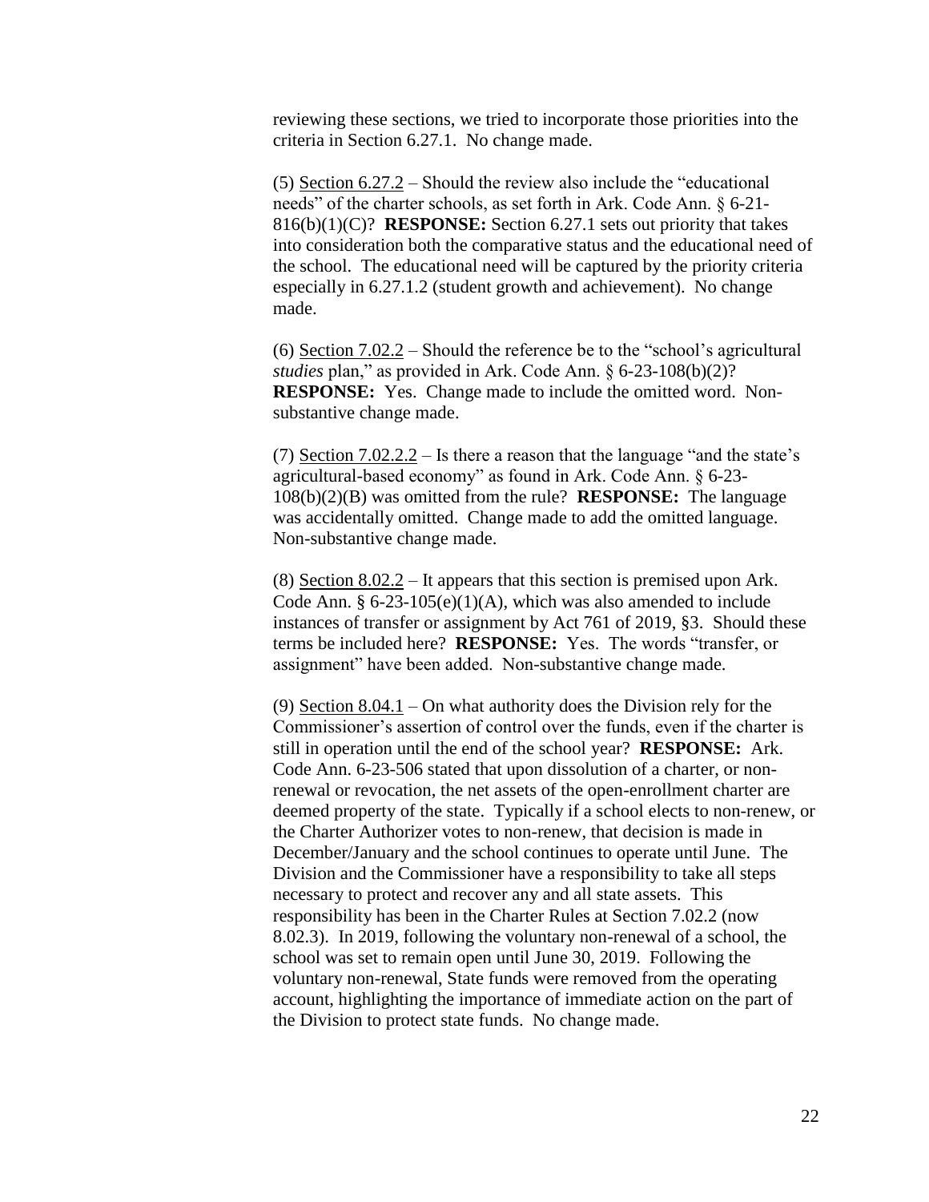reviewing these sections, we tried to incorporate those priorities into the criteria in Section 6.27.1. No change made.

(5) Section 6.27.2 – Should the review also include the "educational needs" of the charter schools, as set forth in Ark. Code Ann. § 6-21-816(b)(1)(C)? **RESPONSE:** Section 6.27.1 sets out priority that takes into consideration both the comparative status and the educational need of the school. The educational need will be captured by the priority criteria especially in 6.27.1.2 (student growth and achievement). No change made.

(6) Section 7.02.2 – Should the reference be to the "school's agricultural *studies* plan," as provided in Ark. Code Ann. § 6-23-108(b)(2)? **RESPONSE:** Yes. Change made to include the omitted word. Non-substantive change made.

(7) Section 7.02.2.2 – Is there a reason that the language "and the state's agricultural-based economy" as found in Ark. Code Ann. § 6-23-108(b)(2)(B) was omitted from the rule? **RESPONSE:** The language was accidentally omitted. Change made to add the omitted language. Non-substantive change made.

(8) Section 8.02.2 – It appears that this section is premised upon Ark. Code Ann. § 6-23-105(e)(1)(A), which was also amended to include instances of transfer or assignment by Act 761 of 2019, §3. Should these terms be included here? **RESPONSE:** Yes. The words "transfer, or assignment" have been added. Non-substantive change made.

(9) Section 8.04.1 – On what authority does the Division rely for the Commissioner's assertion of control over the funds, even if the charter is still in operation until the end of the school year? **RESPONSE:** Ark. Code Ann. 6-23-506 stated that upon dissolution of a charter, or non-renewal or revocation, the net assets of the open-enrollment charter are deemed property of the state. Typically if a school elects to non-renew, or the Charter Authorizer votes to non-renew, that decision is made in December/January and the school continues to operate until June. The Division and the Commissioner have a responsibility to take all steps necessary to protect and recover any and all state assets. This responsibility has been in the Charter Rules at Section 7.02.2 (now 8.02.3). In 2019, following the voluntary non-renewal of a school, the school was set to remain open until June 30, 2019. Following the voluntary non-renewal, State funds were removed from the operating account, highlighting the importance of immediate action on the part of the Division to protect state funds. No change made.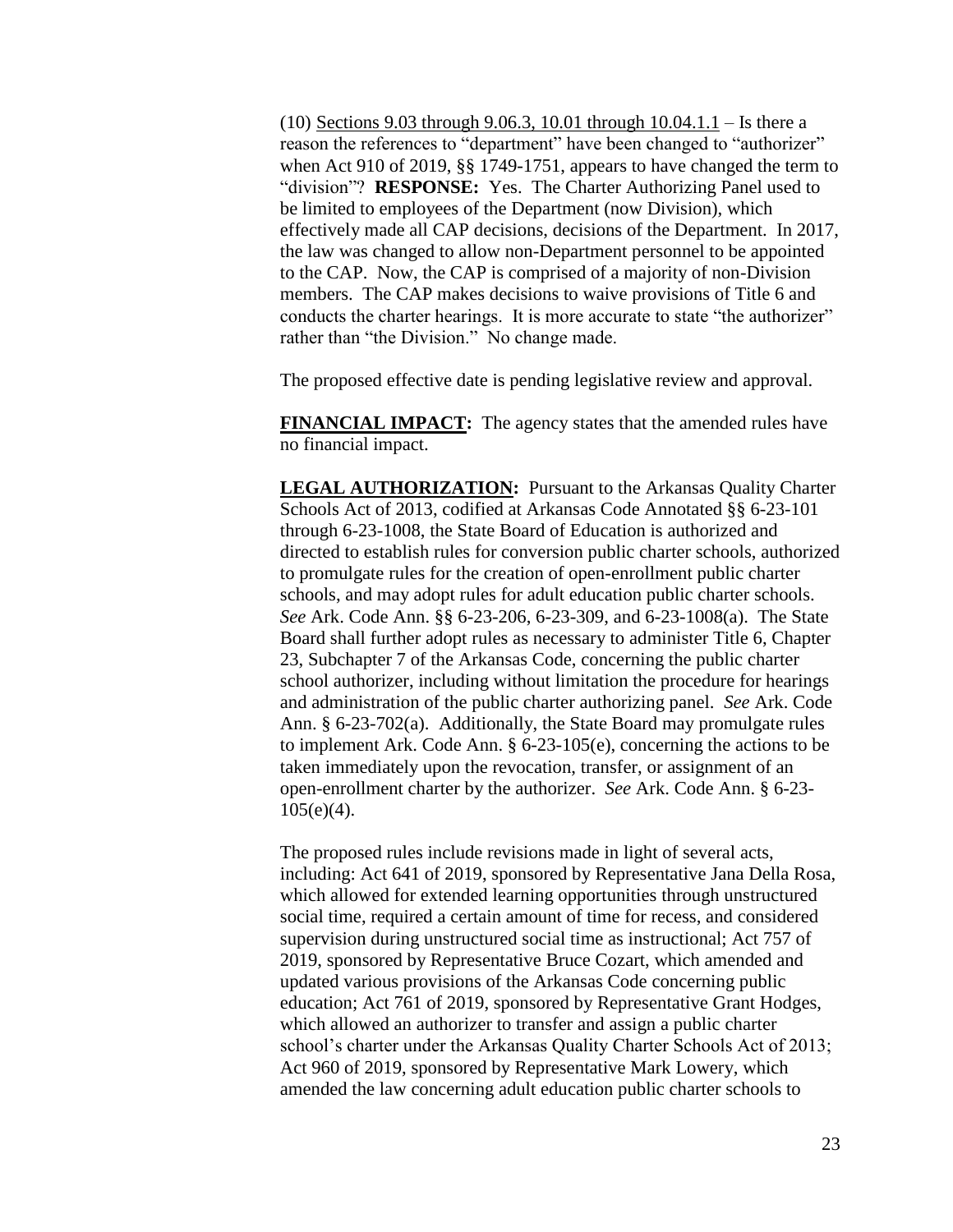(10) <u>Sections 9.03 through 9.06.3, 10.01 through 10.04.1.1</u> – Is there a reason the references to "department" have been changed to "authorizer" when Act 910 of 2019, §§ 1749-1751, appears to have changed the term to "division"? **RESPONSE:** Yes. The Charter Authorizing Panel used to be limited to employees of the Department (now Division), which effectively made all CAP decisions, decisions of the Department. In 2017, the law was changed to allow non-Department personnel to be appointed to the CAP. Now, the CAP is comprised of a majority of non-Division members. The CAP makes decisions to waive provisions of Title 6 and conducts the charter hearings. It is more accurate to state "the authorizer" rather than "the Division." No change made.

The proposed effective date is pending legislative review and approval.

**<u>FINANCIAL IMPACT</u>:** The agency states that the amended rules have no financial impact.

**<u>LEGAL AUTHORIZATION</u>:** Pursuant to the Arkansas Quality Charter Schools Act of 2013, codified at Arkansas Code Annotated §§ 6-23-101 through 6-23-1008, the State Board of Education is authorized and directed to establish rules for conversion public charter schools, authorized to promulgate rules for the creation of open-enrollment public charter schools, and may adopt rules for adult education public charter schools. *See* Ark. Code Ann. §§ 6-23-206, 6-23-309, and 6-23-1008(a). The State Board shall further adopt rules as necessary to administer Title 6, Chapter 23, Subchapter 7 of the Arkansas Code, concerning the public charter school authorizer, including without limitation the procedure for hearings and administration of the public charter authorizing panel. *See* Ark. Code Ann. § 6-23-702(a). Additionally, the State Board may promulgate rules to implement Ark. Code Ann. § 6-23-105(e), concerning the actions to be taken immediately upon the revocation, transfer, or assignment of an open-enrollment charter by the authorizer. *See* Ark. Code Ann. § 6-23-105(e)(4).

The proposed rules include revisions made in light of several acts, including: Act 641 of 2019, sponsored by Representative Jana Della Rosa, which allowed for extended learning opportunities through unstructured social time, required a certain amount of time for recess, and considered supervision during unstructured social time as instructional; Act 757 of 2019, sponsored by Representative Bruce Cozart, which amended and updated various provisions of the Arkansas Code concerning public education; Act 761 of 2019, sponsored by Representative Grant Hodges, which allowed an authorizer to transfer and assign a public charter school's charter under the Arkansas Quality Charter Schools Act of 2013; Act 960 of 2019, sponsored by Representative Mark Lowery, which amended the law concerning adult education public charter schools to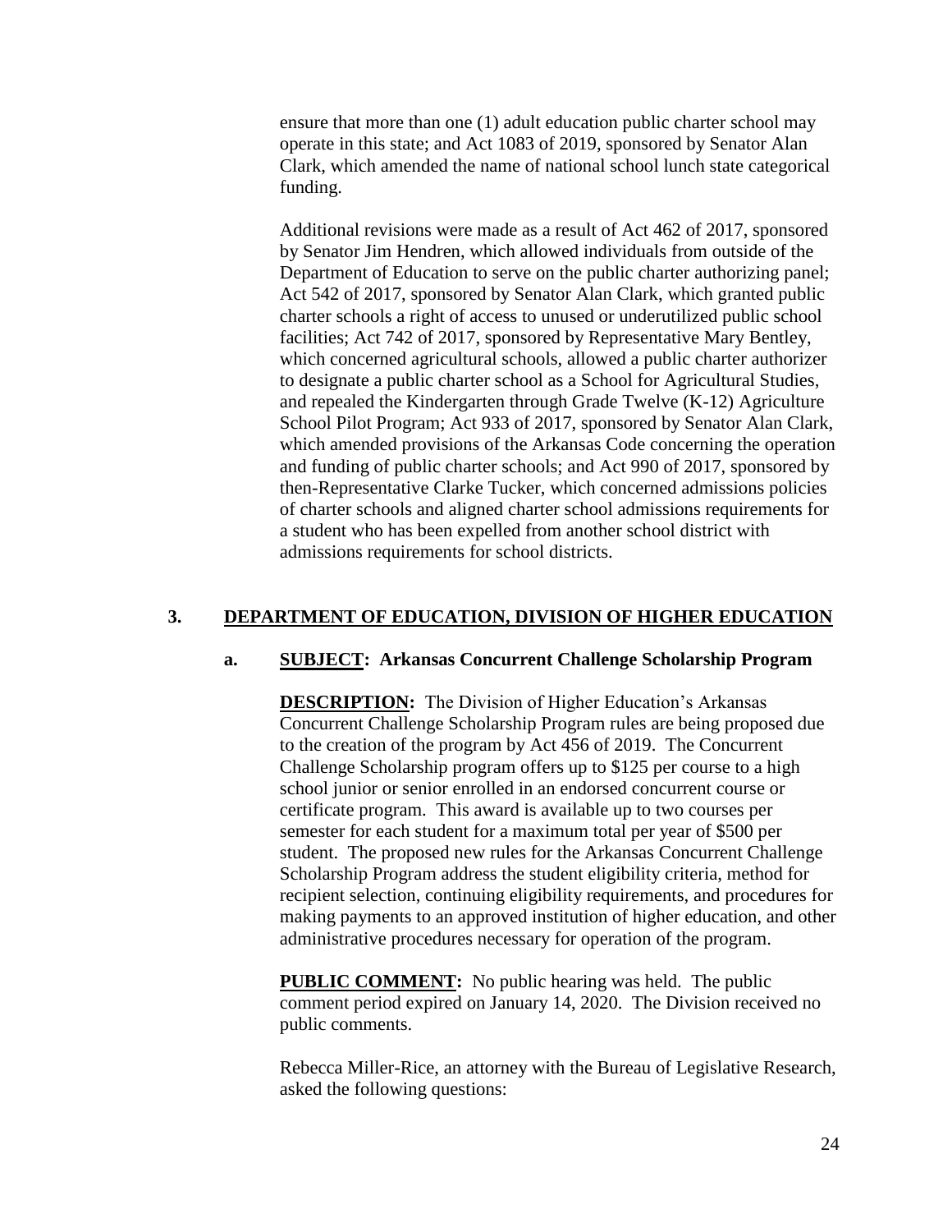ensure that more than one (1) adult education public charter school may operate in this state; and Act 1083 of 2019, sponsored by Senator Alan Clark, which amended the name of national school lunch state categorical funding.

Additional revisions were made as a result of Act 462 of 2017, sponsored by Senator Jim Hendren, which allowed individuals from outside of the Department of Education to serve on the public charter authorizing panel; Act 542 of 2017, sponsored by Senator Alan Clark, which granted public charter schools a right of access to unused or underutilized public school facilities; Act 742 of 2017, sponsored by Representative Mary Bentley, which concerned agricultural schools, allowed a public charter authorizer to designate a public charter school as a School for Agricultural Studies, and repealed the Kindergarten through Grade Twelve (K-12) Agriculture School Pilot Program; Act 933 of 2017, sponsored by Senator Alan Clark, which amended provisions of the Arkansas Code concerning the operation and funding of public charter schools; and Act 990 of 2017, sponsored by then-Representative Clarke Tucker, which concerned admissions policies of charter schools and aligned charter school admissions requirements for a student who has been expelled from another school district with admissions requirements for school districts.

## 3. <u>DEPARTMENT OF EDUCATION, DIVISION OF HIGHER EDUCATION</u>

### a. <u>SUBJECT</u>: Arkansas Concurrent Challenge Scholarship Program

**<u>DESCRIPTION</u>:** The Division of Higher Education's Arkansas Concurrent Challenge Scholarship Program rules are being proposed due to the creation of the program by Act 456 of 2019. The Concurrent Challenge Scholarship program offers up to $125 per course to a high school junior or senior enrolled in an endorsed concurrent course or certificate program. This award is available up to two courses per semester for each student for a maximum total per year of $500 per student. The proposed new rules for the Arkansas Concurrent Challenge Scholarship Program address the student eligibility criteria, method for recipient selection, continuing eligibility requirements, and procedures for making payments to an approved institution of higher education, and other administrative procedures necessary for operation of the program.

**<u>PUBLIC COMMENT</u>:** No public hearing was held. The public comment period expired on January 14, 2020. The Division received no public comments.

Rebecca Miller-Rice, an attorney with the Bureau of Legislative Research, asked the following questions: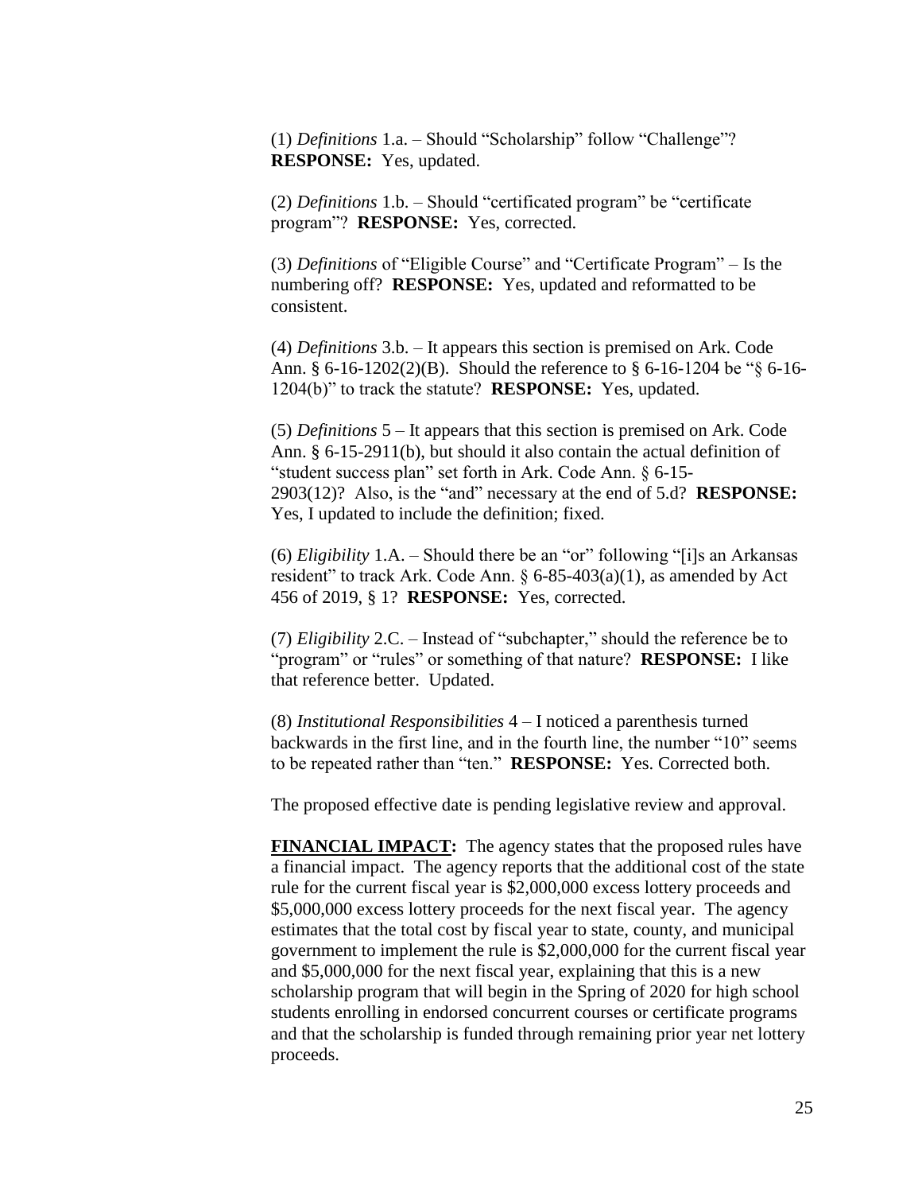(1) *Definitions* 1.a. – Should "Scholarship" follow "Challenge"? **RESPONSE:** Yes, updated.

(2) *Definitions* 1.b. – Should "certificated program" be "certificate program"? **RESPONSE:** Yes, corrected.

(3) *Definitions* of "Eligible Course" and "Certificate Program" – Is the numbering off? **RESPONSE:** Yes, updated and reformatted to be consistent.

(4) *Definitions* 3.b. – It appears this section is premised on Ark. Code Ann. § 6-16-1202(2)(B). Should the reference to § 6-16-1204 be "§ 6-16-1204(b)" to track the statute? **RESPONSE:** Yes, updated.

(5) *Definitions* 5 – It appears that this section is premised on Ark. Code Ann. § 6-15-2911(b), but should it also contain the actual definition of "student success plan" set forth in Ark. Code Ann. § 6-15-2903(12)? Also, is the "and" necessary at the end of 5.d? **RESPONSE:** Yes, I updated to include the definition; fixed.

(6) *Eligibility* 1.A. – Should there be an "or" following "[i]s an Arkansas resident" to track Ark. Code Ann. § 6-85-403(a)(1), as amended by Act 456 of 2019, § 1? **RESPONSE:** Yes, corrected.

(7) *Eligibility* 2.C. – Instead of "subchapter," should the reference be to "program" or "rules" or something of that nature? **RESPONSE:** I like that reference better. Updated.

(8) *Institutional Responsibilities* 4 – I noticed a parenthesis turned backwards in the first line, and in the fourth line, the number "10" seems to be repeated rather than "ten." **RESPONSE:** Yes. Corrected both.

The proposed effective date is pending legislative review and approval.

**FINANCIAL IMPACT:** The agency states that the proposed rules have a financial impact. The agency reports that the additional cost of the state rule for the current fiscal year is $2,000,000 excess lottery proceeds and $5,000,000 excess lottery proceeds for the next fiscal year. The agency estimates that the total cost by fiscal year to state, county, and municipal government to implement the rule is $2,000,000 for the current fiscal year and $5,000,000 for the next fiscal year, explaining that this is a new scholarship program that will begin in the Spring of 2020 for high school students enrolling in endorsed concurrent courses or certificate programs and that the scholarship is funded through remaining prior year net lottery proceeds.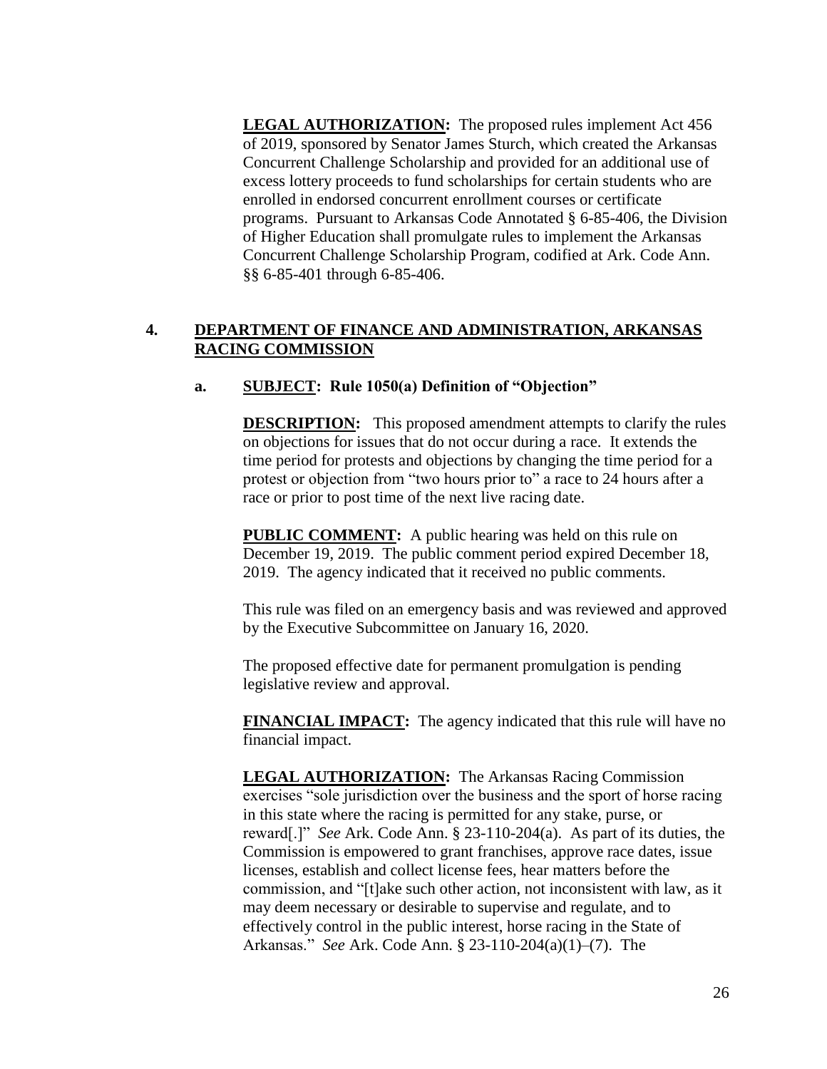**LEGAL AUTHORIZATION:** The proposed rules implement Act 456 of 2019, sponsored by Senator James Sturch, which created the Arkansas Concurrent Challenge Scholarship and provided for an additional use of excess lottery proceeds to fund scholarships for certain students who are enrolled in endorsed concurrent enrollment courses or certificate programs. Pursuant to Arkansas Code Annotated § 6-85-406, the Division of Higher Education shall promulgate rules to implement the Arkansas Concurrent Challenge Scholarship Program, codified at Ark. Code Ann. §§ 6-85-401 through 6-85-406.

## 4. DEPARTMENT OF FINANCE AND ADMINISTRATION, ARKANSAS RACING COMMISSION

### a. SUBJECT: Rule 1050(a) Definition of "Objection"

**DESCRIPTION:** This proposed amendment attempts to clarify the rules on objections for issues that do not occur during a race. It extends the time period for protests and objections by changing the time period for a protest or objection from "two hours prior to" a race to 24 hours after a race or prior to post time of the next live racing date.

**PUBLIC COMMENT:** A public hearing was held on this rule on December 19, 2019. The public comment period expired December 18, 2019. The agency indicated that it received no public comments.

This rule was filed on an emergency basis and was reviewed and approved by the Executive Subcommittee on January 16, 2020.

The proposed effective date for permanent promulgation is pending legislative review and approval.

**FINANCIAL IMPACT:** The agency indicated that this rule will have no financial impact.

**LEGAL AUTHORIZATION:** The Arkansas Racing Commission exercises "sole jurisdiction over the business and the sport of horse racing in this state where the racing is permitted for any stake, purse, or reward[.]" *See* Ark. Code Ann. § 23-110-204(a). As part of its duties, the Commission is empowered to grant franchises, approve race dates, issue licenses, establish and collect license fees, hear matters before the commission, and "[t]ake such other action, not inconsistent with law, as it may deem necessary or desirable to supervise and regulate, and to effectively control in the public interest, horse racing in the State of Arkansas." *See* Ark. Code Ann. § 23-110-204(a)(1)–(7). The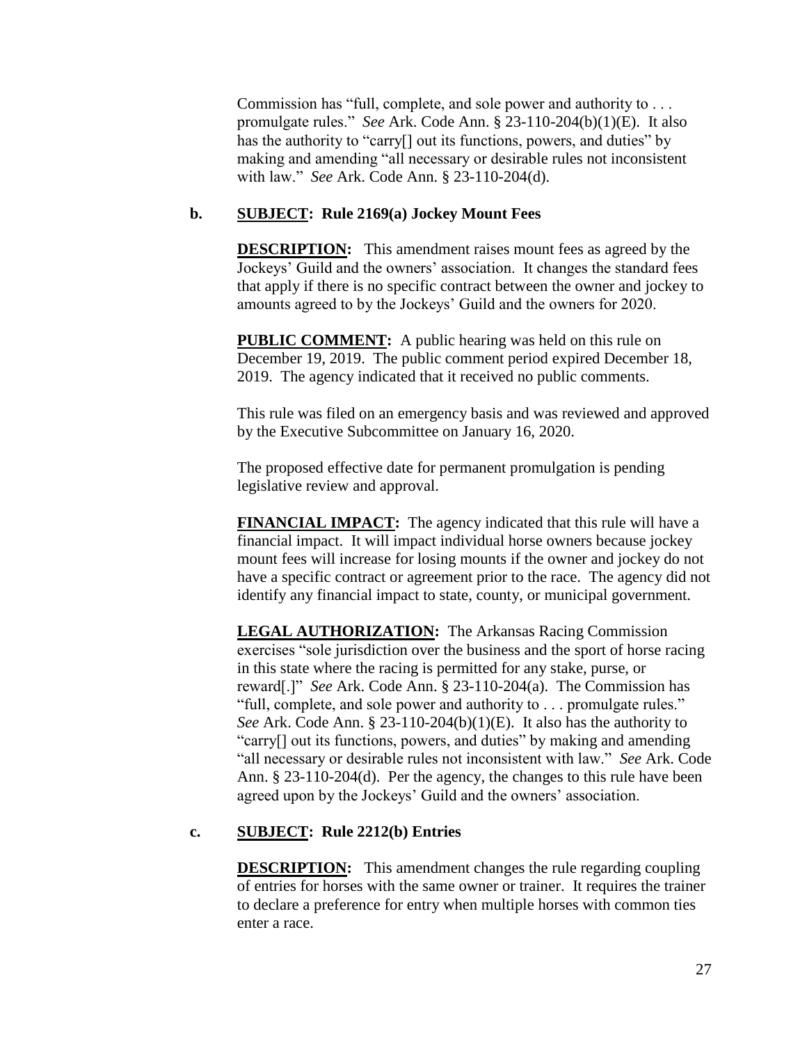Commission has "full, complete, and sole power and authority to . . . promulgate rules." *See* Ark. Code Ann. § 23-110-204(b)(1)(E). It also has the authority to "carry[] out its functions, powers, and duties" by making and amending "all necessary or desirable rules not inconsistent with law." *See* Ark. Code Ann. § 23-110-204(d).

**b. SUBJECT: Rule 2169(a) Jockey Mount Fees**

**DESCRIPTION:** This amendment raises mount fees as agreed by the Jockeys' Guild and the owners' association. It changes the standard fees that apply if there is no specific contract between the owner and jockey to amounts agreed to by the Jockeys' Guild and the owners for 2020.

**PUBLIC COMMENT:** A public hearing was held on this rule on December 19, 2019. The public comment period expired December 18, 2019. The agency indicated that it received no public comments.

This rule was filed on an emergency basis and was reviewed and approved by the Executive Subcommittee on January 16, 2020.

The proposed effective date for permanent promulgation is pending legislative review and approval.

**FINANCIAL IMPACT:** The agency indicated that this rule will have a financial impact. It will impact individual horse owners because jockey mount fees will increase for losing mounts if the owner and jockey do not have a specific contract or agreement prior to the race. The agency did not identify any financial impact to state, county, or municipal government.

**LEGAL AUTHORIZATION:** The Arkansas Racing Commission exercises "sole jurisdiction over the business and the sport of horse racing in this state where the racing is permitted for any stake, purse, or reward[.]" *See* Ark. Code Ann. § 23-110-204(a). The Commission has "full, complete, and sole power and authority to . . . promulgate rules." *See* Ark. Code Ann. § 23-110-204(b)(1)(E). It also has the authority to "carry[] out its functions, powers, and duties" by making and amending "all necessary or desirable rules not inconsistent with law." *See* Ark. Code Ann. § 23-110-204(d). Per the agency, the changes to this rule have been agreed upon by the Jockeys' Guild and the owners' association.

**c. SUBJECT: Rule 2212(b) Entries**

**DESCRIPTION:** This amendment changes the rule regarding coupling of entries for horses with the same owner or trainer. It requires the trainer to declare a preference for entry when multiple horses with common ties enter a race.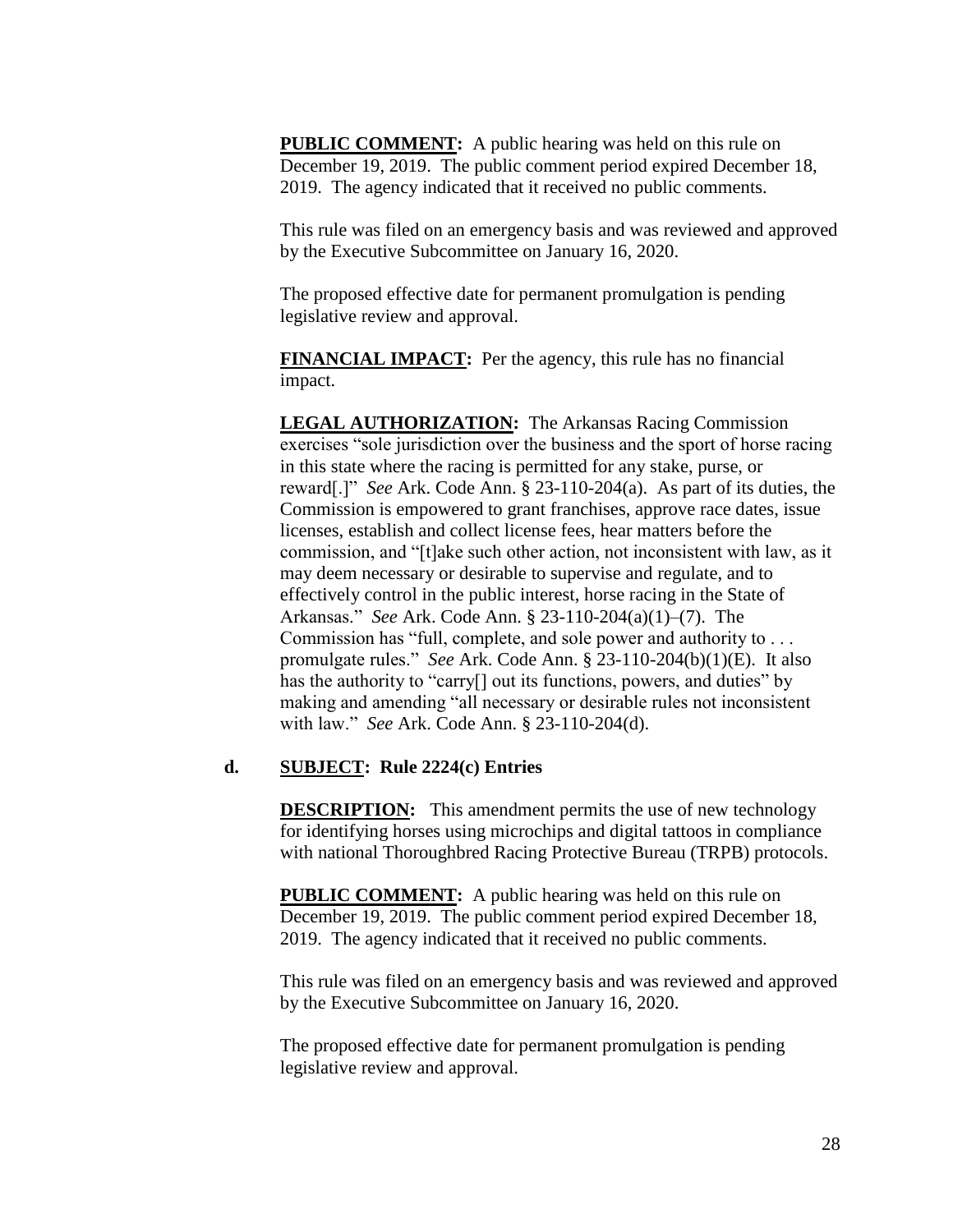**PUBLIC COMMENT:** A public hearing was held on this rule on December 19, 2019. The public comment period expired December 18, 2019. The agency indicated that it received no public comments.

This rule was filed on an emergency basis and was reviewed and approved by the Executive Subcommittee on January 16, 2020.

The proposed effective date for permanent promulgation is pending legislative review and approval.

**FINANCIAL IMPACT:** Per the agency, this rule has no financial impact.

**LEGAL AUTHORIZATION:** The Arkansas Racing Commission exercises "sole jurisdiction over the business and the sport of horse racing in this state where the racing is permitted for any stake, purse, or reward[.]" *See* Ark. Code Ann. § 23-110-204(a). As part of its duties, the Commission is empowered to grant franchises, approve race dates, issue licenses, establish and collect license fees, hear matters before the commission, and "[t]ake such other action, not inconsistent with law, as it may deem necessary or desirable to supervise and regulate, and to effectively control in the public interest, horse racing in the State of Arkansas." *See* Ark. Code Ann. § 23-110-204(a)(1)–(7). The Commission has "full, complete, and sole power and authority to . . . promulgate rules." *See* Ark. Code Ann. § 23-110-204(b)(1)(E). It also has the authority to "carry[] out its functions, powers, and duties" by making and amending "all necessary or desirable rules not inconsistent with law." *See* Ark. Code Ann. § 23-110-204(d).

**d. SUBJECT: Rule 2224(c) Entries**

**DESCRIPTION:** This amendment permits the use of new technology for identifying horses using microchips and digital tattoos in compliance with national Thoroughbred Racing Protective Bureau (TRPB) protocols.

**PUBLIC COMMENT:** A public hearing was held on this rule on December 19, 2019. The public comment period expired December 18, 2019. The agency indicated that it received no public comments.

This rule was filed on an emergency basis and was reviewed and approved by the Executive Subcommittee on January 16, 2020.

The proposed effective date for permanent promulgation is pending legislative review and approval.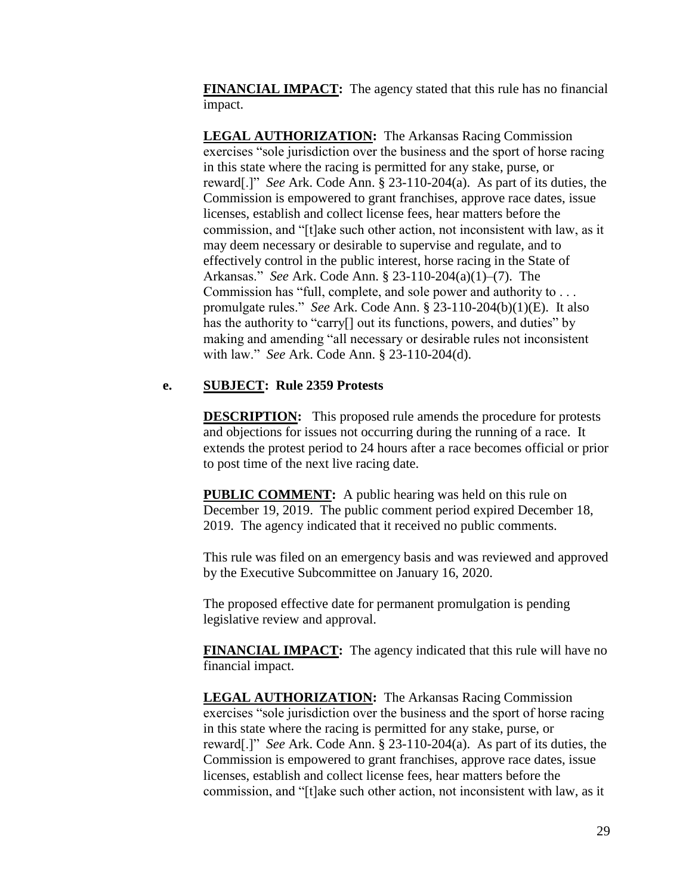**FINANCIAL IMPACT:** The agency stated that this rule has no financial impact.

**LEGAL AUTHORIZATION:** The Arkansas Racing Commission exercises "sole jurisdiction over the business and the sport of horse racing in this state where the racing is permitted for any stake, purse, or reward[.]" *See* Ark. Code Ann. § 23-110-204(a). As part of its duties, the Commission is empowered to grant franchises, approve race dates, issue licenses, establish and collect license fees, hear matters before the commission, and "[t]ake such other action, not inconsistent with law, as it may deem necessary or desirable to supervise and regulate, and to effectively control in the public interest, horse racing in the State of Arkansas." *See* Ark. Code Ann. § 23-110-204(a)(1)–(7). The Commission has "full, complete, and sole power and authority to . . . promulgate rules." *See* Ark. Code Ann. § 23-110-204(b)(1)(E). It also has the authority to "carry[] out its functions, powers, and duties" by making and amending "all necessary or desirable rules not inconsistent with law." *See* Ark. Code Ann. § 23-110-204(d).

**e. SUBJECT: Rule 2359 Protests**

**DESCRIPTION:** This proposed rule amends the procedure for protests and objections for issues not occurring during the running of a race. It extends the protest period to 24 hours after a race becomes official or prior to post time of the next live racing date.

**PUBLIC COMMENT:** A public hearing was held on this rule on December 19, 2019. The public comment period expired December 18, 2019. The agency indicated that it received no public comments.

This rule was filed on an emergency basis and was reviewed and approved by the Executive Subcommittee on January 16, 2020.

The proposed effective date for permanent promulgation is pending legislative review and approval.

**FINANCIAL IMPACT:** The agency indicated that this rule will have no financial impact.

**LEGAL AUTHORIZATION:** The Arkansas Racing Commission exercises "sole jurisdiction over the business and the sport of horse racing in this state where the racing is permitted for any stake, purse, or reward[.]" *See* Ark. Code Ann. § 23-110-204(a). As part of its duties, the Commission is empowered to grant franchises, approve race dates, issue licenses, establish and collect license fees, hear matters before the commission, and "[t]ake such other action, not inconsistent with law, as it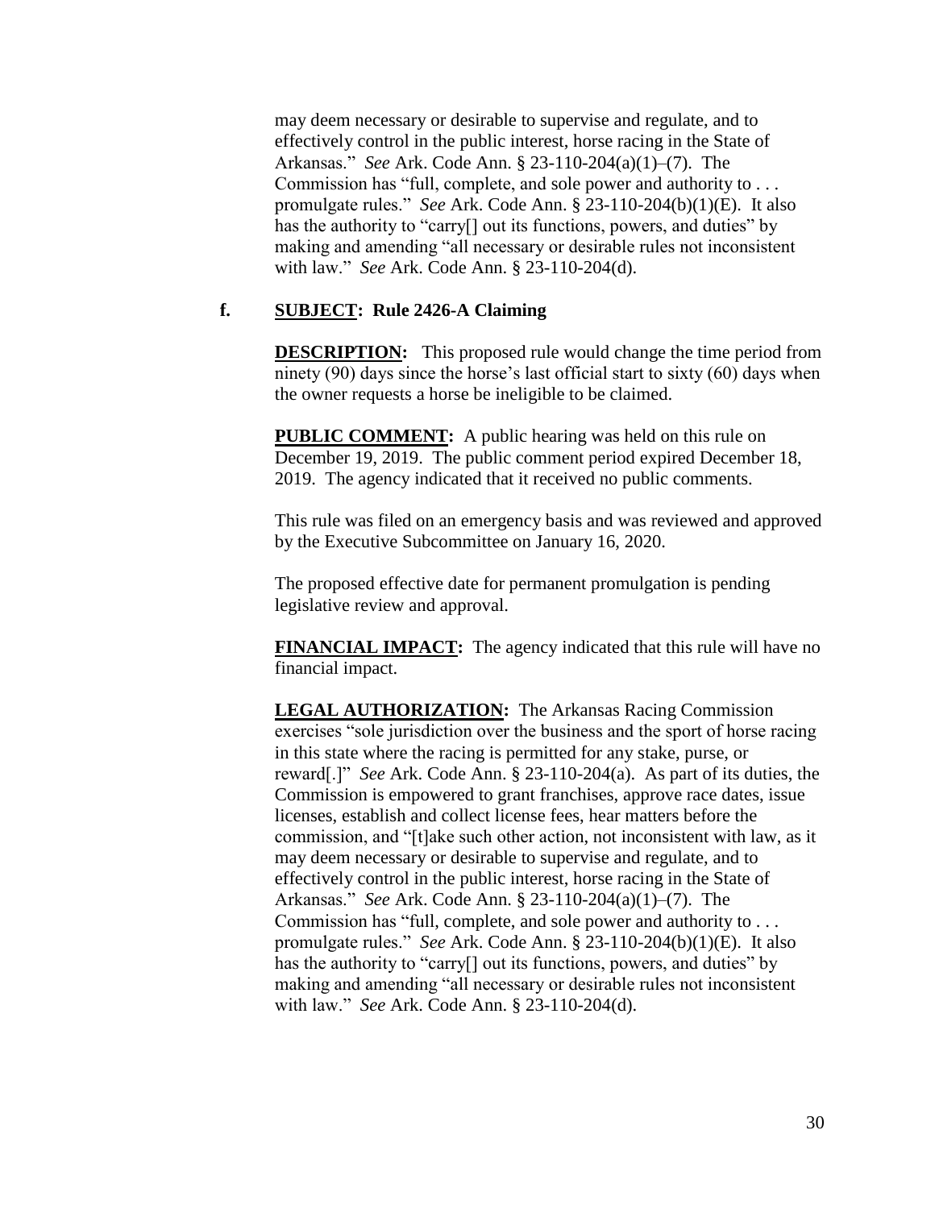may deem necessary or desirable to supervise and regulate, and to effectively control in the public interest, horse racing in the State of Arkansas." *See* Ark. Code Ann. § 23-110-204(a)(1)–(7). The Commission has "full, complete, and sole power and authority to . . . promulgate rules." *See* Ark. Code Ann. § 23-110-204(b)(1)(E). It also has the authority to "carry[] out its functions, powers, and duties" by making and amending "all necessary or desirable rules not inconsistent with law." *See* Ark. Code Ann. § 23-110-204(d).

**f. <u>SUBJECT</u>: Rule 2426-A Claiming**

**<u>DESCRIPTION</u>:** This proposed rule would change the time period from ninety (90) days since the horse's last official start to sixty (60) days when the owner requests a horse be ineligible to be claimed.

**<u>PUBLIC COMMENT</u>:** A public hearing was held on this rule on December 19, 2019. The public comment period expired December 18, 2019. The agency indicated that it received no public comments.

This rule was filed on an emergency basis and was reviewed and approved by the Executive Subcommittee on January 16, 2020.

The proposed effective date for permanent promulgation is pending legislative review and approval.

**<u>FINANCIAL IMPACT</u>:** The agency indicated that this rule will have no financial impact.

**<u>LEGAL AUTHORIZATION</u>:** The Arkansas Racing Commission exercises "sole jurisdiction over the business and the sport of horse racing in this state where the racing is permitted for any stake, purse, or reward[.]" *See* Ark. Code Ann. § 23-110-204(a). As part of its duties, the Commission is empowered to grant franchises, approve race dates, issue licenses, establish and collect license fees, hear matters before the commission, and "[t]ake such other action, not inconsistent with law, as it may deem necessary or desirable to supervise and regulate, and to effectively control in the public interest, horse racing in the State of Arkansas." *See* Ark. Code Ann. § 23-110-204(a)(1)–(7). The Commission has "full, complete, and sole power and authority to . . . promulgate rules." *See* Ark. Code Ann. § 23-110-204(b)(1)(E). It also has the authority to "carry[] out its functions, powers, and duties" by making and amending "all necessary or desirable rules not inconsistent with law." *See* Ark. Code Ann. § 23-110-204(d).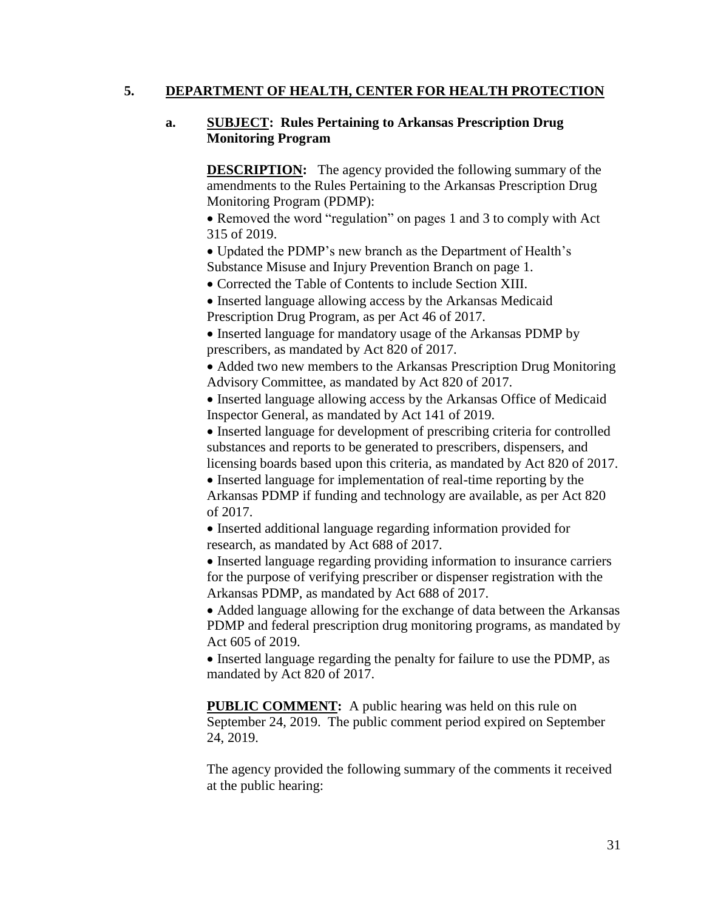## 5. DEPARTMENT OF HEALTH, CENTER FOR HEALTH PROTECTION

### a. SUBJECT: Rules Pertaining to Arkansas Prescription Drug Monitoring Program

**DESCRIPTION:** The agency provided the following summary of the amendments to the Rules Pertaining to the Arkansas Prescription Drug Monitoring Program (PDMP):

- Removed the word "regulation" on pages 1 and 3 to comply with Act 315 of 2019.
- Updated the PDMP's new branch as the Department of Health's Substance Misuse and Injury Prevention Branch on page 1.
- Corrected the Table of Contents to include Section XIII.
- Inserted language allowing access by the Arkansas Medicaid Prescription Drug Program, as per Act 46 of 2017.
- Inserted language for mandatory usage of the Arkansas PDMP by prescribers, as mandated by Act 820 of 2017.
- Added two new members to the Arkansas Prescription Drug Monitoring Advisory Committee, as mandated by Act 820 of 2017.
- Inserted language allowing access by the Arkansas Office of Medicaid Inspector General, as mandated by Act 141 of 2019.
- Inserted language for development of prescribing criteria for controlled substances and reports to be generated to prescribers, dispensers, and licensing boards based upon this criteria, as mandated by Act 820 of 2017.
- Inserted language for implementation of real-time reporting by the Arkansas PDMP if funding and technology are available, as per Act 820 of 2017.
- Inserted additional language regarding information provided for research, as mandated by Act 688 of 2017.
- Inserted language regarding providing information to insurance carriers for the purpose of verifying prescriber or dispenser registration with the Arkansas PDMP, as mandated by Act 688 of 2017.
- Added language allowing for the exchange of data between the Arkansas PDMP and federal prescription drug monitoring programs, as mandated by Act 605 of 2019.
- Inserted language regarding the penalty for failure to use the PDMP, as mandated by Act 820 of 2017.

**PUBLIC COMMENT:** A public hearing was held on this rule on September 24, 2019. The public comment period expired on September 24, 2019.

The agency provided the following summary of the comments it received at the public hearing: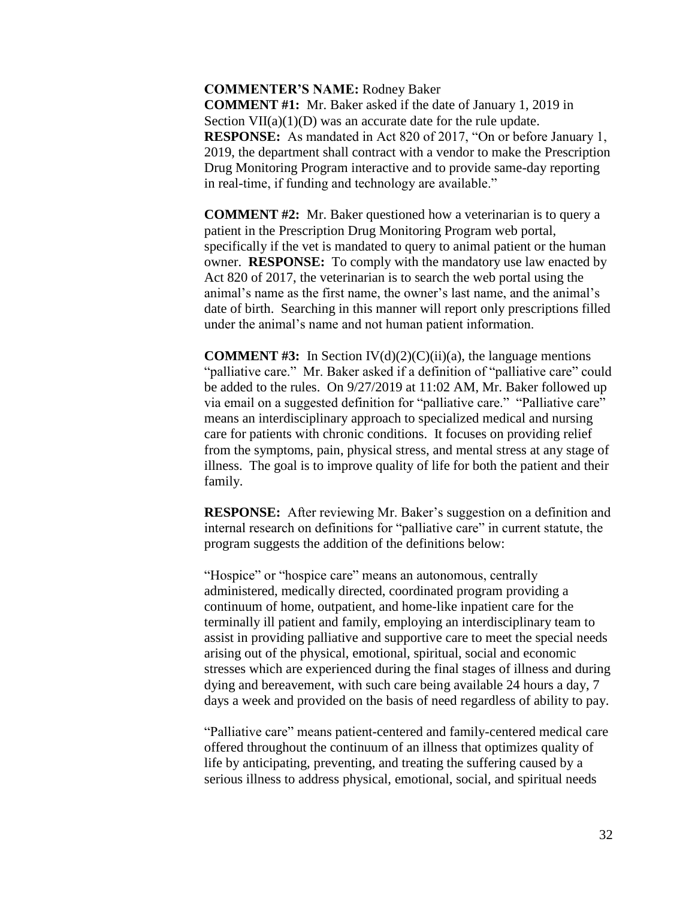**COMMENTER'S NAME:** Rodney Baker

**COMMENT #1:** Mr. Baker asked if the date of January 1, 2019 in Section VII(a)(1)(D) was an accurate date for the rule update.
**RESPONSE:** As mandated in Act 820 of 2017, "On or before January 1, 2019, the department shall contract with a vendor to make the Prescription Drug Monitoring Program interactive and to provide same-day reporting in real-time, if funding and technology are available."

**COMMENT #2:** Mr. Baker questioned how a veterinarian is to query a patient in the Prescription Drug Monitoring Program web portal, specifically if the vet is mandated to query to animal patient or the human owner. **RESPONSE:** To comply with the mandatory use law enacted by Act 820 of 2017, the veterinarian is to search the web portal using the animal's name as the first name, the owner's last name, and the animal's date of birth. Searching in this manner will report only prescriptions filled under the animal's name and not human patient information.

**COMMENT #3:** In Section IV(d)(2)(C)(ii)(a), the language mentions "palliative care." Mr. Baker asked if a definition of "palliative care" could be added to the rules. On 9/27/2019 at 11:02 AM, Mr. Baker followed up via email on a suggested definition for "palliative care." "Palliative care" means an interdisciplinary approach to specialized medical and nursing care for patients with chronic conditions. It focuses on providing relief from the symptoms, pain, physical stress, and mental stress at any stage of illness. The goal is to improve quality of life for both the patient and their family.

**RESPONSE:** After reviewing Mr. Baker's suggestion on a definition and internal research on definitions for "palliative care" in current statute, the program suggests the addition of the definitions below:

"Hospice" or "hospice care" means an autonomous, centrally administered, medically directed, coordinated program providing a continuum of home, outpatient, and home-like inpatient care for the terminally ill patient and family, employing an interdisciplinary team to assist in providing palliative and supportive care to meet the special needs arising out of the physical, emotional, spiritual, social and economic stresses which are experienced during the final stages of illness and during dying and bereavement, with such care being available 24 hours a day, 7 days a week and provided on the basis of need regardless of ability to pay.

"Palliative care" means patient-centered and family-centered medical care offered throughout the continuum of an illness that optimizes quality of life by anticipating, preventing, and treating the suffering caused by a serious illness to address physical, emotional, social, and spiritual needs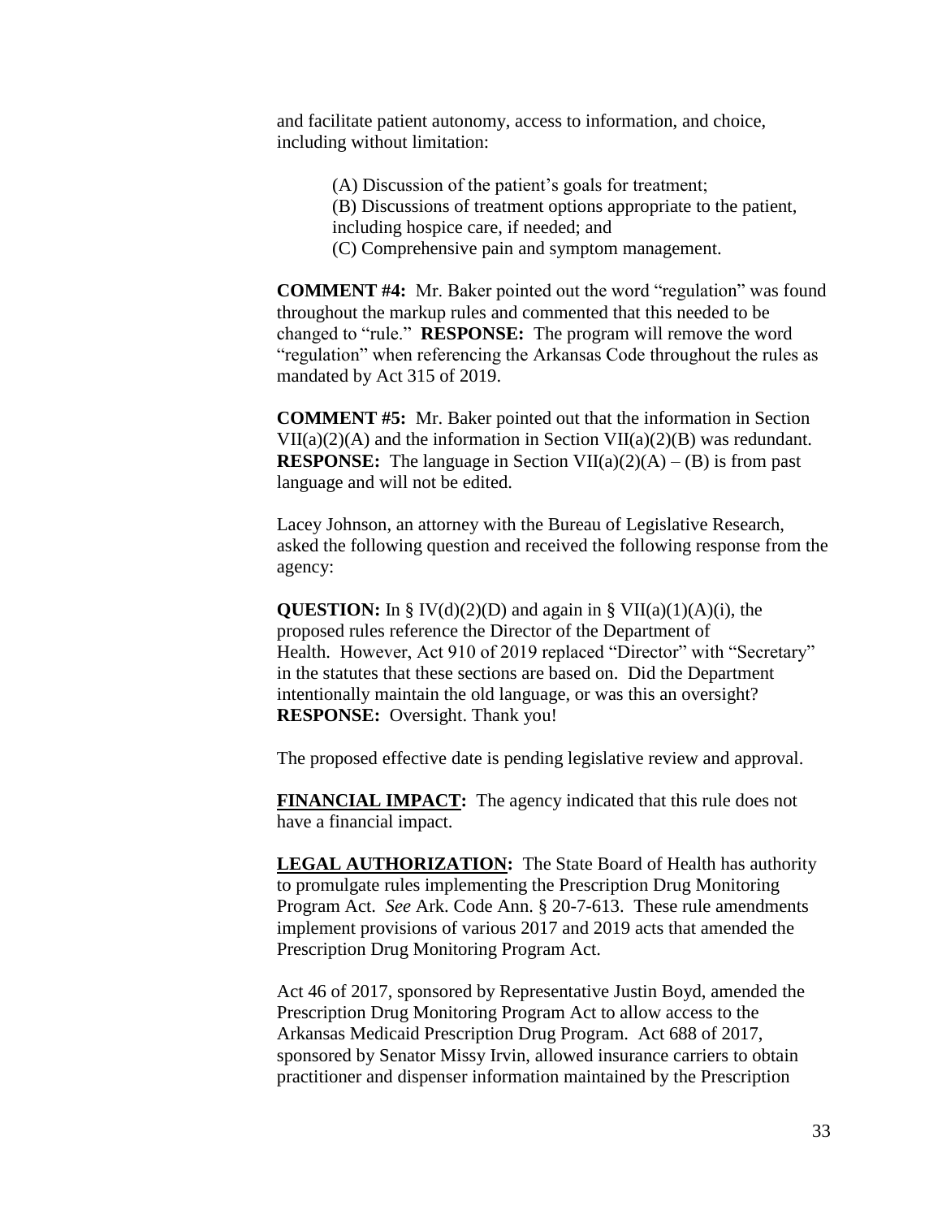and facilitate patient autonomy, access to information, and choice, including without limitation:

(A) Discussion of the patient's goals for treatment;
(B) Discussions of treatment options appropriate to the patient, including hospice care, if needed; and
(C) Comprehensive pain and symptom management.

**COMMENT #4:** Mr. Baker pointed out the word "regulation" was found throughout the markup rules and commented that this needed to be changed to "rule." **RESPONSE:** The program will remove the word "regulation" when referencing the Arkansas Code throughout the rules as mandated by Act 315 of 2019.

**COMMENT #5:** Mr. Baker pointed out that the information in Section VII(a)(2)(A) and the information in Section VII(a)(2)(B) was redundant. **RESPONSE:** The language in Section VII(a)(2)(A) – (B) is from past language and will not be edited.

Lacey Johnson, an attorney with the Bureau of Legislative Research, asked the following question and received the following response from the agency:

**QUESTION:** In § IV(d)(2)(D) and again in § VII(a)(1)(A)(i), the proposed rules reference the Director of the Department of Health. However, Act 910 of 2019 replaced "Director" with "Secretary" in the statutes that these sections are based on. Did the Department intentionally maintain the old language, or was this an oversight? **RESPONSE:** Oversight. Thank you!

The proposed effective date is pending legislative review and approval.

**FINANCIAL IMPACT:** The agency indicated that this rule does not have a financial impact.

**LEGAL AUTHORIZATION:** The State Board of Health has authority to promulgate rules implementing the Prescription Drug Monitoring Program Act. *See* Ark. Code Ann. § 20-7-613. These rule amendments implement provisions of various 2017 and 2019 acts that amended the Prescription Drug Monitoring Program Act.

Act 46 of 2017, sponsored by Representative Justin Boyd, amended the Prescription Drug Monitoring Program Act to allow access to the Arkansas Medicaid Prescription Drug Program. Act 688 of 2017, sponsored by Senator Missy Irvin, allowed insurance carriers to obtain practitioner and dispenser information maintained by the Prescription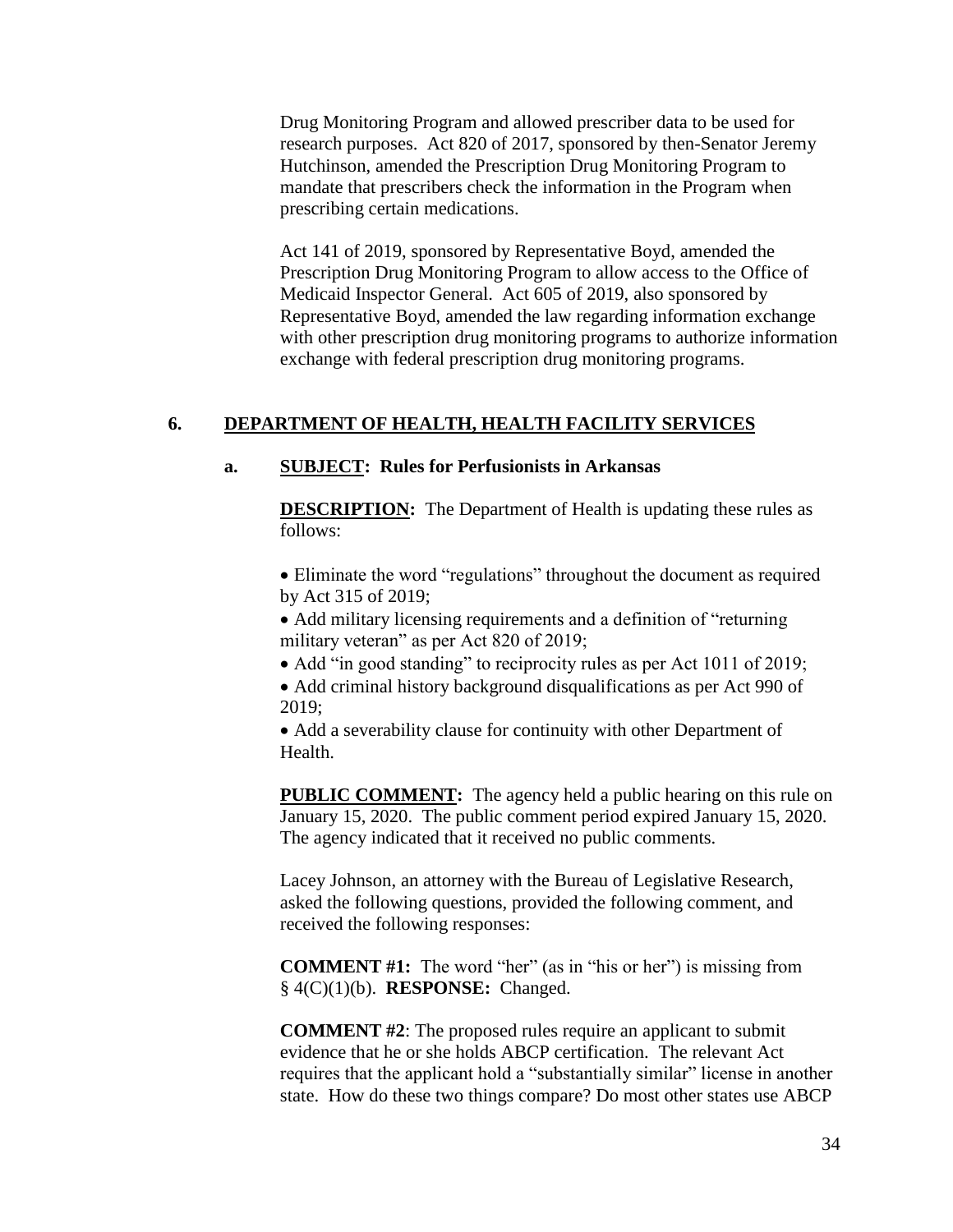Drug Monitoring Program and allowed prescriber data to be used for research purposes. Act 820 of 2017, sponsored by then-Senator Jeremy Hutchinson, amended the Prescription Drug Monitoring Program to mandate that prescribers check the information in the Program when prescribing certain medications.

Act 141 of 2019, sponsored by Representative Boyd, amended the Prescription Drug Monitoring Program to allow access to the Office of Medicaid Inspector General. Act 605 of 2019, also sponsored by Representative Boyd, amended the law regarding information exchange with other prescription drug monitoring programs to authorize information exchange with federal prescription drug monitoring programs.

## 6. DEPARTMENT OF HEALTH, HEALTH FACILITY SERVICES

### a. SUBJECT: Rules for Perfusionists in Arkansas

**DESCRIPTION:** The Department of Health is updating these rules as follows:

- Eliminate the word "regulations" throughout the document as required by Act 315 of 2019;
- Add military licensing requirements and a definition of "returning military veteran" as per Act 820 of 2019;
- Add "in good standing" to reciprocity rules as per Act 1011 of 2019;
- Add criminal history background disqualifications as per Act 990 of 2019;
- Add a severability clause for continuity with other Department of Health.

**PUBLIC COMMENT:** The agency held a public hearing on this rule on January 15, 2020. The public comment period expired January 15, 2020. The agency indicated that it received no public comments.

Lacey Johnson, an attorney with the Bureau of Legislative Research, asked the following questions, provided the following comment, and received the following responses:

**COMMENT #1:** The word "her" (as in "his or her") is missing from § 4(C)(1)(b). **RESPONSE:** Changed.

**COMMENT #2**: The proposed rules require an applicant to submit evidence that he or she holds ABCP certification. The relevant Act requires that the applicant hold a "substantially similar" license in another state. How do these two things compare? Do most other states use ABCP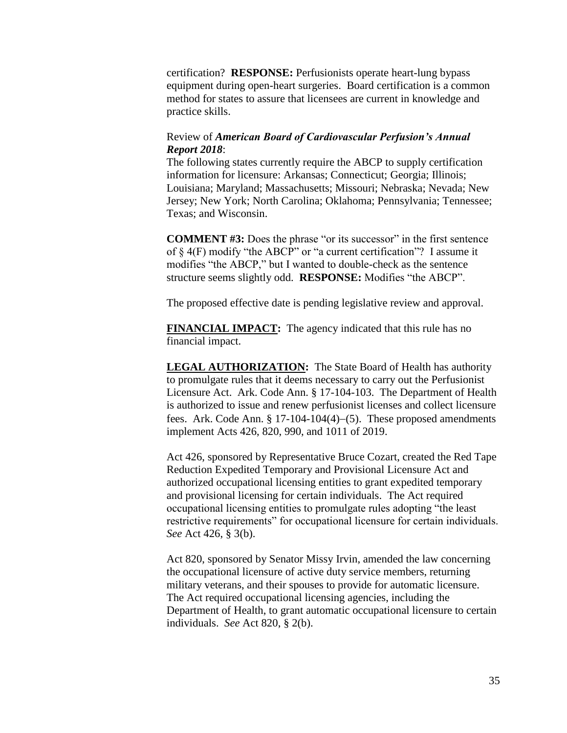certification? **RESPONSE:** Perfusionists operate heart-lung bypass equipment during open-heart surgeries. Board certification is a common method for states to assure that licensees are current in knowledge and practice skills.

Review of ***American Board of Cardiovascular Perfusion's Annual Report 2018***:
The following states currently require the ABCP to supply certification information for licensure: Arkansas; Connecticut; Georgia; Illinois; Louisiana; Maryland; Massachusetts; Missouri; Nebraska; Nevada; New Jersey; New York; North Carolina; Oklahoma; Pennsylvania; Tennessee; Texas; and Wisconsin.

**COMMENT #3:** Does the phrase "or its successor" in the first sentence of § 4(F) modify "the ABCP" or "a current certification"? I assume it modifies "the ABCP," but I wanted to double-check as the sentence structure seems slightly odd. **RESPONSE:** Modifies "the ABCP".

The proposed effective date is pending legislative review and approval.

**FINANCIAL IMPACT:** The agency indicated that this rule has no financial impact.

**LEGAL AUTHORIZATION:** The State Board of Health has authority to promulgate rules that it deems necessary to carry out the Perfusionist Licensure Act. Ark. Code Ann. § 17-104-103. The Department of Health is authorized to issue and renew perfusionist licenses and collect licensure fees. Ark. Code Ann. § 17-104-104(4)–(5). These proposed amendments implement Acts 426, 820, 990, and 1011 of 2019.

Act 426, sponsored by Representative Bruce Cozart, created the Red Tape Reduction Expedited Temporary and Provisional Licensure Act and authorized occupational licensing entities to grant expedited temporary and provisional licensing for certain individuals. The Act required occupational licensing entities to promulgate rules adopting "the least restrictive requirements" for occupational licensure for certain individuals. *See* Act 426, § 3(b).

Act 820, sponsored by Senator Missy Irvin, amended the law concerning the occupational licensure of active duty service members, returning military veterans, and their spouses to provide for automatic licensure. The Act required occupational licensing agencies, including the Department of Health, to grant automatic occupational licensure to certain individuals. *See* Act 820, § 2(b).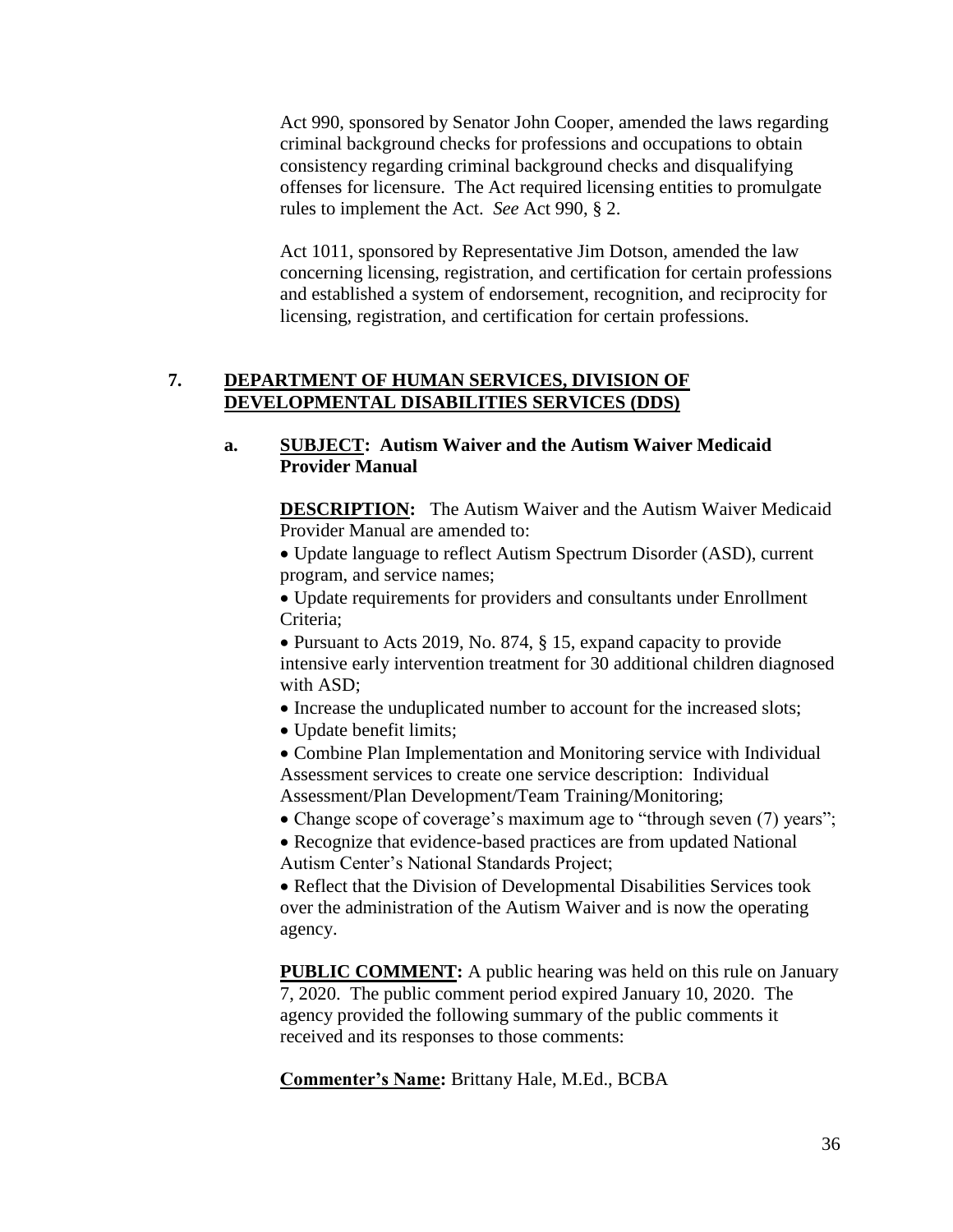Act 990, sponsored by Senator John Cooper, amended the laws regarding criminal background checks for professions and occupations to obtain consistency regarding criminal background checks and disqualifying offenses for licensure. The Act required licensing entities to promulgate rules to implement the Act. *See* Act 990, § 2.

Act 1011, sponsored by Representative Jim Dotson, amended the law concerning licensing, registration, and certification for certain professions and established a system of endorsement, recognition, and reciprocity for licensing, registration, and certification for certain professions.

## 7. DEPARTMENT OF HUMAN SERVICES, DIVISION OF DEVELOPMENTAL DISABILITIES SERVICES (DDS)

### a. SUBJECT: Autism Waiver and the Autism Waiver Medicaid Provider Manual

**DESCRIPTION:** The Autism Waiver and the Autism Waiver Medicaid Provider Manual are amended to:

- Update language to reflect Autism Spectrum Disorder (ASD), current program, and service names;
- Update requirements for providers and consultants under Enrollment Criteria;
- Pursuant to Acts 2019, No. 874, § 15, expand capacity to provide intensive early intervention treatment for 30 additional children diagnosed with ASD;
- Increase the unduplicated number to account for the increased slots;
- Update benefit limits;
- Combine Plan Implementation and Monitoring service with Individual Assessment services to create one service description: Individual Assessment/Plan Development/Team Training/Monitoring;
- Change scope of coverage's maximum age to "through seven (7) years";
- Recognize that evidence-based practices are from updated National Autism Center's National Standards Project;
- Reflect that the Division of Developmental Disabilities Services took over the administration of the Autism Waiver and is now the operating agency.

**PUBLIC COMMENT:** A public hearing was held on this rule on January 7, 2020. The public comment period expired January 10, 2020. The agency provided the following summary of the public comments it received and its responses to those comments:

**Commenter's Name:** Brittany Hale, M.Ed., BCBA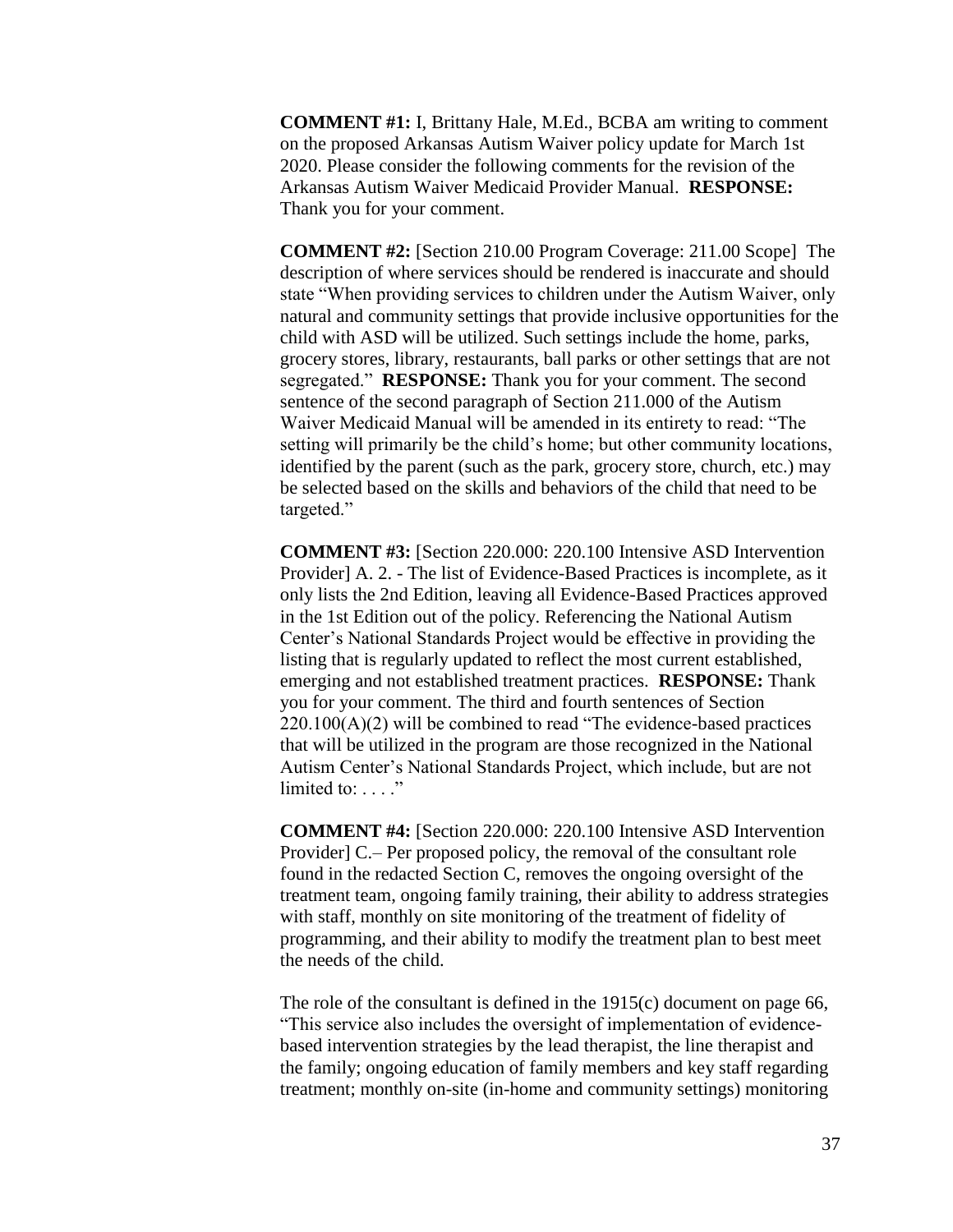**COMMENT #1:** I, Brittany Hale, M.Ed., BCBA am writing to comment on the proposed Arkansas Autism Waiver policy update for March 1st 2020. Please consider the following comments for the revision of the Arkansas Autism Waiver Medicaid Provider Manual. **RESPONSE:** Thank you for your comment.

**COMMENT #2:** [Section 210.00 Program Coverage: 211.00 Scope] The description of where services should be rendered is inaccurate and should state "When providing services to children under the Autism Waiver, only natural and community settings that provide inclusive opportunities for the child with ASD will be utilized. Such settings include the home, parks, grocery stores, library, restaurants, ball parks or other settings that are not segregated." **RESPONSE:** Thank you for your comment. The second sentence of the second paragraph of Section 211.000 of the Autism Waiver Medicaid Manual will be amended in its entirety to read: "The setting will primarily be the child's home; but other community locations, identified by the parent (such as the park, grocery store, church, etc.) may be selected based on the skills and behaviors of the child that need to be targeted."

**COMMENT #3:** [Section 220.000: 220.100 Intensive ASD Intervention Provider] A. 2. - The list of Evidence-Based Practices is incomplete, as it only lists the 2nd Edition, leaving all Evidence-Based Practices approved in the 1st Edition out of the policy. Referencing the National Autism Center's National Standards Project would be effective in providing the listing that is regularly updated to reflect the most current established, emerging and not established treatment practices. **RESPONSE:** Thank you for your comment. The third and fourth sentences of Section 220.100(A)(2) will be combined to read "The evidence-based practices that will be utilized in the program are those recognized in the National Autism Center's National Standards Project, which include, but are not limited to: . . . ."

**COMMENT #4:** [Section 220.000: 220.100 Intensive ASD Intervention Provider] C.– Per proposed policy, the removal of the consultant role found in the redacted Section C, removes the ongoing oversight of the treatment team, ongoing family training, their ability to address strategies with staff, monthly on site monitoring of the treatment of fidelity of programming, and their ability to modify the treatment plan to best meet the needs of the child.

The role of the consultant is defined in the 1915(c) document on page 66, "This service also includes the oversight of implementation of evidence-based intervention strategies by the lead therapist, the line therapist and the family; ongoing education of family members and key staff regarding treatment; monthly on-site (in-home and community settings) monitoring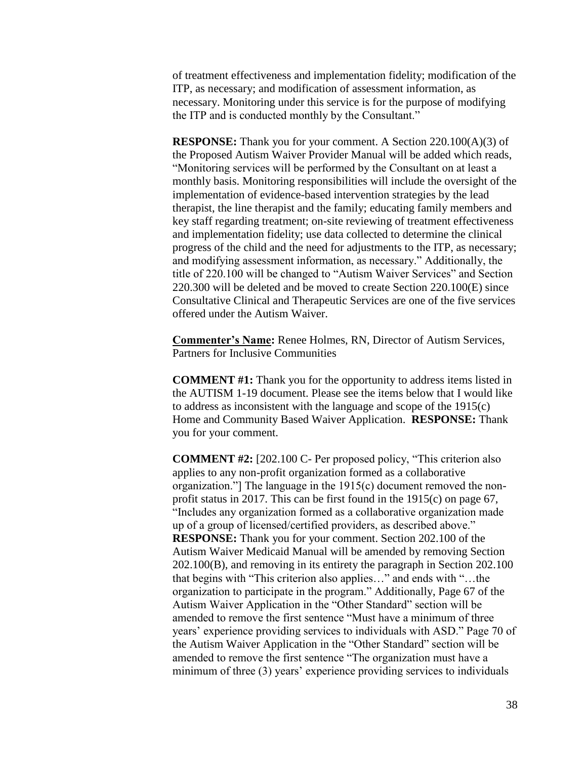of treatment effectiveness and implementation fidelity; modification of the ITP, as necessary; and modification of assessment information, as necessary. Monitoring under this service is for the purpose of modifying the ITP and is conducted monthly by the Consultant."

**RESPONSE:** Thank you for your comment. A Section 220.100(A)(3) of the Proposed Autism Waiver Provider Manual will be added which reads, "Monitoring services will be performed by the Consultant on at least a monthly basis. Monitoring responsibilities will include the oversight of the implementation of evidence-based intervention strategies by the lead therapist, the line therapist and the family; educating family members and key staff regarding treatment; on-site reviewing of treatment effectiveness and implementation fidelity; use data collected to determine the clinical progress of the child and the need for adjustments to the ITP, as necessary; and modifying assessment information, as necessary." Additionally, the title of 220.100 will be changed to "Autism Waiver Services" and Section 220.300 will be deleted and be moved to create Section 220.100(E) since Consultative Clinical and Therapeutic Services are one of the five services offered under the Autism Waiver.

**Commenter's Name:** Renee Holmes, RN, Director of Autism Services, Partners for Inclusive Communities

**COMMENT #1:** Thank you for the opportunity to address items listed in the AUTISM 1-19 document. Please see the items below that I would like to address as inconsistent with the language and scope of the 1915(c) Home and Community Based Waiver Application. **RESPONSE:** Thank you for your comment.

**COMMENT #2:** [202.100 C- Per proposed policy, "This criterion also applies to any non-profit organization formed as a collaborative organization."] The language in the 1915(c) document removed the non-profit status in 2017. This can be first found in the 1915(c) on page 67, "Includes any organization formed as a collaborative organization made up of a group of licensed/certified providers, as described above." **RESPONSE:** Thank you for your comment. Section 202.100 of the Autism Waiver Medicaid Manual will be amended by removing Section 202.100(B), and removing in its entirety the paragraph in Section 202.100 that begins with "This criterion also applies…" and ends with "…the organization to participate in the program." Additionally, Page 67 of the Autism Waiver Application in the "Other Standard" section will be amended to remove the first sentence "Must have a minimum of three years' experience providing services to individuals with ASD." Page 70 of the Autism Waiver Application in the "Other Standard" section will be amended to remove the first sentence "The organization must have a minimum of three (3) years' experience providing services to individuals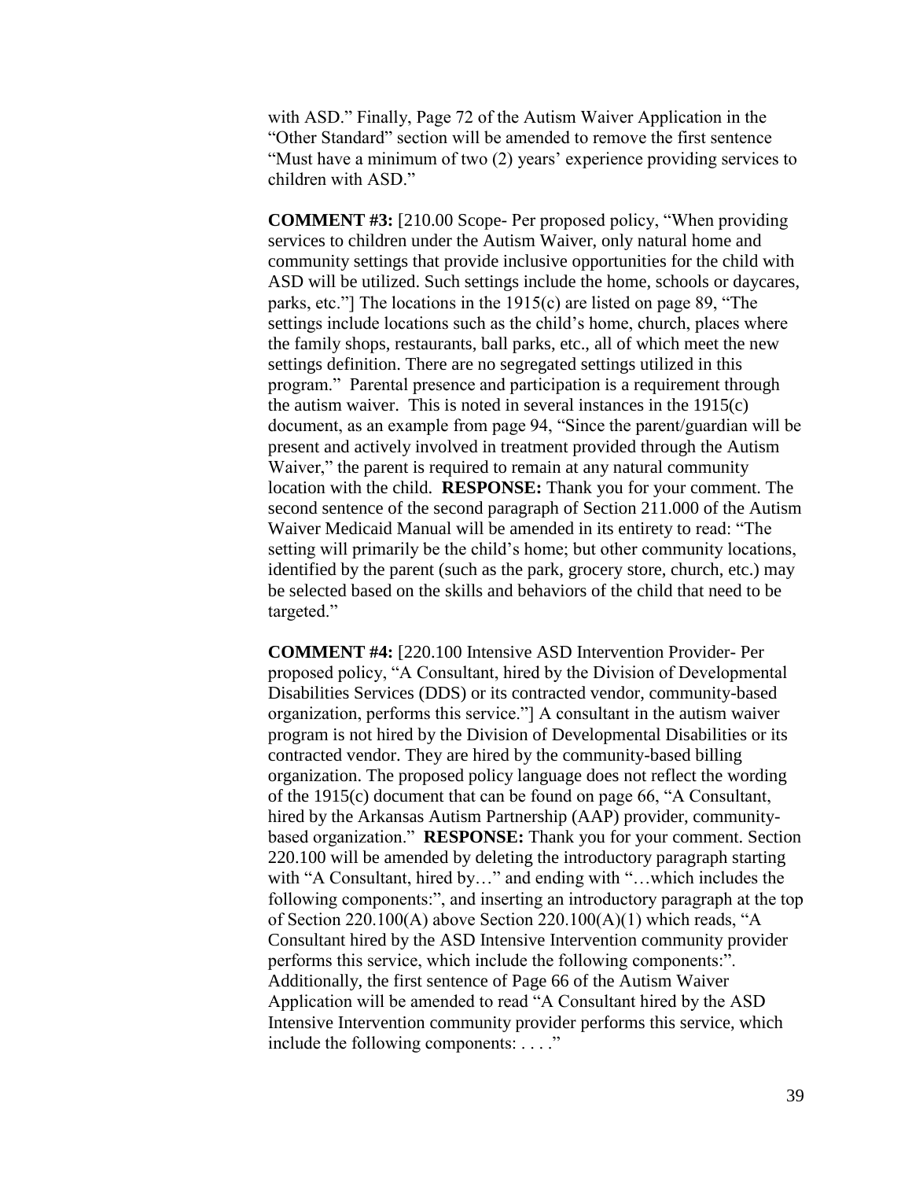with ASD.” Finally, Page 72 of the Autism Waiver Application in the “Other Standard” section will be amended to remove the first sentence “Must have a minimum of two (2) years’ experience providing services to children with ASD.”

**COMMENT #3:** [210.00 Scope- Per proposed policy, “When providing services to children under the Autism Waiver, only natural home and community settings that provide inclusive opportunities for the child with ASD will be utilized. Such settings include the home, schools or daycares, parks, etc.”] The locations in the 1915(c) are listed on page 89, “The settings include locations such as the child’s home, church, places where the family shops, restaurants, ball parks, etc., all of which meet the new settings definition. There are no segregated settings utilized in this program.” Parental presence and participation is a requirement through the autism waiver. This is noted in several instances in the 1915(c) document, as an example from page 94, “Since the parent/guardian will be present and actively involved in treatment provided through the Autism Waiver,” the parent is required to remain at any natural community location with the child. **RESPONSE:** Thank you for your comment. The second sentence of the second paragraph of Section 211.000 of the Autism Waiver Medicaid Manual will be amended in its entirety to read: “The setting will primarily be the child’s home; but other community locations, identified by the parent (such as the park, grocery store, church, etc.) may be selected based on the skills and behaviors of the child that need to be targeted.”

**COMMENT #4:** [220.100 Intensive ASD Intervention Provider- Per proposed policy, “A Consultant, hired by the Division of Developmental Disabilities Services (DDS) or its contracted vendor, community-based organization, performs this service.”] A consultant in the autism waiver program is not hired by the Division of Developmental Disabilities or its contracted vendor. They are hired by the community-based billing organization. The proposed policy language does not reflect the wording of the 1915(c) document that can be found on page 66, “A Consultant, hired by the Arkansas Autism Partnership (AAP) provider, community-based organization.” **RESPONSE:** Thank you for your comment. Section 220.100 will be amended by deleting the introductory paragraph starting with “A Consultant, hired by…” and ending with “…which includes the following components:”, and inserting an introductory paragraph at the top of Section 220.100(A) above Section 220.100(A)(1) which reads, “A Consultant hired by the ASD Intensive Intervention community provider performs this service, which include the following components:”. Additionally, the first sentence of Page 66 of the Autism Waiver Application will be amended to read “A Consultant hired by the ASD Intensive Intervention community provider performs this service, which include the following components: . . . .”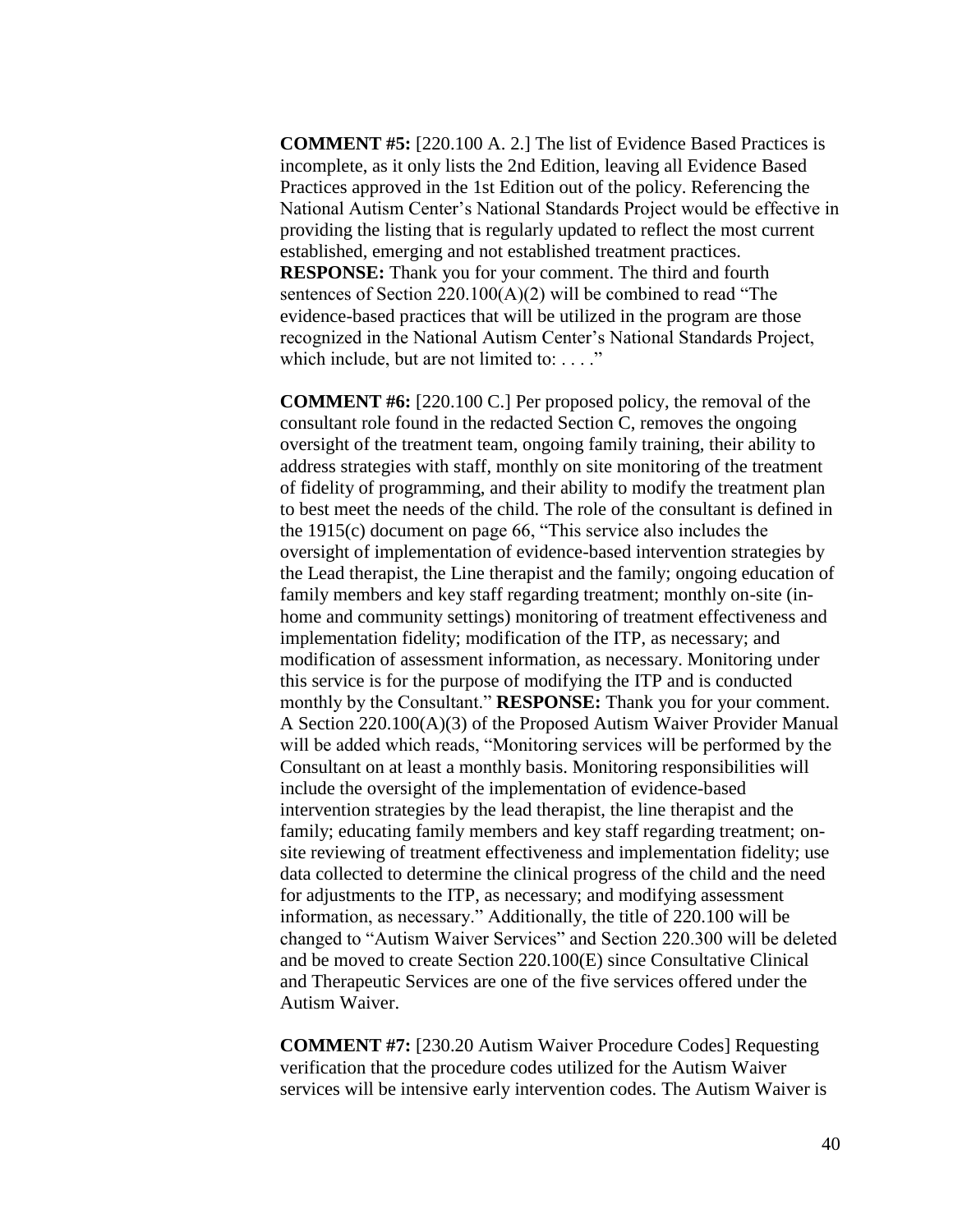**COMMENT #5:** [220.100 A. 2.] The list of Evidence Based Practices is incomplete, as it only lists the 2nd Edition, leaving all Evidence Based Practices approved in the 1st Edition out of the policy. Referencing the National Autism Center's National Standards Project would be effective in providing the listing that is regularly updated to reflect the most current established, emerging and not established treatment practices. **RESPONSE:** Thank you for your comment. The third and fourth sentences of Section 220.100(A)(2) will be combined to read "The evidence-based practices that will be utilized in the program are those recognized in the National Autism Center's National Standards Project, which include, but are not limited to: . . . ."

**COMMENT #6:** [220.100 C.] Per proposed policy, the removal of the consultant role found in the redacted Section C, removes the ongoing oversight of the treatment team, ongoing family training, their ability to address strategies with staff, monthly on site monitoring of the treatment of fidelity of programming, and their ability to modify the treatment plan to best meet the needs of the child. The role of the consultant is defined in the 1915(c) document on page 66, "This service also includes the oversight of implementation of evidence-based intervention strategies by the Lead therapist, the Line therapist and the family; ongoing education of family members and key staff regarding treatment; monthly on-site (in-home and community settings) monitoring of treatment effectiveness and implementation fidelity; modification of the ITP, as necessary; and modification of assessment information, as necessary. Monitoring under this service is for the purpose of modifying the ITP and is conducted monthly by the Consultant." **RESPONSE:** Thank you for your comment. A Section 220.100(A)(3) of the Proposed Autism Waiver Provider Manual will be added which reads, "Monitoring services will be performed by the Consultant on at least a monthly basis. Monitoring responsibilities will include the oversight of the implementation of evidence-based intervention strategies by the lead therapist, the line therapist and the family; educating family members and key staff regarding treatment; on-site reviewing of treatment effectiveness and implementation fidelity; use data collected to determine the clinical progress of the child and the need for adjustments to the ITP, as necessary; and modifying assessment information, as necessary." Additionally, the title of 220.100 will be changed to "Autism Waiver Services" and Section 220.300 will be deleted and be moved to create Section 220.100(E) since Consultative Clinical and Therapeutic Services are one of the five services offered under the Autism Waiver.

**COMMENT #7:** [230.20 Autism Waiver Procedure Codes] Requesting verification that the procedure codes utilized for the Autism Waiver services will be intensive early intervention codes. The Autism Waiver is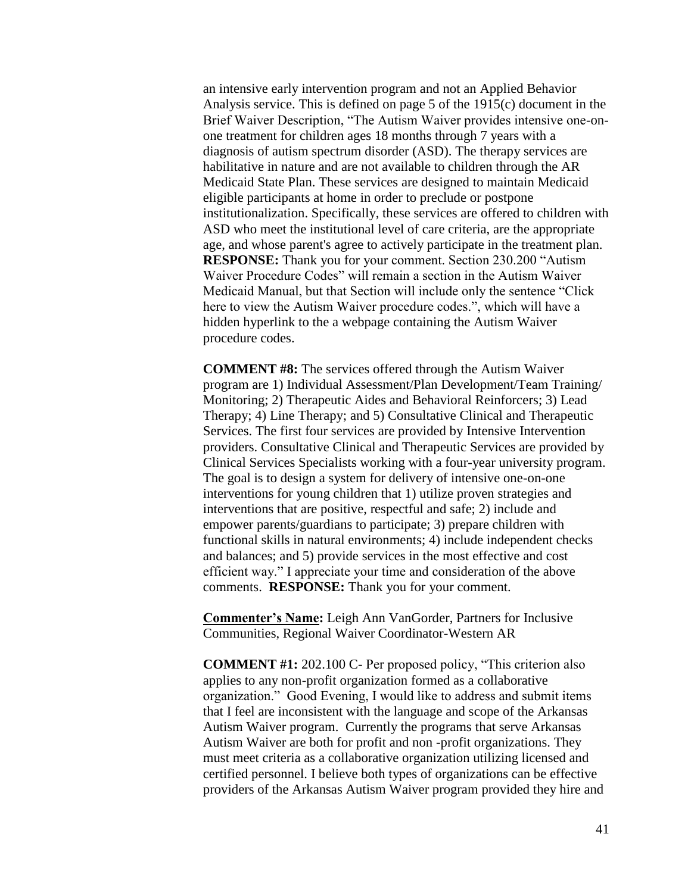an intensive early intervention program and not an Applied Behavior Analysis service. This is defined on page 5 of the 1915(c) document in the Brief Waiver Description, “The Autism Waiver provides intensive one-on-one treatment for children ages 18 months through 7 years with a diagnosis of autism spectrum disorder (ASD). The therapy services are habilitative in nature and are not available to children through the AR Medicaid State Plan. These services are designed to maintain Medicaid eligible participants at home in order to preclude or postpone institutionalization. Specifically, these services are offered to children with ASD who meet the institutional level of care criteria, are the appropriate age, and whose parent's agree to actively participate in the treatment plan. **RESPONSE:** Thank you for your comment. Section 230.200 “Autism Waiver Procedure Codes” will remain a section in the Autism Waiver Medicaid Manual, but that Section will include only the sentence “Click here to view the Autism Waiver procedure codes.”, which will have a hidden hyperlink to the a webpage containing the Autism Waiver procedure codes.

**COMMENT #8:** The services offered through the Autism Waiver program are 1) Individual Assessment/Plan Development/Team Training/ Monitoring; 2) Therapeutic Aides and Behavioral Reinforcers; 3) Lead Therapy; 4) Line Therapy; and 5) Consultative Clinical and Therapeutic Services. The first four services are provided by Intensive Intervention providers. Consultative Clinical and Therapeutic Services are provided by Clinical Services Specialists working with a four-year university program. The goal is to design a system for delivery of intensive one-on-one interventions for young children that 1) utilize proven strategies and interventions that are positive, respectful and safe; 2) include and empower parents/guardians to participate; 3) prepare children with functional skills in natural environments; 4) include independent checks and balances; and 5) provide services in the most effective and cost efficient way.” I appreciate your time and consideration of the above comments. **RESPONSE:** Thank you for your comment.

**Commenter’s Name:** Leigh Ann VanGorder, Partners for Inclusive Communities, Regional Waiver Coordinator-Western AR

**COMMENT #1:** 202.100 C- Per proposed policy, “This criterion also applies to any non-profit organization formed as a collaborative organization.” Good Evening, I would like to address and submit items that I feel are inconsistent with the language and scope of the Arkansas Autism Waiver program. Currently the programs that serve Arkansas Autism Waiver are both for profit and non -profit organizations. They must meet criteria as a collaborative organization utilizing licensed and certified personnel. I believe both types of organizations can be effective providers of the Arkansas Autism Waiver program provided they hire and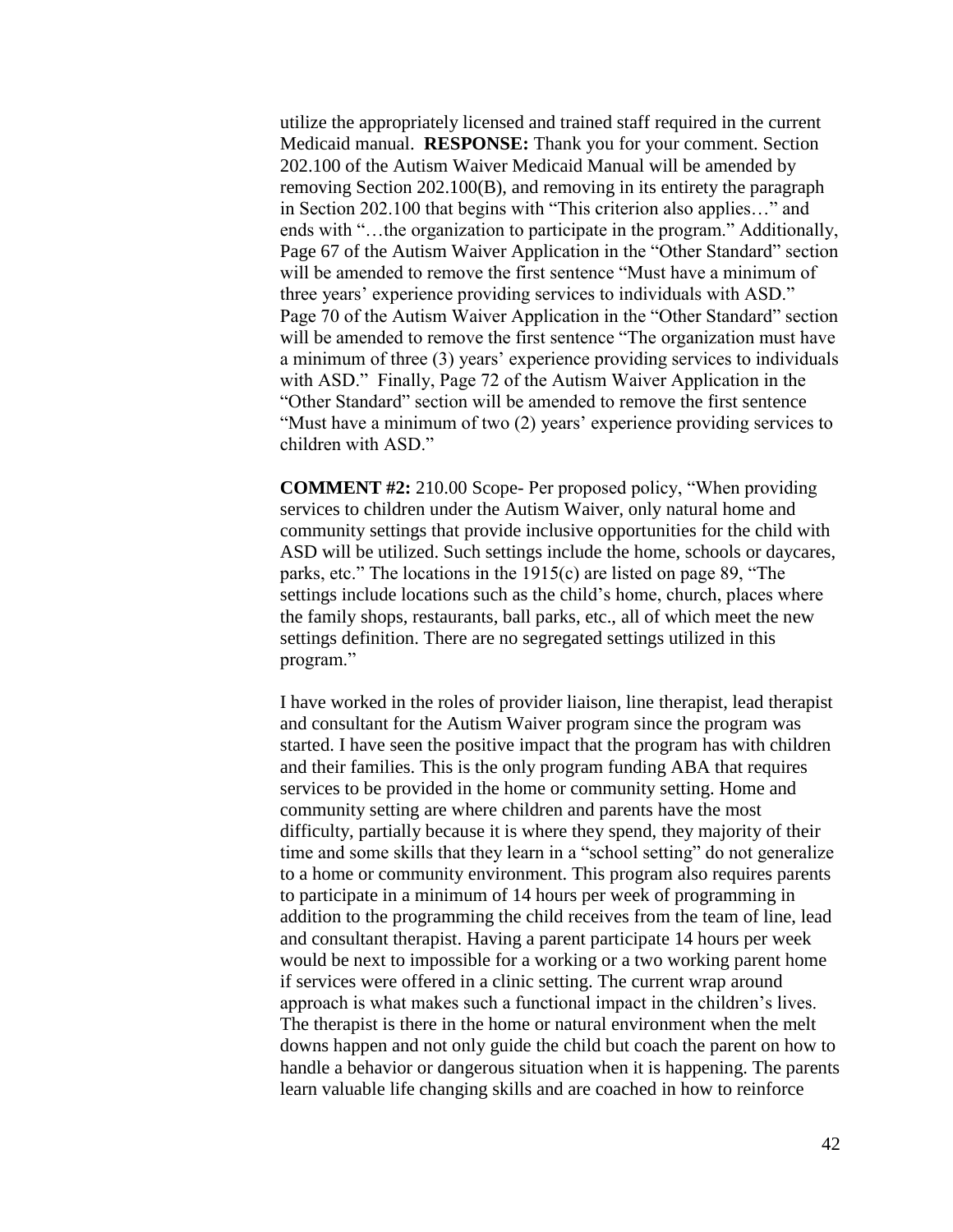utilize the appropriately licensed and trained staff required in the current Medicaid manual. **RESPONSE:** Thank you for your comment. Section 202.100 of the Autism Waiver Medicaid Manual will be amended by removing Section 202.100(B), and removing in its entirety the paragraph in Section 202.100 that begins with "This criterion also applies…" and ends with "…the organization to participate in the program." Additionally, Page 67 of the Autism Waiver Application in the "Other Standard" section will be amended to remove the first sentence "Must have a minimum of three years' experience providing services to individuals with ASD." Page 70 of the Autism Waiver Application in the "Other Standard" section will be amended to remove the first sentence "The organization must have a minimum of three (3) years' experience providing services to individuals with ASD." Finally, Page 72 of the Autism Waiver Application in the "Other Standard" section will be amended to remove the first sentence "Must have a minimum of two (2) years' experience providing services to children with ASD."

**COMMENT #2:** 210.00 Scope- Per proposed policy, "When providing services to children under the Autism Waiver, only natural home and community settings that provide inclusive opportunities for the child with ASD will be utilized. Such settings include the home, schools or daycares, parks, etc." The locations in the 1915(c) are listed on page 89, "The settings include locations such as the child's home, church, places where the family shops, restaurants, ball parks, etc., all of which meet the new settings definition. There are no segregated settings utilized in this program."

I have worked in the roles of provider liaison, line therapist, lead therapist and consultant for the Autism Waiver program since the program was started. I have seen the positive impact that the program has with children and their families. This is the only program funding ABA that requires services to be provided in the home or community setting. Home and community setting are where children and parents have the most difficulty, partially because it is where they spend, they majority of their time and some skills that they learn in a "school setting" do not generalize to a home or community environment. This program also requires parents to participate in a minimum of 14 hours per week of programming in addition to the programming the child receives from the team of line, lead and consultant therapist. Having a parent participate 14 hours per week would be next to impossible for a working or a two working parent home if services were offered in a clinic setting. The current wrap around approach is what makes such a functional impact in the children's lives. The therapist is there in the home or natural environment when the melt downs happen and not only guide the child but coach the parent on how to handle a behavior or dangerous situation when it is happening. The parents learn valuable life changing skills and are coached in how to reinforce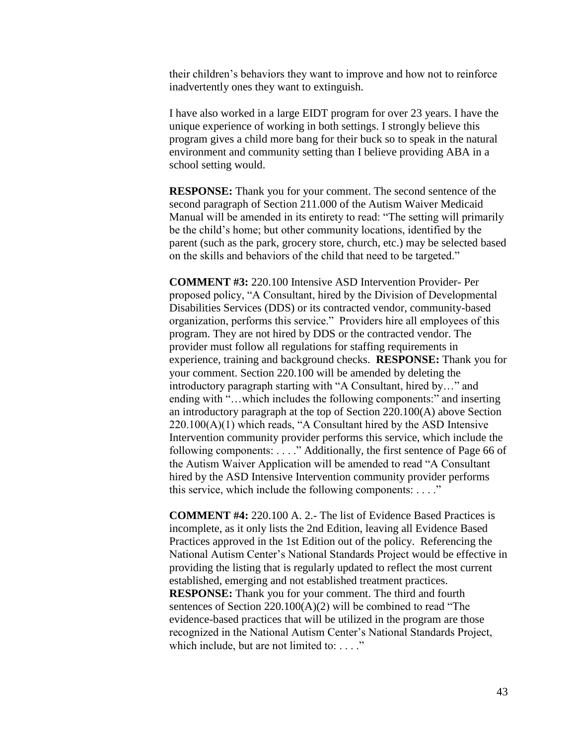their children's behaviors they want to improve and how not to reinforce inadvertently ones they want to extinguish.

I have also worked in a large EIDT program for over 23 years. I have the unique experience of working in both settings. I strongly believe this program gives a child more bang for their buck so to speak in the natural environment and community setting than I believe providing ABA in a school setting would.

**RESPONSE:** Thank you for your comment. The second sentence of the second paragraph of Section 211.000 of the Autism Waiver Medicaid Manual will be amended in its entirety to read: "The setting will primarily be the child's home; but other community locations, identified by the parent (such as the park, grocery store, church, etc.) may be selected based on the skills and behaviors of the child that need to be targeted."

**COMMENT #3:** 220.100 Intensive ASD Intervention Provider- Per proposed policy, "A Consultant, hired by the Division of Developmental Disabilities Services (DDS) or its contracted vendor, community-based organization, performs this service." Providers hire all employees of this program. They are not hired by DDS or the contracted vendor. The provider must follow all regulations for staffing requirements in experience, training and background checks. **RESPONSE:** Thank you for your comment. Section 220.100 will be amended by deleting the introductory paragraph starting with "A Consultant, hired by…" and ending with "…which includes the following components:" and inserting an introductory paragraph at the top of Section 220.100(A) above Section 220.100(A)(1) which reads, "A Consultant hired by the ASD Intensive Intervention community provider performs this service, which include the following components: . . . ." Additionally, the first sentence of Page 66 of the Autism Waiver Application will be amended to read "A Consultant hired by the ASD Intensive Intervention community provider performs this service, which include the following components: . . . ."

**COMMENT #4:** 220.100 A. 2.- The list of Evidence Based Practices is incomplete, as it only lists the 2nd Edition, leaving all Evidence Based Practices approved in the 1st Edition out of the policy. Referencing the National Autism Center's National Standards Project would be effective in providing the listing that is regularly updated to reflect the most current established, emerging and not established treatment practices.
**RESPONSE:** Thank you for your comment. The third and fourth sentences of Section 220.100(A)(2) will be combined to read "The evidence-based practices that will be utilized in the program are those recognized in the National Autism Center's National Standards Project, which include, but are not limited to: . . . ."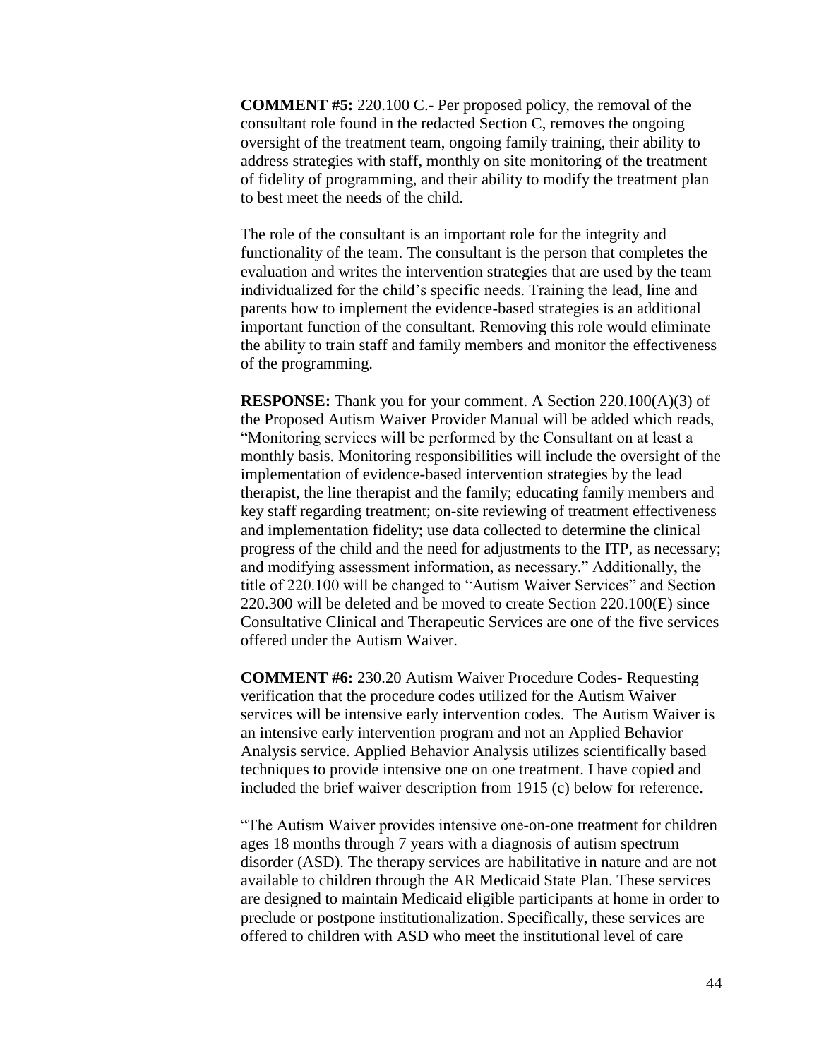**COMMENT #5:** 220.100 C.- Per proposed policy, the removal of the consultant role found in the redacted Section C, removes the ongoing oversight of the treatment team, ongoing family training, their ability to address strategies with staff, monthly on site monitoring of the treatment of fidelity of programming, and their ability to modify the treatment plan to best meet the needs of the child.

The role of the consultant is an important role for the integrity and functionality of the team. The consultant is the person that completes the evaluation and writes the intervention strategies that are used by the team individualized for the child's specific needs. Training the lead, line and parents how to implement the evidence-based strategies is an additional important function of the consultant. Removing this role would eliminate the ability to train staff and family members and monitor the effectiveness of the programming.

**RESPONSE:** Thank you for your comment. A Section 220.100(A)(3) of the Proposed Autism Waiver Provider Manual will be added which reads, "Monitoring services will be performed by the Consultant on at least a monthly basis. Monitoring responsibilities will include the oversight of the implementation of evidence-based intervention strategies by the lead therapist, the line therapist and the family; educating family members and key staff regarding treatment; on-site reviewing of treatment effectiveness and implementation fidelity; use data collected to determine the clinical progress of the child and the need for adjustments to the ITP, as necessary; and modifying assessment information, as necessary." Additionally, the title of 220.100 will be changed to "Autism Waiver Services" and Section 220.300 will be deleted and be moved to create Section 220.100(E) since Consultative Clinical and Therapeutic Services are one of the five services offered under the Autism Waiver.

**COMMENT #6:** 230.20 Autism Waiver Procedure Codes- Requesting verification that the procedure codes utilized for the Autism Waiver services will be intensive early intervention codes. The Autism Waiver is an intensive early intervention program and not an Applied Behavior Analysis service. Applied Behavior Analysis utilizes scientifically based techniques to provide intensive one on one treatment. I have copied and included the brief waiver description from 1915 (c) below for reference.

"The Autism Waiver provides intensive one-on-one treatment for children ages 18 months through 7 years with a diagnosis of autism spectrum disorder (ASD). The therapy services are habilitative in nature and are not available to children through the AR Medicaid State Plan. These services are designed to maintain Medicaid eligible participants at home in order to preclude or postpone institutionalization. Specifically, these services are offered to children with ASD who meet the institutional level of care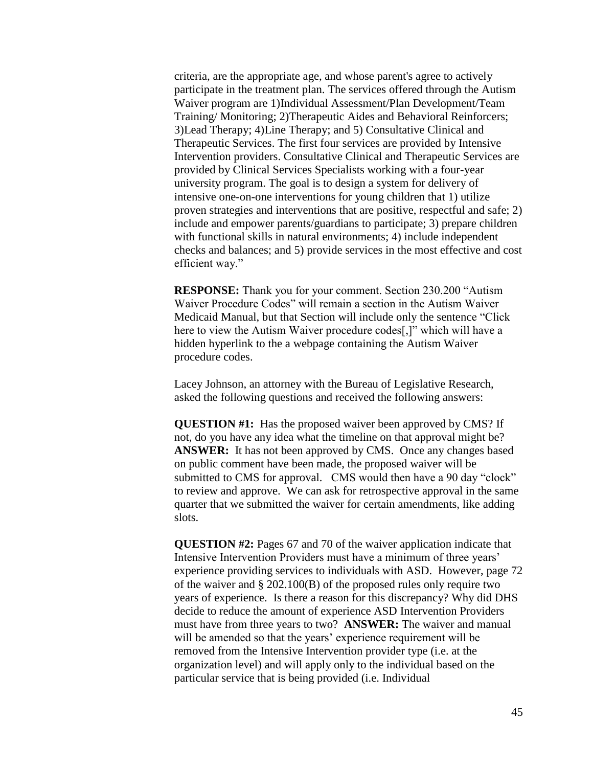criteria, are the appropriate age, and whose parent's agree to actively participate in the treatment plan. The services offered through the Autism Waiver program are 1)Individual Assessment/Plan Development/Team Training/ Monitoring; 2)Therapeutic Aides and Behavioral Reinforcers; 3)Lead Therapy; 4)Line Therapy; and 5) Consultative Clinical and Therapeutic Services. The first four services are provided by Intensive Intervention providers. Consultative Clinical and Therapeutic Services are provided by Clinical Services Specialists working with a four-year university program. The goal is to design a system for delivery of intensive one-on-one interventions for young children that 1) utilize proven strategies and interventions that are positive, respectful and safe; 2) include and empower parents/guardians to participate; 3) prepare children with functional skills in natural environments; 4) include independent checks and balances; and 5) provide services in the most effective and cost efficient way."

**RESPONSE:** Thank you for your comment. Section 230.200 "Autism Waiver Procedure Codes" will remain a section in the Autism Waiver Medicaid Manual, but that Section will include only the sentence "Click here to view the Autism Waiver procedure codes[,]" which will have a hidden hyperlink to the a webpage containing the Autism Waiver procedure codes.

Lacey Johnson, an attorney with the Bureau of Legislative Research, asked the following questions and received the following answers:

**QUESTION #1:** Has the proposed waiver been approved by CMS? If not, do you have any idea what the timeline on that approval might be? **ANSWER:** It has not been approved by CMS. Once any changes based on public comment have been made, the proposed waiver will be submitted to CMS for approval. CMS would then have a 90 day "clock" to review and approve. We can ask for retrospective approval in the same quarter that we submitted the waiver for certain amendments, like adding slots.

**QUESTION #2:** Pages 67 and 70 of the waiver application indicate that Intensive Intervention Providers must have a minimum of three years' experience providing services to individuals with ASD. However, page 72 of the waiver and § 202.100(B) of the proposed rules only require two years of experience. Is there a reason for this discrepancy? Why did DHS decide to reduce the amount of experience ASD Intervention Providers must have from three years to two? **ANSWER:** The waiver and manual will be amended so that the years' experience requirement will be removed from the Intensive Intervention provider type (i.e. at the organization level) and will apply only to the individual based on the particular service that is being provided (i.e. Individual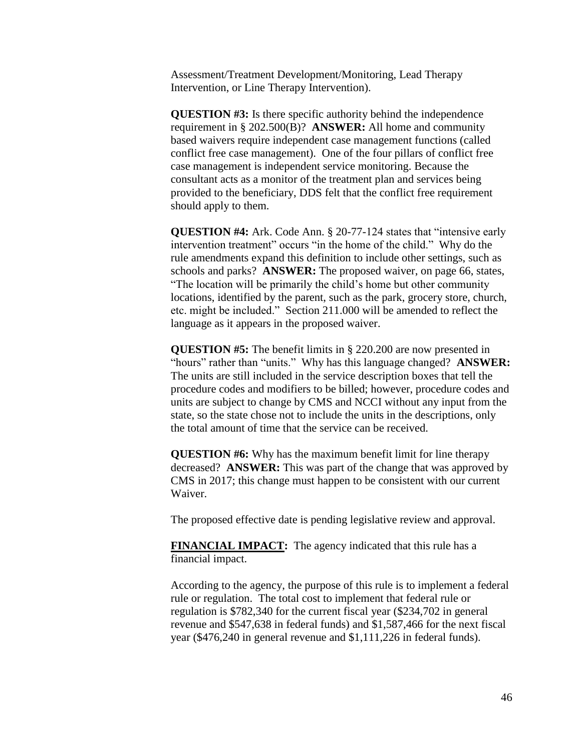Assessment/Treatment Development/Monitoring, Lead Therapy Intervention, or Line Therapy Intervention).

**QUESTION #3:** Is there specific authority behind the independence requirement in § 202.500(B)? **ANSWER:** All home and community based waivers require independent case management functions (called conflict free case management). One of the four pillars of conflict free case management is independent service monitoring. Because the consultant acts as a monitor of the treatment plan and services being provided to the beneficiary, DDS felt that the conflict free requirement should apply to them.

**QUESTION #4:** Ark. Code Ann. § 20-77-124 states that "intensive early intervention treatment" occurs "in the home of the child." Why do the rule amendments expand this definition to include other settings, such as schools and parks? **ANSWER:** The proposed waiver, on page 66, states, "The location will be primarily the child's home but other community locations, identified by the parent, such as the park, grocery store, church, etc. might be included." Section 211.000 will be amended to reflect the language as it appears in the proposed waiver.

**QUESTION #5:** The benefit limits in § 220.200 are now presented in "hours" rather than "units." Why has this language changed? **ANSWER:** The units are still included in the service description boxes that tell the procedure codes and modifiers to be billed; however, procedure codes and units are subject to change by CMS and NCCI without any input from the state, so the state chose not to include the units in the descriptions, only the total amount of time that the service can be received.

**QUESTION #6:** Why has the maximum benefit limit for line therapy decreased? **ANSWER:** This was part of the change that was approved by CMS in 2017; this change must happen to be consistent with our current Waiver.

The proposed effective date is pending legislative review and approval.

**FINANCIAL IMPACT:** The agency indicated that this rule has a financial impact.

According to the agency, the purpose of this rule is to implement a federal rule or regulation. The total cost to implement that federal rule or regulation is $782,340 for the current fiscal year ($234,702 in general revenue and $547,638 in federal funds) and $1,587,466 for the next fiscal year ($476,240 in general revenue and $1,111,226 in federal funds).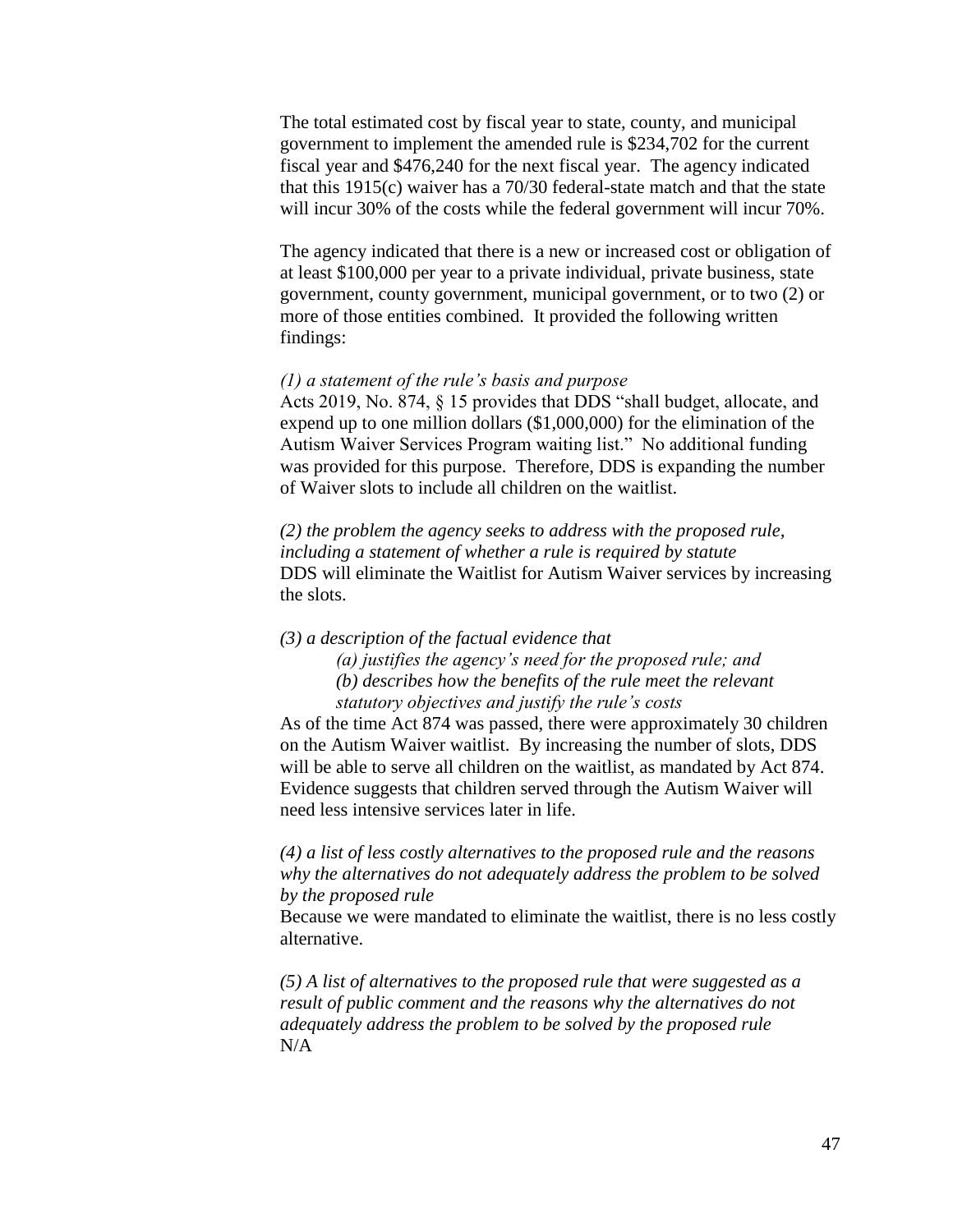The total estimated cost by fiscal year to state, county, and municipal government to implement the amended rule is $234,702 for the current fiscal year and $476,240 for the next fiscal year. The agency indicated that this 1915(c) waiver has a 70/30 federal-state match and that the state will incur 30% of the costs while the federal government will incur 70%.

The agency indicated that there is a new or increased cost or obligation of at least $100,000 per year to a private individual, private business, state government, county government, municipal government, or to two (2) or more of those entities combined. It provided the following written findings:

*(1) a statement of the rule's basis and purpose*
Acts 2019, No. 874, § 15 provides that DDS "shall budget, allocate, and expend up to one million dollars ($1,000,000) for the elimination of the Autism Waiver Services Program waiting list." No additional funding was provided for this purpose. Therefore, DDS is expanding the number of Waiver slots to include all children on the waitlist.

*(2) the problem the agency seeks to address with the proposed rule, including a statement of whether a rule is required by statute*
DDS will eliminate the Waitlist for Autism Waiver services by increasing the slots.

*(3) a description of the factual evidence that*
> *(a) justifies the agency's need for the proposed rule; and*
> *(b) describes how the benefits of the rule meet the relevant statutory objectives and justify the rule's costs*

As of the time Act 874 was passed, there were approximately 30 children on the Autism Waiver waitlist. By increasing the number of slots, DDS will be able to serve all children on the waitlist, as mandated by Act 874. Evidence suggests that children served through the Autism Waiver will need less intensive services later in life.

*(4) a list of less costly alternatives to the proposed rule and the reasons why the alternatives do not adequately address the problem to be solved by the proposed rule*
Because we were mandated to eliminate the waitlist, there is no less costly alternative.

*(5) A list of alternatives to the proposed rule that were suggested as a result of public comment and the reasons why the alternatives do not adequately address the problem to be solved by the proposed rule*
N/A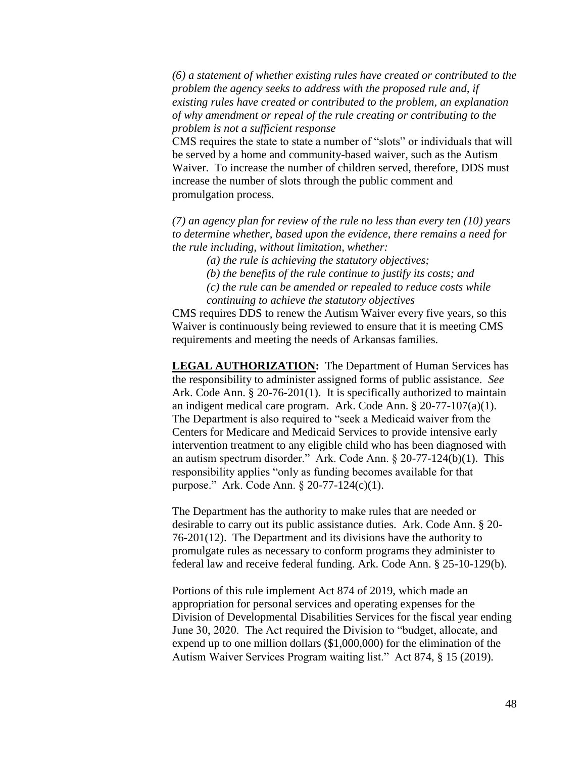*(6) a statement of whether existing rules have created or contributed to the problem the agency seeks to address with the proposed rule and, if existing rules have created or contributed to the problem, an explanation of why amendment or repeal of the rule creating or contributing to the problem is not a sufficient response*

CMS requires the state to state a number of "slots" or individuals that will be served by a home and community-based waiver, such as the Autism Waiver. To increase the number of children served, therefore, DDS must increase the number of slots through the public comment and promulgation process.

*(7) an agency plan for review of the rule no less than every ten (10) years to determine whether, based upon the evidence, there remains a need for the rule including, without limitation, whether:*

> *(a) the rule is achieving the statutory objectives;*
>
> *(b) the benefits of the rule continue to justify its costs; and*
>
> *(c) the rule can be amended or repealed to reduce costs while continuing to achieve the statutory objectives*

CMS requires DDS to renew the Autism Waiver every five years, so this Waiver is continuously being reviewed to ensure that it is meeting CMS requirements and meeting the needs of Arkansas families.

**LEGAL AUTHORIZATION:** The Department of Human Services has the responsibility to administer assigned forms of public assistance. *See* Ark. Code Ann. § 20-76-201(1). It is specifically authorized to maintain an indigent medical care program. Ark. Code Ann. § 20-77-107(a)(1). The Department is also required to "seek a Medicaid waiver from the Centers for Medicare and Medicaid Services to provide intensive early intervention treatment to any eligible child who has been diagnosed with an autism spectrum disorder." Ark. Code Ann. § 20-77-124(b)(1). This responsibility applies "only as funding becomes available for that purpose." Ark. Code Ann. § 20-77-124(c)(1).

The Department has the authority to make rules that are needed or desirable to carry out its public assistance duties. Ark. Code Ann. § 20-76-201(12). The Department and its divisions have the authority to promulgate rules as necessary to conform programs they administer to federal law and receive federal funding. Ark. Code Ann. § 25-10-129(b).

Portions of this rule implement Act 874 of 2019, which made an appropriation for personal services and operating expenses for the Division of Developmental Disabilities Services for the fiscal year ending June 30, 2020. The Act required the Division to "budget, allocate, and expend up to one million dollars ($1,000,000) for the elimination of the Autism Waiver Services Program waiting list." Act 874, § 15 (2019).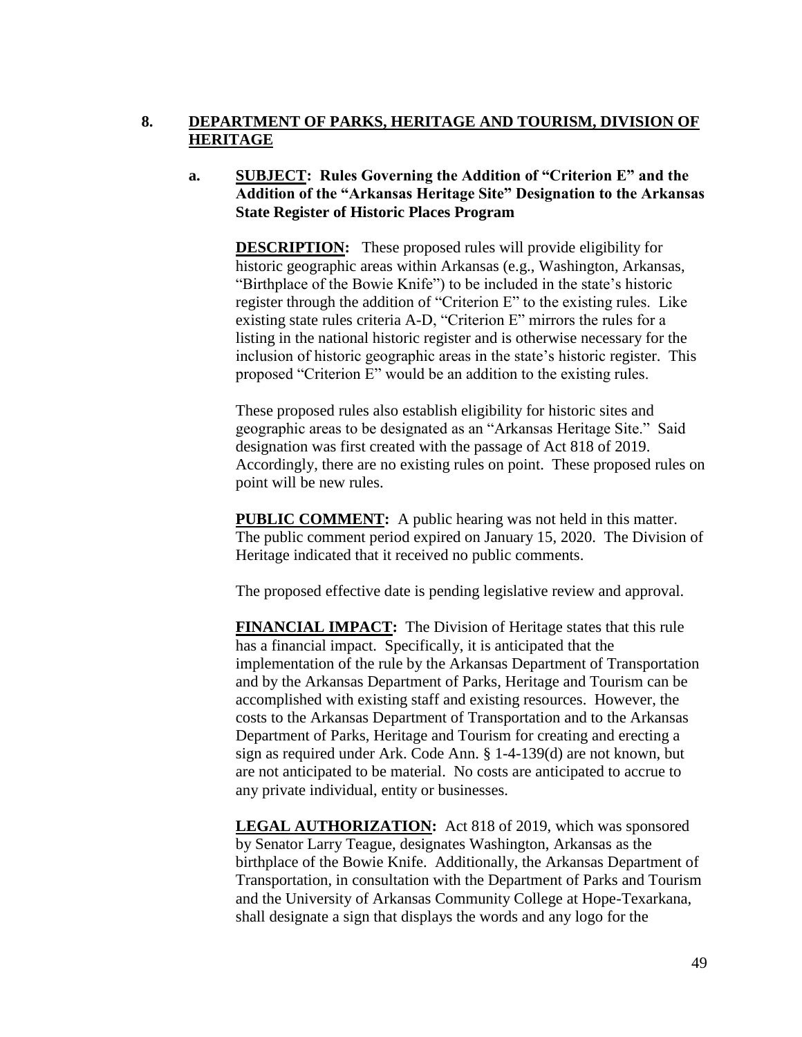## 8. DEPARTMENT OF PARKS, HERITAGE AND TOURISM, DIVISION OF HERITAGE

### a. SUBJECT: Rules Governing the Addition of "Criterion E" and the Addition of the "Arkansas Heritage Site" Designation to the Arkansas State Register of Historic Places Program

**DESCRIPTION:** These proposed rules will provide eligibility for historic geographic areas within Arkansas (e.g., Washington, Arkansas, "Birthplace of the Bowie Knife") to be included in the state's historic register through the addition of "Criterion E" to the existing rules. Like existing state rules criteria A-D, "Criterion E" mirrors the rules for a listing in the national historic register and is otherwise necessary for the inclusion of historic geographic areas in the state's historic register. This proposed "Criterion E" would be an addition to the existing rules.

These proposed rules also establish eligibility for historic sites and geographic areas to be designated as an "Arkansas Heritage Site." Said designation was first created with the passage of Act 818 of 2019. Accordingly, there are no existing rules on point. These proposed rules on point will be new rules.

**PUBLIC COMMENT:** A public hearing was not held in this matter. The public comment period expired on January 15, 2020. The Division of Heritage indicated that it received no public comments.

The proposed effective date is pending legislative review and approval.

**FINANCIAL IMPACT:** The Division of Heritage states that this rule has a financial impact. Specifically, it is anticipated that the implementation of the rule by the Arkansas Department of Transportation and by the Arkansas Department of Parks, Heritage and Tourism can be accomplished with existing staff and existing resources. However, the costs to the Arkansas Department of Transportation and to the Arkansas Department of Parks, Heritage and Tourism for creating and erecting a sign as required under Ark. Code Ann. § 1-4-139(d) are not known, but are not anticipated to be material. No costs are anticipated to accrue to any private individual, entity or businesses.

**LEGAL AUTHORIZATION:** Act 818 of 2019, which was sponsored by Senator Larry Teague, designates Washington, Arkansas as the birthplace of the Bowie Knife. Additionally, the Arkansas Department of Transportation, in consultation with the Department of Parks and Tourism and the University of Arkansas Community College at Hope-Texarkana, shall designate a sign that displays the words and any logo for the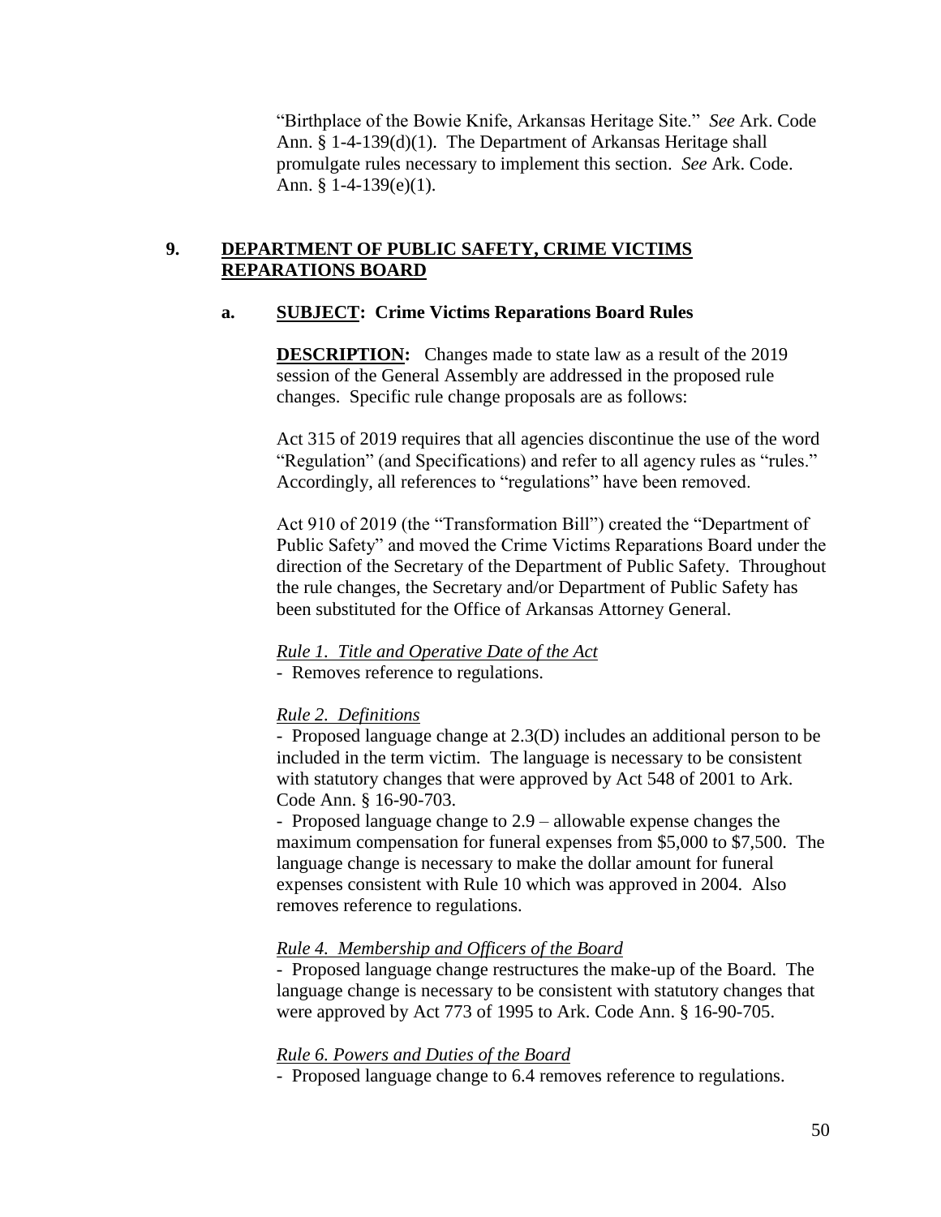"Birthplace of the Bowie Knife, Arkansas Heritage Site." *See* Ark. Code Ann. § 1-4-139(d)(1). The Department of Arkansas Heritage shall promulgate rules necessary to implement this section. *See* Ark. Code. Ann. § 1-4-139(e)(1).

## 9. DEPARTMENT OF PUBLIC SAFETY, CRIME VICTIMS REPARATIONS BOARD

### a. SUBJECT: Crime Victims Reparations Board Rules

**DESCRIPTION:** Changes made to state law as a result of the 2019 session of the General Assembly are addressed in the proposed rule changes. Specific rule change proposals are as follows:

Act 315 of 2019 requires that all agencies discontinue the use of the word "Regulation" (and Specifications) and refer to all agency rules as "rules." Accordingly, all references to "regulations" have been removed.

Act 910 of 2019 (the "Transformation Bill") created the "Department of Public Safety" and moved the Crime Victims Reparations Board under the direction of the Secretary of the Department of Public Safety. Throughout the rule changes, the Secretary and/or Department of Public Safety has been substituted for the Office of Arkansas Attorney General.

*Rule 1. Title and Operative Date of the Act*

- Removes reference to regulations.

*Rule 2. Definitions*

- Proposed language change at 2.3(D) includes an additional person to be included in the term victim. The language is necessary to be consistent with statutory changes that were approved by Act 548 of 2001 to Ark. Code Ann. § 16-90-703.
- Proposed language change to 2.9 – allowable expense changes the maximum compensation for funeral expenses from $5,000 to $7,500. The language change is necessary to make the dollar amount for funeral expenses consistent with Rule 10 which was approved in 2004. Also removes reference to regulations.

*Rule 4. Membership and Officers of the Board*

- Proposed language change restructures the make-up of the Board. The language change is necessary to be consistent with statutory changes that were approved by Act 773 of 1995 to Ark. Code Ann. § 16-90-705.

*Rule 6. Powers and Duties of the Board*

- Proposed language change to 6.4 removes reference to regulations.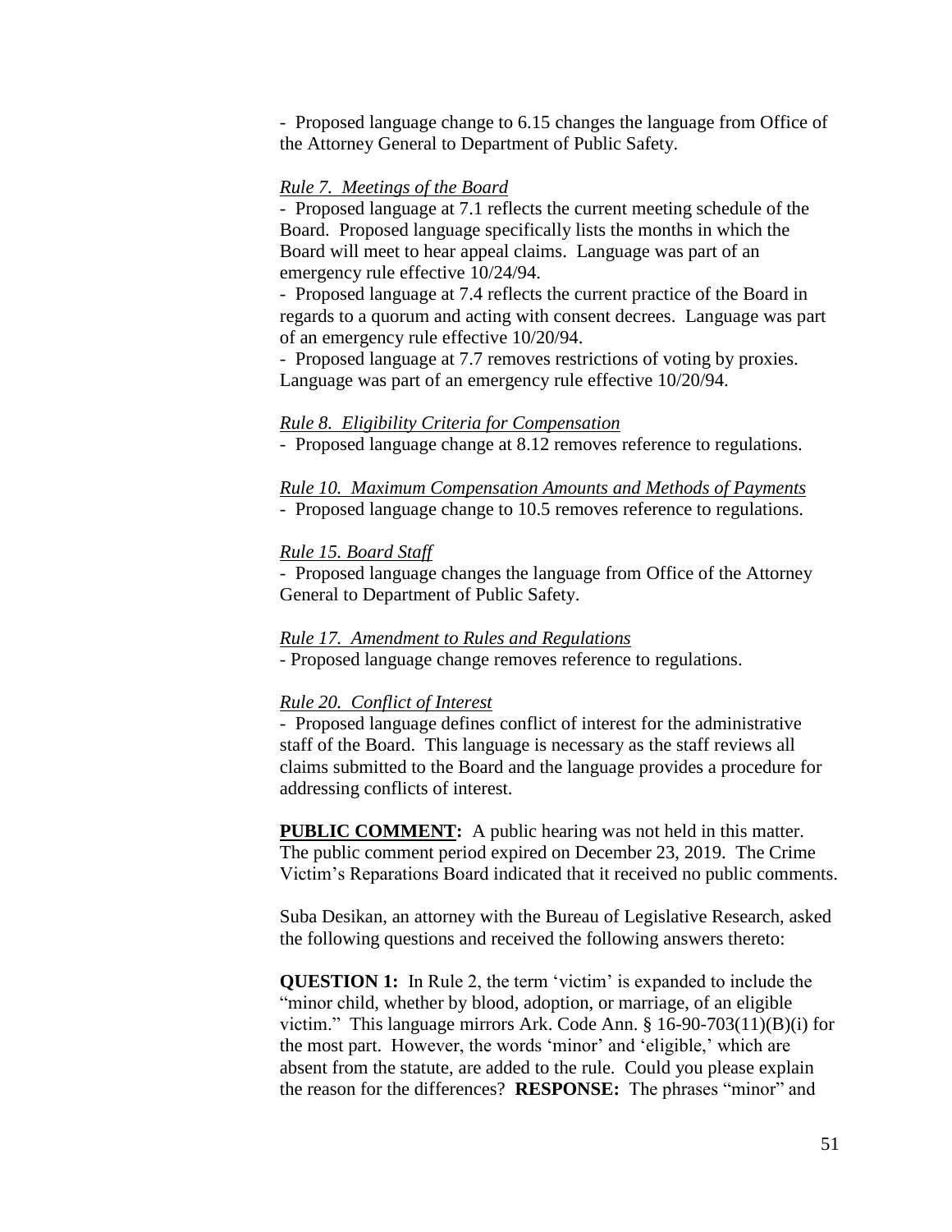- Proposed language change to 6.15 changes the language from Office of the Attorney General to Department of Public Safety.

*Rule 7. Meetings of the Board*

- Proposed language at 7.1 reflects the current meeting schedule of the Board. Proposed language specifically lists the months in which the Board will meet to hear appeal claims. Language was part of an emergency rule effective 10/24/94.
- Proposed language at 7.4 reflects the current practice of the Board in regards to a quorum and acting with consent decrees. Language was part of an emergency rule effective 10/20/94.
- Proposed language at 7.7 removes restrictions of voting by proxies. Language was part of an emergency rule effective 10/20/94.

*Rule 8. Eligibility Criteria for Compensation*

- Proposed language change at 8.12 removes reference to regulations.

*Rule 10. Maximum Compensation Amounts and Methods of Payments*

- Proposed language change to 10.5 removes reference to regulations.

*Rule 15. Board Staff*

- Proposed language changes the language from Office of the Attorney General to Department of Public Safety.

*Rule 17. Amendment to Rules and Regulations*

- Proposed language change removes reference to regulations.

*Rule 20. Conflict of Interest*

- Proposed language defines conflict of interest for the administrative staff of the Board. This language is necessary as the staff reviews all claims submitted to the Board and the language provides a procedure for addressing conflicts of interest.

**PUBLIC COMMENT:** A public hearing was not held in this matter. The public comment period expired on December 23, 2019. The Crime Victim's Reparations Board indicated that it received no public comments.

Suba Desikan, an attorney with the Bureau of Legislative Research, asked the following questions and received the following answers thereto:

**QUESTION 1:** In Rule 2, the term 'victim' is expanded to include the "minor child, whether by blood, adoption, or marriage, of an eligible victim." This language mirrors Ark. Code Ann. § 16-90-703(11)(B)(i) for the most part. However, the words 'minor' and 'eligible,' which are absent from the statute, are added to the rule. Could you please explain the reason for the differences? **RESPONSE:** The phrases "minor" and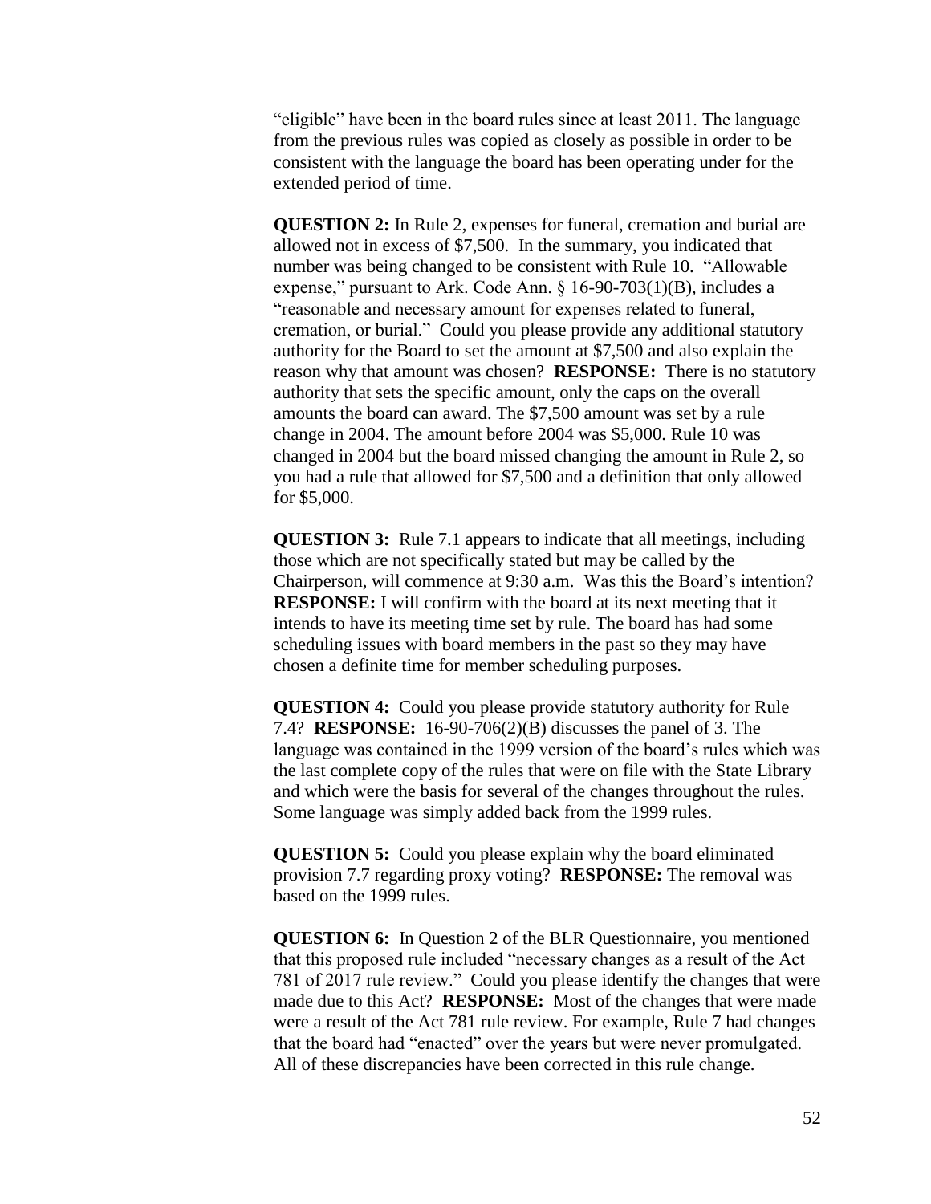"eligible" have been in the board rules since at least 2011. The language from the previous rules was copied as closely as possible in order to be consistent with the language the board has been operating under for the extended period of time.

**QUESTION 2:** In Rule 2, expenses for funeral, cremation and burial are allowed not in excess of $7,500. In the summary, you indicated that number was being changed to be consistent with Rule 10. "Allowable expense," pursuant to Ark. Code Ann. § 16-90-703(1)(B), includes a "reasonable and necessary amount for expenses related to funeral, cremation, or burial." Could you please provide any additional statutory authority for the Board to set the amount at $7,500 and also explain the reason why that amount was chosen? **RESPONSE:** There is no statutory authority that sets the specific amount, only the caps on the overall amounts the board can award. The $7,500 amount was set by a rule change in 2004. The amount before 2004 was $5,000. Rule 10 was changed in 2004 but the board missed changing the amount in Rule 2, so you had a rule that allowed for $7,500 and a definition that only allowed for $5,000.

**QUESTION 3:** Rule 7.1 appears to indicate that all meetings, including those which are not specifically stated but may be called by the Chairperson, will commence at 9:30 a.m. Was this the Board's intention? **RESPONSE:** I will confirm with the board at its next meeting that it intends to have its meeting time set by rule. The board has had some scheduling issues with board members in the past so they may have chosen a definite time for member scheduling purposes.

**QUESTION 4:** Could you please provide statutory authority for Rule 7.4? **RESPONSE:** 16-90-706(2)(B) discusses the panel of 3. The language was contained in the 1999 version of the board's rules which was the last complete copy of the rules that were on file with the State Library and which were the basis for several of the changes throughout the rules. Some language was simply added back from the 1999 rules.

**QUESTION 5:** Could you please explain why the board eliminated provision 7.7 regarding proxy voting? **RESPONSE:** The removal was based on the 1999 rules.

**QUESTION 6:** In Question 2 of the BLR Questionnaire, you mentioned that this proposed rule included "necessary changes as a result of the Act 781 of 2017 rule review." Could you please identify the changes that were made due to this Act? **RESPONSE:** Most of the changes that were made were a result of the Act 781 rule review. For example, Rule 7 had changes that the board had "enacted" over the years but were never promulgated. All of these discrepancies have been corrected in this rule change.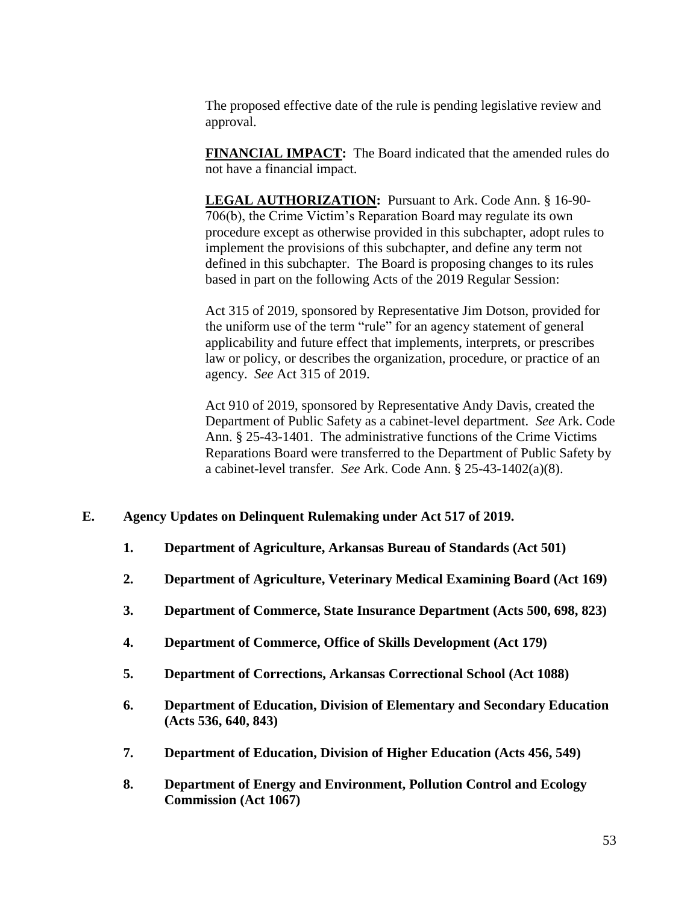The proposed effective date of the rule is pending legislative review and approval.

**FINANCIAL IMPACT:** The Board indicated that the amended rules do not have a financial impact.

**LEGAL AUTHORIZATION:** Pursuant to Ark. Code Ann. § 16-90-706(b), the Crime Victim's Reparation Board may regulate its own procedure except as otherwise provided in this subchapter, adopt rules to implement the provisions of this subchapter, and define any term not defined in this subchapter. The Board is proposing changes to its rules based in part on the following Acts of the 2019 Regular Session:

Act 315 of 2019, sponsored by Representative Jim Dotson, provided for the uniform use of the term "rule" for an agency statement of general applicability and future effect that implements, interprets, or prescribes law or policy, or describes the organization, procedure, or practice of an agency. *See* Act 315 of 2019.

Act 910 of 2019, sponsored by Representative Andy Davis, created the Department of Public Safety as a cabinet-level department. *See* Ark. Code Ann. § 25-43-1401. The administrative functions of the Crime Victims Reparations Board were transferred to the Department of Public Safety by a cabinet-level transfer. *See* Ark. Code Ann. § 25-43-1402(a)(8).

**E. Agency Updates on Delinquent Rulemaking under Act 517 of 2019.**

1. **Department of Agriculture, Arkansas Bureau of Standards (Act 501)**

2. **Department of Agriculture, Veterinary Medical Examining Board (Act 169)**

3. **Department of Commerce, State Insurance Department (Acts 500, 698, 823)**

4. **Department of Commerce, Office of Skills Development (Act 179)**

5. **Department of Corrections, Arkansas Correctional School (Act 1088)**

6. **Department of Education, Division of Elementary and Secondary Education (Acts 536, 640, 843)**

7. **Department of Education, Division of Higher Education (Acts 456, 549)**

8. **Department of Energy and Environment, Pollution Control and Ecology Commission (Act 1067)**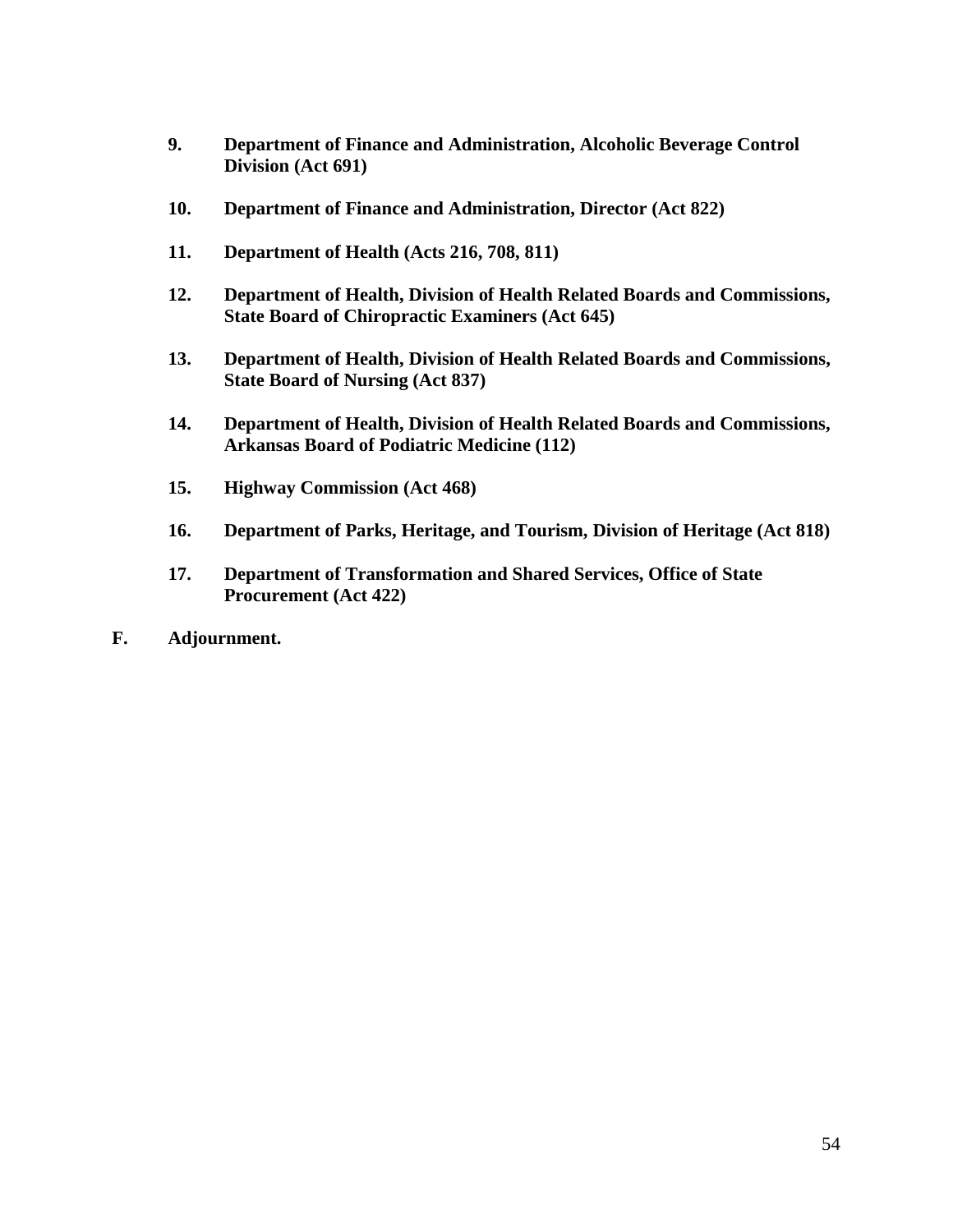9. **Department of Finance and Administration, Alcoholic Beverage Control Division (Act 691)**

10. **Department of Finance and Administration, Director (Act 822)**

11. **Department of Health (Acts 216, 708, 811)**

12. **Department of Health, Division of Health Related Boards and Commissions, State Board of Chiropractic Examiners (Act 645)**

13. **Department of Health, Division of Health Related Boards and Commissions, State Board of Nursing (Act 837)**

14. **Department of Health, Division of Health Related Boards and Commissions, Arkansas Board of Podiatric Medicine (112)**

15. **Highway Commission (Act 468)**

16. **Department of Parks, Heritage, and Tourism, Division of Heritage (Act 818)**

17. **Department of Transformation and Shared Services, Office of State Procurement (Act 422)**

**F. Adjournment.**